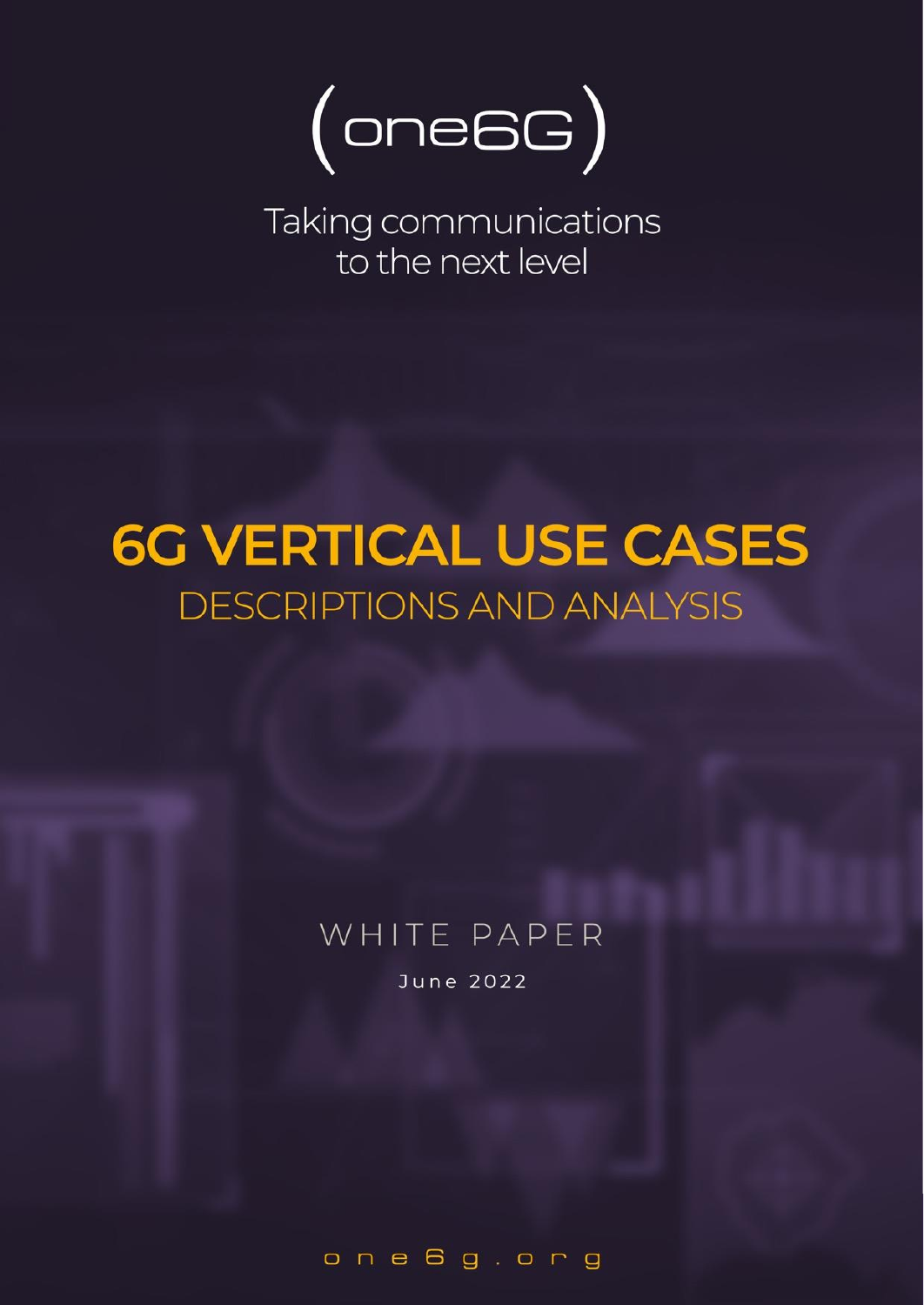(one6G)

Taking communications to the next level

# 6G VERTICAL USE CASES

## DESCRIPTIONS AND ANALYSIS

WHITE PAPER

June 2022

one6g.org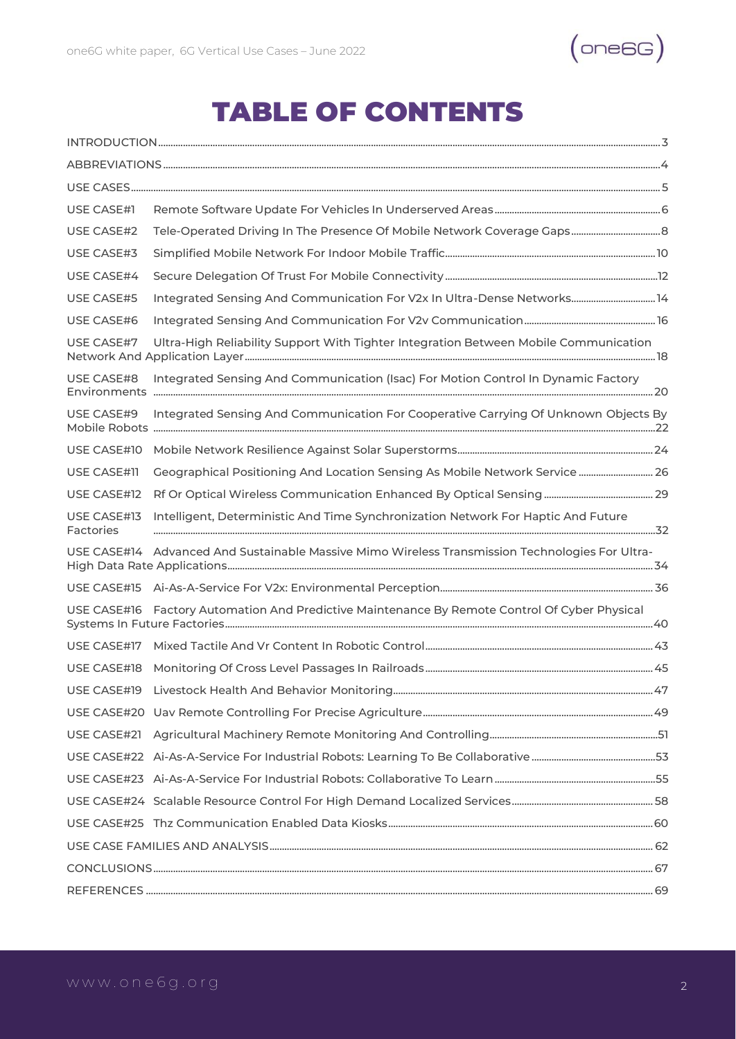# TABLE OF CONTENTS

INTRODUCTION ... 3

ABBREVIATIONS ... 4

USE CASES ... 5

USE CASE#1 Remote Software Update For Vehicles In Underserved Areas ... 6

USE CASE#2 Tele-Operated Driving In The Presence Of Mobile Network Coverage Gaps ... 8

USE CASE#3 Simplified Mobile Network For Indoor Mobile Traffic ... 10

USE CASE#4 Secure Delegation Of Trust For Mobile Connectivity ... 12

USE CASE#5 Integrated Sensing And Communication For V2x In Ultra-Dense Networks ... 14

USE CASE#6 Integrated Sensing And Communication For V2v Communication ... 16

USE CASE#7 Ultra-High Reliability Support With Tighter Integration Between Mobile Communication Network And Application Layer ... 18

USE CASE#8 Integrated Sensing And Communication (Isac) For Motion Control In Dynamic Factory Environments ... 20

USE CASE#9 Integrated Sensing And Communication For Cooperative Carrying Of Unknown Objects By Mobile Robots ... 22

USE CASE#10 Mobile Network Resilience Against Solar Superstorms ... 24

USE CASE#11 Geographical Positioning And Location Sensing As Mobile Network Service ... 26

USE CASE#12 Rf Or Optical Wireless Communication Enhanced By Optical Sensing ... 29

USE CASE#13 Intelligent, Deterministic And Time Synchronization Network For Haptic And Future Factories ... 32

USE CASE#14 Advanced And Sustainable Massive Mimo Wireless Transmission Technologies For Ultra-High Data Rate Applications ... 34

USE CASE#15 Ai-As-A-Service For V2x: Environmental Perception ... 36

USE CASE#16 Factory Automation And Predictive Maintenance By Remote Control Of Cyber Physical Systems In Future Factories ... 40

USE CASE#17 Mixed Tactile And Vr Content In Robotic Control ... 43

USE CASE#18 Monitoring Of Cross Level Passages In Railroads ... 45

USE CASE#19 Livestock Health And Behavior Monitoring ... 47

USE CASE#20 Uav Remote Controlling For Precise Agriculture ... 49

USE CASE#21 Agricultural Machinery Remote Monitoring And Controlling ... 51

USE CASE#22 Ai-As-A-Service For Industrial Robots: Learning To Be Collaborative ... 53

USE CASE#23 Ai-As-A-Service For Industrial Robots: Collaborative To Learn ... 55

USE CASE#24 Scalable Resource Control For High Demand Localized Services ... 58

USE CASE#25 Thz Communication Enabled Data Kiosks ... 60

USE CASE FAMILIES AND ANALYSIS ... 62

CONCLUSIONS ... 67

REFERENCES ... 69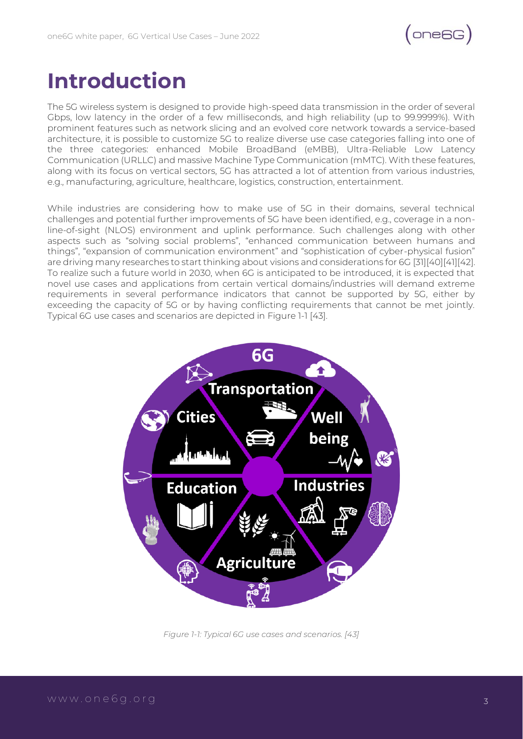# Introduction

The 5G wireless system is designed to provide high-speed data transmission in the order of several Gbps, low latency in the order of a few milliseconds, and high reliability (up to 99.9999%). With prominent features such as network slicing and an evolved core network towards a service-based architecture, it is possible to customize 5G to realize diverse use case categories falling into one of the three categories: enhanced Mobile BroadBand (eMBB), Ultra-Reliable Low Latency Communication (URLLC) and massive Machine Type Communication (mMTC). With these features, along with its focus on vertical sectors, 5G has attracted a lot of attention from various industries, e.g., manufacturing, agriculture, healthcare, logistics, construction, entertainment.

While industries are considering how to make use of 5G in their domains, several technical challenges and potential further improvements of 5G have been identified, e.g., coverage in a non-line-of-sight (NLOS) environment and uplink performance. Such challenges along with other aspects such as "solving social problems", "enhanced communication between humans and things", "expansion of communication environment" and "sophistication of cyber-physical fusion" are driving many researches to start thinking about visions and considerations for 6G [31][40][41][42]. To realize such a future world in 2030, when 6G is anticipated to be introduced, it is expected that novel use cases and applications from certain vertical domains/industries will demand extreme requirements in several performance indicators that cannot be supported by 5G, either by exceeding the capacity of 5G or by having conflicting requirements that cannot be met jointly. Typical 6G use cases and scenarios are depicted in Figure 1-1 [43].

*Figure 1-1: Typical 6G use cases and scenarios. [43]*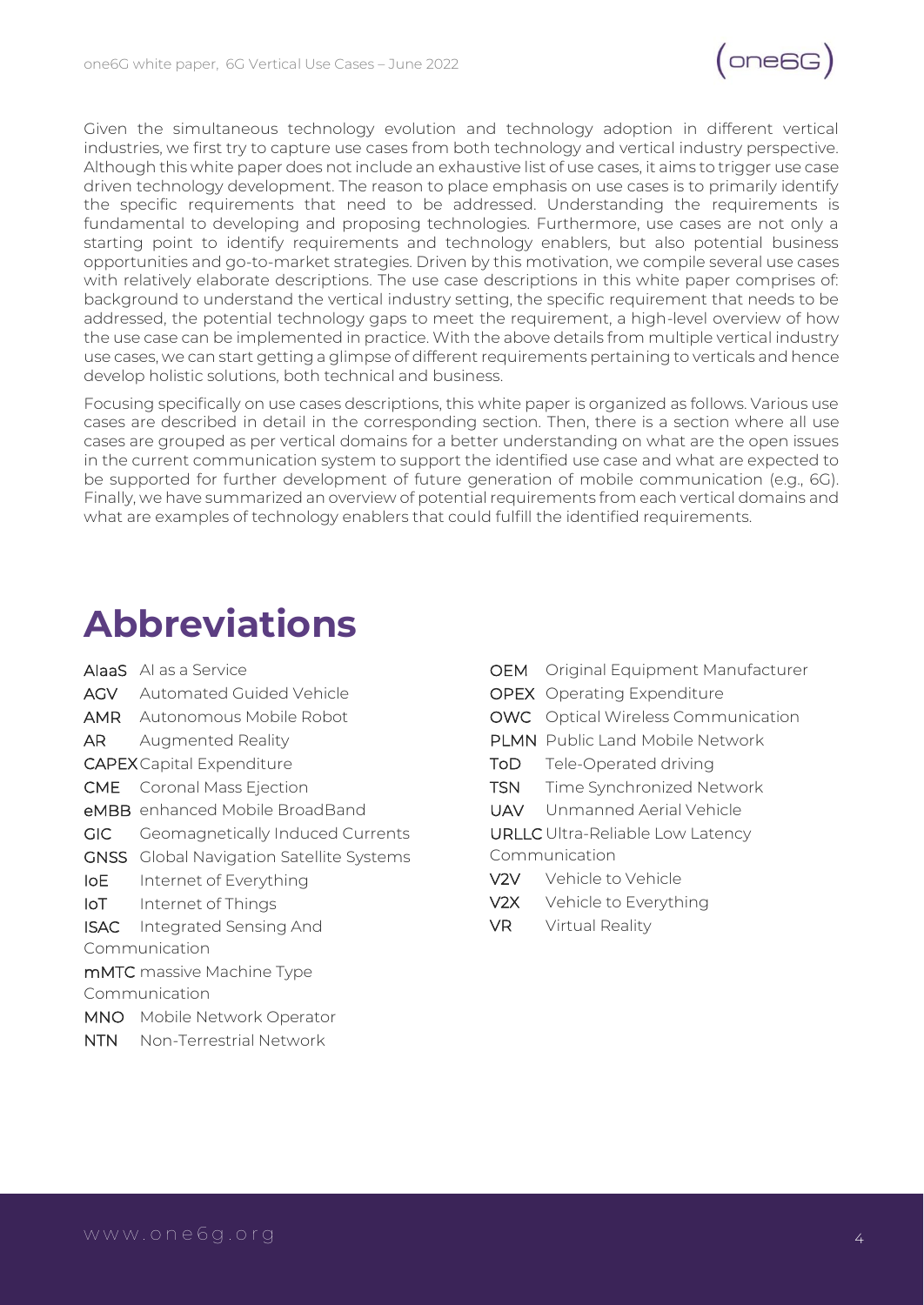Given the simultaneous technology evolution and technology adoption in different vertical industries, we first try to capture use cases from both technology and vertical industry perspective. Although this white paper does not include an exhaustive list of use cases, it aims to trigger use case driven technology development. The reason to place emphasis on use cases is to primarily identify the specific requirements that need to be addressed. Understanding the requirements is fundamental to developing and proposing technologies. Furthermore, use cases are not only a starting point to identify requirements and technology enablers, but also potential business opportunities and go-to-market strategies. Driven by this motivation, we compile several use cases with relatively elaborate descriptions. The use case descriptions in this white paper comprises of: background to understand the vertical industry setting, the specific requirement that needs to be addressed, the potential technology gaps to meet the requirement, a high-level overview of how the use case can be implemented in practice. With the above details from multiple vertical industry use cases, we can start getting a glimpse of different requirements pertaining to verticals and hence develop holistic solutions, both technical and business.

Focusing specifically on use cases descriptions, this white paper is organized as follows. Various use cases are described in detail in the corresponding section. Then, there is a section where all use cases are grouped as per vertical domains for a better understanding on what are the open issues in the current communication system to support the identified use case and what are expected to be supported for further development of future generation of mobile communication (e.g., 6G). Finally, we have summarized an overview of potential requirements from each vertical domains and what are examples of technology enablers that could fulfill the identified requirements.

# Abbreviations

**AIaaS** AI as a Service
**AGV** Automated Guided Vehicle
**AMR** Autonomous Mobile Robot
**AR** Augmented Reality
**CAPEX** Capital Expenditure
**CME** Coronal Mass Ejection
**eMBB** enhanced Mobile BroadBand
**GIC** Geomagnetically Induced Currents
**GNSS** Global Navigation Satellite Systems
**IoE** Internet of Everything
**IoT** Internet of Things
**ISAC** Integrated Sensing And Communication
**mMTC** massive Machine Type Communication
**MNO** Mobile Network Operator
**NTN** Non-Terrestrial Network
**OEM** Original Equipment Manufacturer
**OPEX** Operating Expenditure
**OWC** Optical Wireless Communication
**PLMN** Public Land Mobile Network
**ToD** Tele-Operated driving
**TSN** Time Synchronized Network
**UAV** Unmanned Aerial Vehicle
**URLLC** Ultra-Reliable Low Latency Communication
**V2V** Vehicle to Vehicle
**V2X** Vehicle to Everything
**VR** Virtual Reality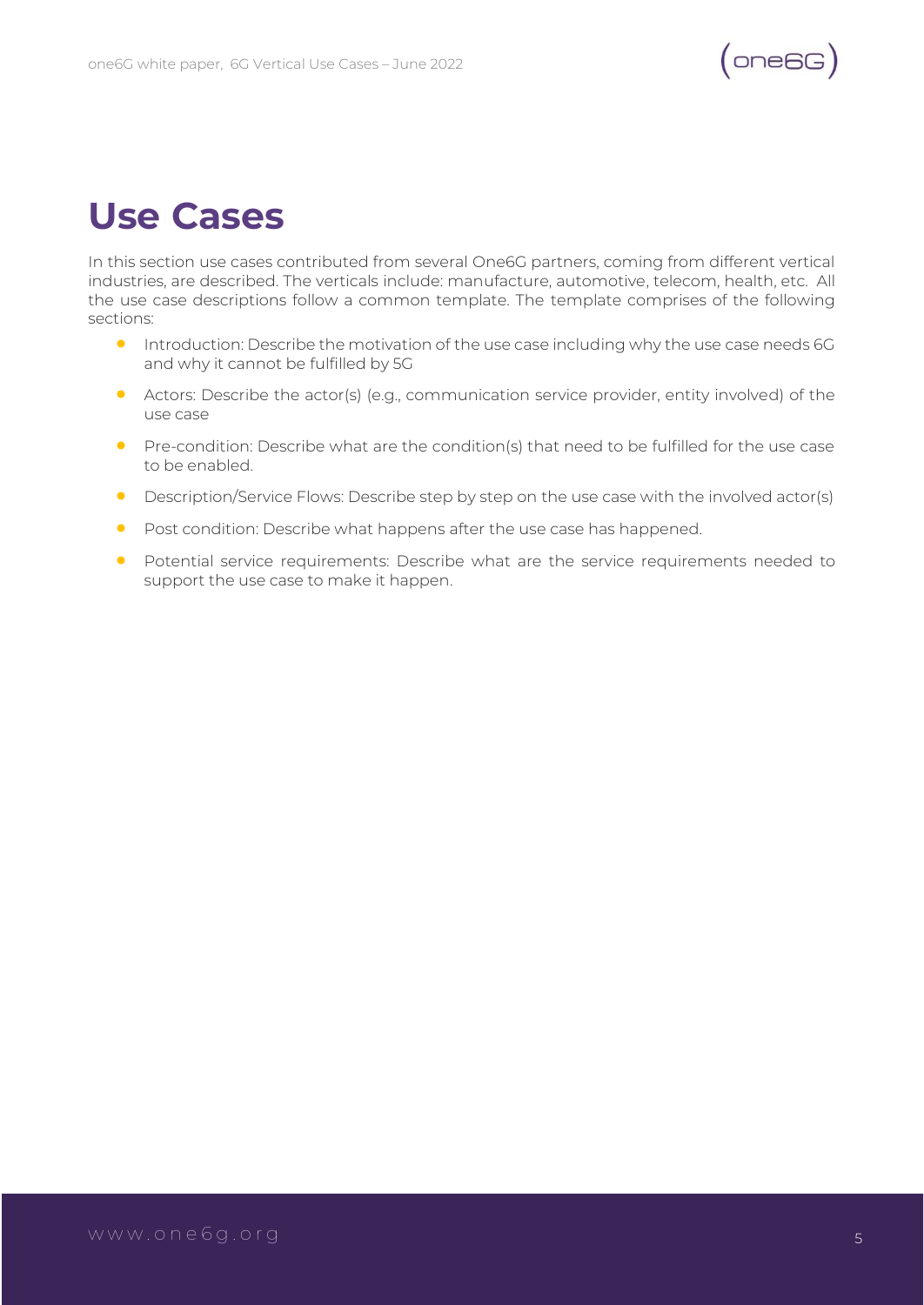# Use Cases

In this section use cases contributed from several One6G partners, coming from different vertical industries, are described. The verticals include: manufacture, automotive, telecom, health, etc. All the use case descriptions follow a common template. The template comprises of the following sections:

- Introduction: Describe the motivation of the use case including why the use case needs 6G and why it cannot be fulfilled by 5G
- Actors: Describe the actor(s) (e.g., communication service provider, entity involved) of the use case
- Pre-condition: Describe what are the condition(s) that need to be fulfilled for the use case to be enabled.
- Description/Service Flows: Describe step by step on the use case with the involved actor(s)
- Post condition: Describe what happens after the use case has happened.
- Potential service requirements: Describe what are the service requirements needed to support the use case to make it happen.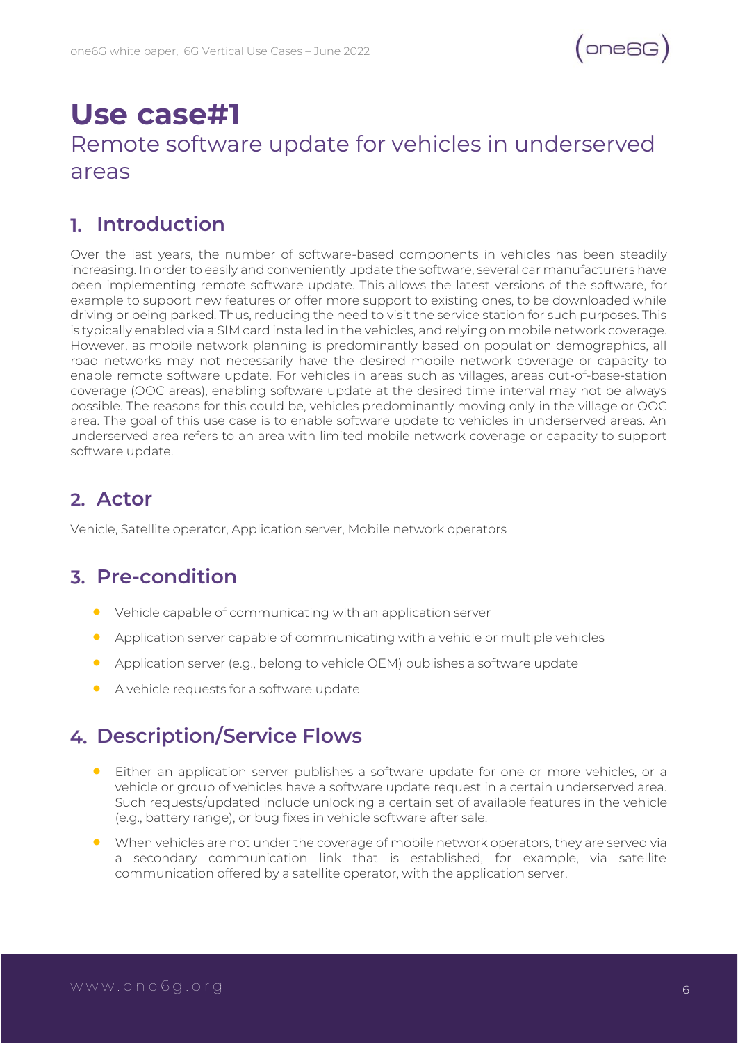# Use case#1

## Remote software update for vehicles in underserved areas

### 1. Introduction

Over the last years, the number of software-based components in vehicles has been steadily increasing. In order to easily and conveniently update the software, several car manufacturers have been implementing remote software update. This allows the latest versions of the software, for example to support new features or offer more support to existing ones, to be downloaded while driving or being parked. Thus, reducing the need to visit the service station for such purposes. This is typically enabled via a SIM card installed in the vehicles, and relying on mobile network coverage. However, as mobile network planning is predominantly based on population demographics, all road networks may not necessarily have the desired mobile network coverage or capacity to enable remote software update. For vehicles in areas such as villages, areas out-of-base-station coverage (OOC areas), enabling software update at the desired time interval may not be always possible. The reasons for this could be, vehicles predominantly moving only in the village or OOC area. The goal of this use case is to enable software update to vehicles in underserved areas. An underserved area refers to an area with limited mobile network coverage or capacity to support software update.

### 2. Actor

Vehicle, Satellite operator, Application server, Mobile network operators

### 3. Pre-condition

- Vehicle capable of communicating with an application server
- Application server capable of communicating with a vehicle or multiple vehicles
- Application server (e.g., belong to vehicle OEM) publishes a software update
- A vehicle requests for a software update

### 4. Description/Service Flows

- Either an application server publishes a software update for one or more vehicles, or a vehicle or group of vehicles have a software update request in a certain underserved area. Such requests/updated include unlocking a certain set of available features in the vehicle (e.g., battery range), or bug fixes in vehicle software after sale.
- When vehicles are not under the coverage of mobile network operators, they are served via a secondary communication link that is established, for example, via satellite communication offered by a satellite operator, with the application server.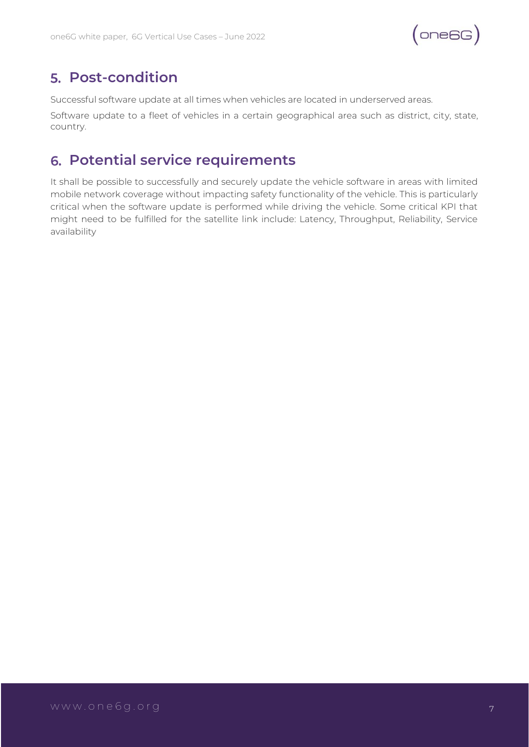## 5. Post-condition

Successful software update at all times when vehicles are located in underserved areas.

Software update to a fleet of vehicles in a certain geographical area such as district, city, state, country.

## 6. Potential service requirements

It shall be possible to successfully and securely update the vehicle software in areas with limited mobile network coverage without impacting safety functionality of the vehicle. This is particularly critical when the software update is performed while driving the vehicle. Some critical KPI that might need to be fulfilled for the satellite link include: Latency, Throughput, Reliability, Service availability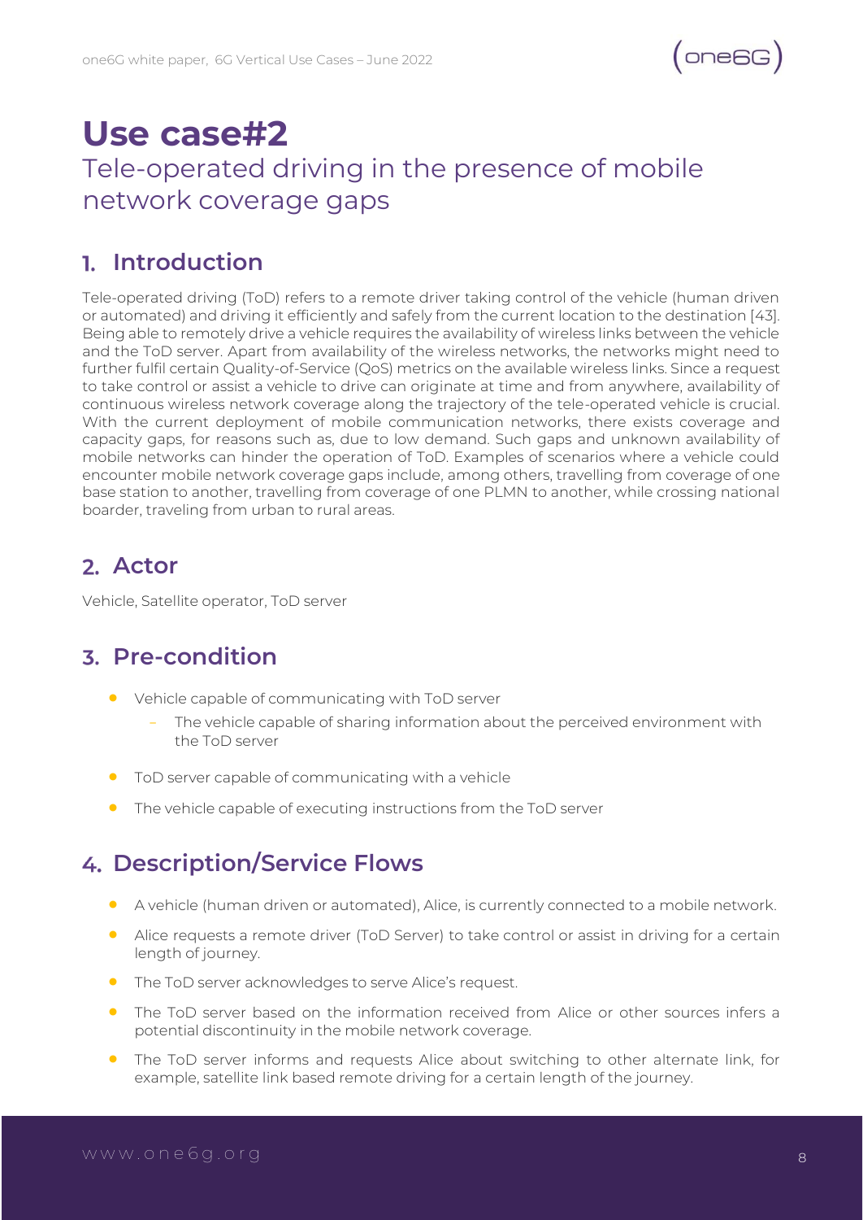# Use case#2

## Tele-operated driving in the presence of mobile network coverage gaps

### 1. Introduction

Tele-operated driving (ToD) refers to a remote driver taking control of the vehicle (human driven or automated) and driving it efficiently and safely from the current location to the destination [43]. Being able to remotely drive a vehicle requires the availability of wireless links between the vehicle and the ToD server. Apart from availability of the wireless networks, the networks might need to further fulfil certain Quality-of-Service (QoS) metrics on the available wireless links. Since a request to take control or assist a vehicle to drive can originate at time and from anywhere, availability of continuous wireless network coverage along the trajectory of the tele-operated vehicle is crucial. With the current deployment of mobile communication networks, there exists coverage and capacity gaps, for reasons such as, due to low demand. Such gaps and unknown availability of mobile networks can hinder the operation of ToD. Examples of scenarios where a vehicle could encounter mobile network coverage gaps include, among others, travelling from coverage of one base station to another, travelling from coverage of one PLMN to another, while crossing national boarder, traveling from urban to rural areas.

### 2. Actor

Vehicle, Satellite operator, ToD server

### 3. Pre-condition

- Vehicle capable of communicating with ToD server
  - The vehicle capable of sharing information about the perceived environment with the ToD server
- ToD server capable of communicating with a vehicle
- The vehicle capable of executing instructions from the ToD server

### 4. Description/Service Flows

- A vehicle (human driven or automated), Alice, is currently connected to a mobile network.
- Alice requests a remote driver (ToD Server) to take control or assist in driving for a certain length of journey.
- The ToD server acknowledges to serve Alice's request.
- The ToD server based on the information received from Alice or other sources infers a potential discontinuity in the mobile network coverage.
- The ToD server informs and requests Alice about switching to other alternate link, for example, satellite link based remote driving for a certain length of the journey.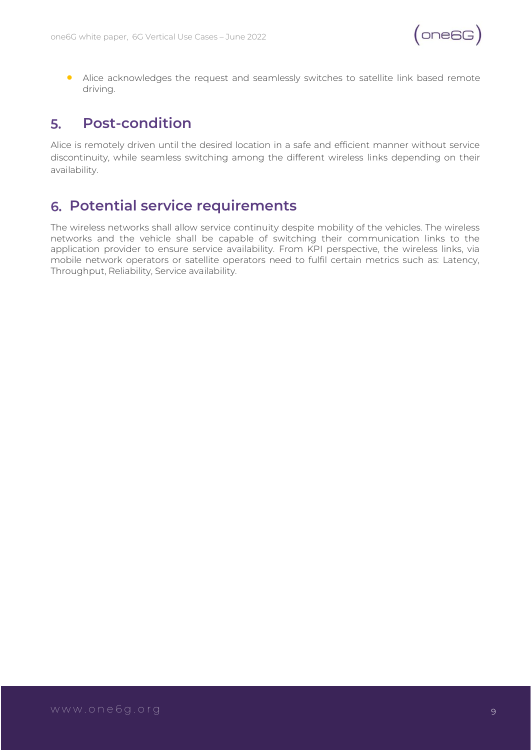- Alice acknowledges the request and seamlessly switches to satellite link based remote driving.

## 5. Post-condition

Alice is remotely driven until the desired location in a safe and efficient manner without service discontinuity, while seamless switching among the different wireless links depending on their availability.

## 6. Potential service requirements

The wireless networks shall allow service continuity despite mobility of the vehicles. The wireless networks and the vehicle shall be capable of switching their communication links to the application provider to ensure service availability. From KPI perspective, the wireless links, via mobile network operators or satellite operators need to fulfil certain metrics such as: Latency, Throughput, Reliability, Service availability.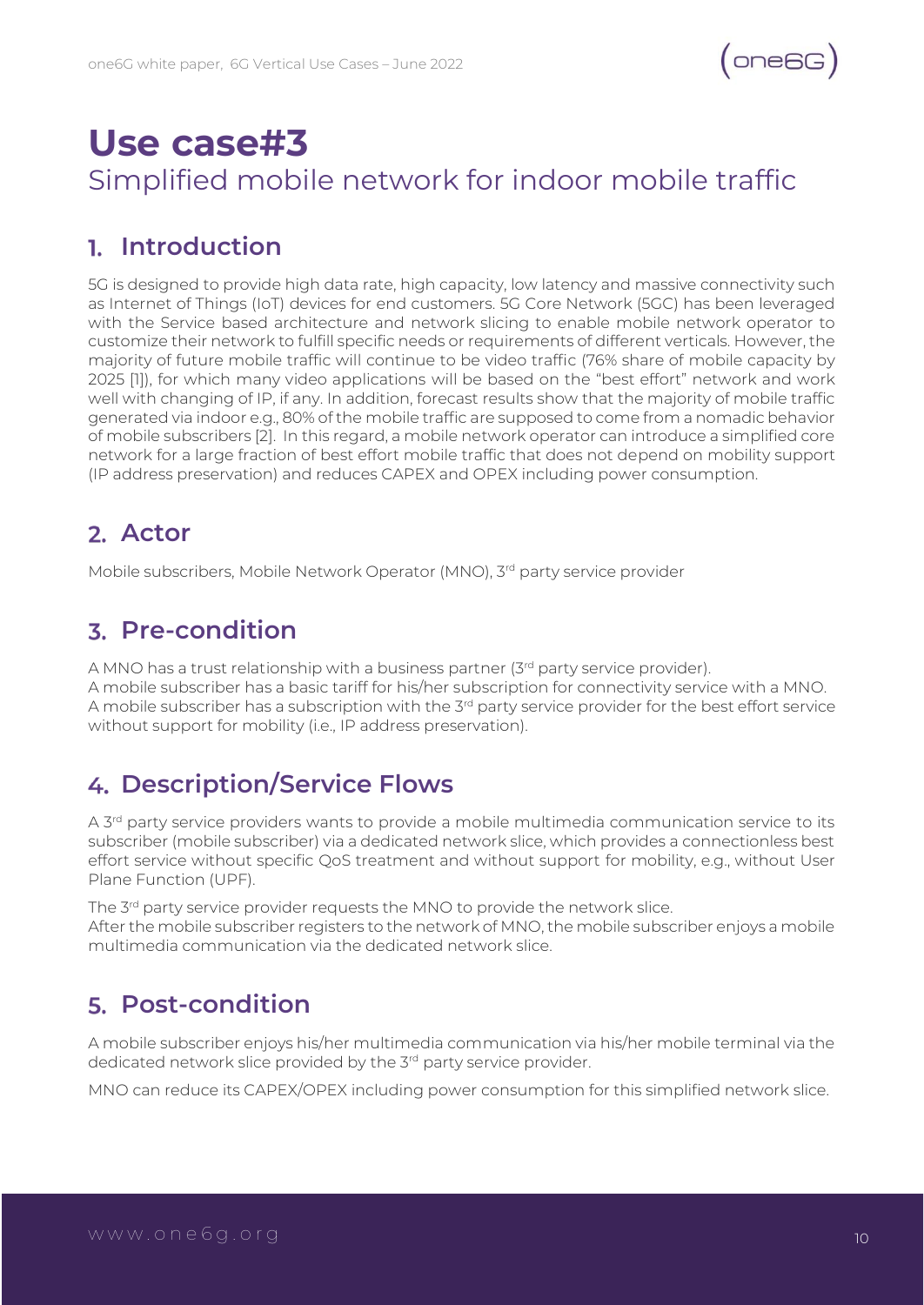# Use case#3

Simplified mobile network for indoor mobile traffic

## 1. Introduction

5G is designed to provide high data rate, high capacity, low latency and massive connectivity such as Internet of Things (IoT) devices for end customers. 5G Core Network (5GC) has been leveraged with the Service based architecture and network slicing to enable mobile network operator to customize their network to fulfill specific needs or requirements of different verticals. However, the majority of future mobile traffic will continue to be video traffic (76% share of mobile capacity by 2025 [1]), for which many video applications will be based on the "best effort" network and work well with changing of IP, if any. In addition, forecast results show that the majority of mobile traffic generated via indoor e.g., 80% of the mobile traffic are supposed to come from a nomadic behavior of mobile subscribers [2]. In this regard, a mobile network operator can introduce a simplified core network for a large fraction of best effort mobile traffic that does not depend on mobility support (IP address preservation) and reduces CAPEX and OPEX including power consumption.

## 2. Actor

Mobile subscribers, Mobile Network Operator (MNO), 3rd party service provider

## 3. Pre-condition

A MNO has a trust relationship with a business partner (3rd party service provider).
A mobile subscriber has a basic tariff for his/her subscription for connectivity service with a MNO.
A mobile subscriber has a subscription with the 3rd party service provider for the best effort service without support for mobility (i.e., IP address preservation).

## 4. Description/Service Flows

A 3rd party service providers wants to provide a mobile multimedia communication service to its subscriber (mobile subscriber) via a dedicated network slice, which provides a connectionless best effort service without specific QoS treatment and without support for mobility, e.g., without User Plane Function (UPF).

The 3rd party service provider requests the MNO to provide the network slice.
After the mobile subscriber registers to the network of MNO, the mobile subscriber enjoys a mobile multimedia communication via the dedicated network slice.

## 5. Post-condition

A mobile subscriber enjoys his/her multimedia communication via his/her mobile terminal via the dedicated network slice provided by the 3rd party service provider.

MNO can reduce its CAPEX/OPEX including power consumption for this simplified network slice.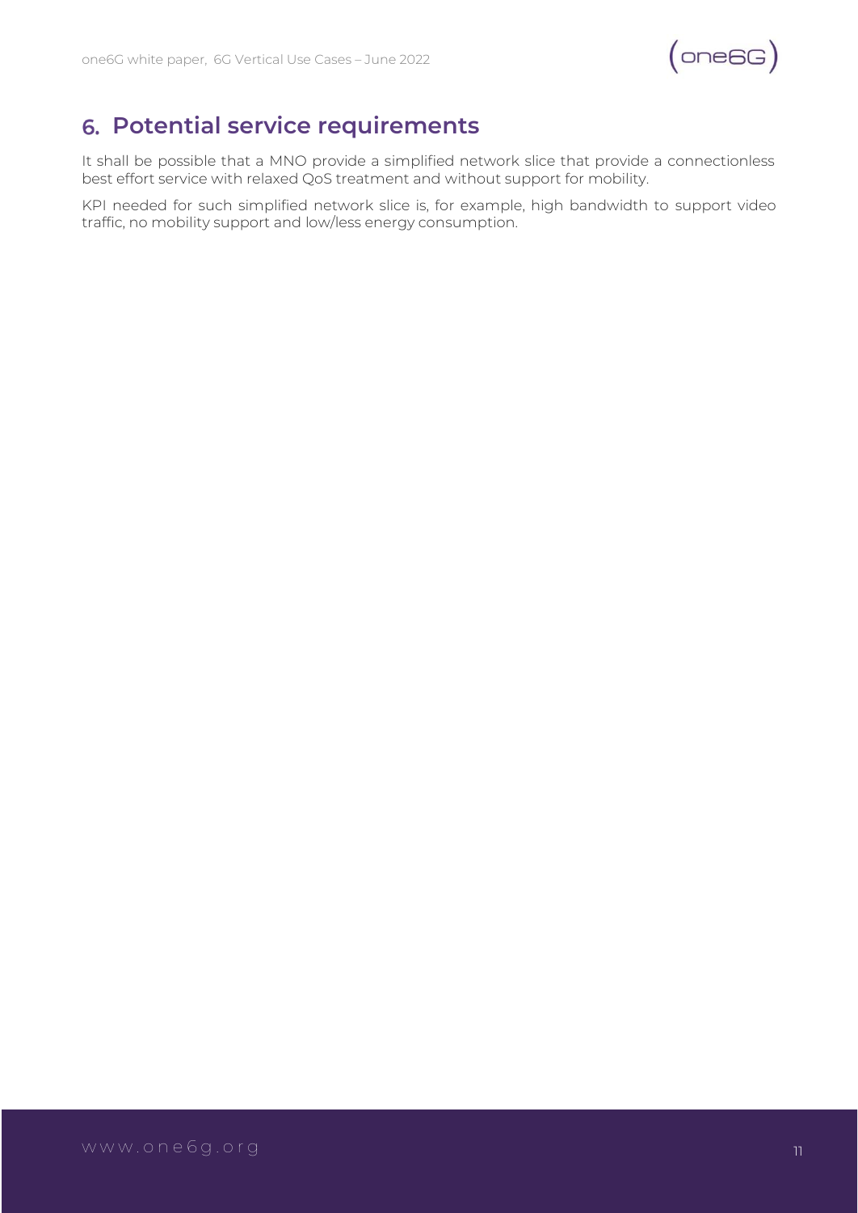# 6. Potential service requirements

It shall be possible that a MNO provide a simplified network slice that provide a connectionless best effort service with relaxed QoS treatment and without support for mobility.

KPI needed for such simplified network slice is, for example, high bandwidth to support video traffic, no mobility support and low/less energy consumption.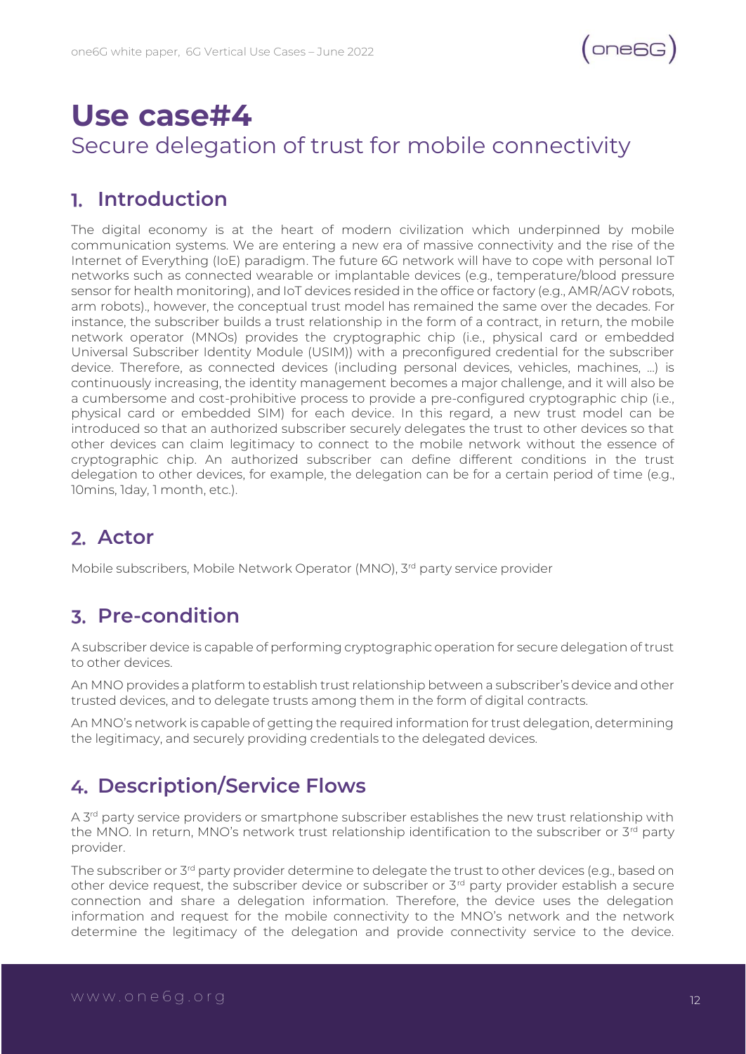# Use case#4

## Secure delegation of trust for mobile connectivity

### 1. Introduction

The digital economy is at the heart of modern civilization which underpinned by mobile communication systems. We are entering a new era of massive connectivity and the rise of the Internet of Everything (IoE) paradigm. The future 6G network will have to cope with personal IoT networks such as connected wearable or implantable devices (e.g., temperature/blood pressure sensor for health monitoring), and IoT devices resided in the office or factory (e.g., AMR/AGV robots, arm robots)., however, the conceptual trust model has remained the same over the decades. For instance, the subscriber builds a trust relationship in the form of a contract, in return, the mobile network operator (MNOs) provides the cryptographic chip (i.e., physical card or embedded Universal Subscriber Identity Module (USIM)) with a preconfigured credential for the subscriber device. Therefore, as connected devices (including personal devices, vehicles, machines, …) is continuously increasing, the identity management becomes a major challenge, and it will also be a cumbersome and cost-prohibitive process to provide a pre-configured cryptographic chip (i.e., physical card or embedded SIM) for each device. In this regard, a new trust model can be introduced so that an authorized subscriber securely delegates the trust to other devices so that other devices can claim legitimacy to connect to the mobile network without the essence of cryptographic chip. An authorized subscriber can define different conditions in the trust delegation to other devices, for example, the delegation can be for a certain period of time (e.g., 10mins, 1day, 1 month, etc.).

### 2. Actor

Mobile subscribers, Mobile Network Operator (MNO), 3rd party service provider

### 3. Pre-condition

A subscriber device is capable of performing cryptographic operation for secure delegation of trust to other devices.

An MNO provides a platform to establish trust relationship between a subscriber's device and other trusted devices, and to delegate trusts among them in the form of digital contracts.

An MNO's network is capable of getting the required information for trust delegation, determining the legitimacy, and securely providing credentials to the delegated devices.

### 4. Description/Service Flows

A 3rd party service providers or smartphone subscriber establishes the new trust relationship with the MNO. In return, MNO's network trust relationship identification to the subscriber or 3rd party provider.

The subscriber or 3rd party provider determine to delegate the trust to other devices (e.g., based on other device request, the subscriber device or subscriber or 3rd party provider establish a secure connection and share a delegation information. Therefore, the device uses the delegation information and request for the mobile connectivity to the MNO's network and the network determine the legitimacy of the delegation and provide connectivity service to the device.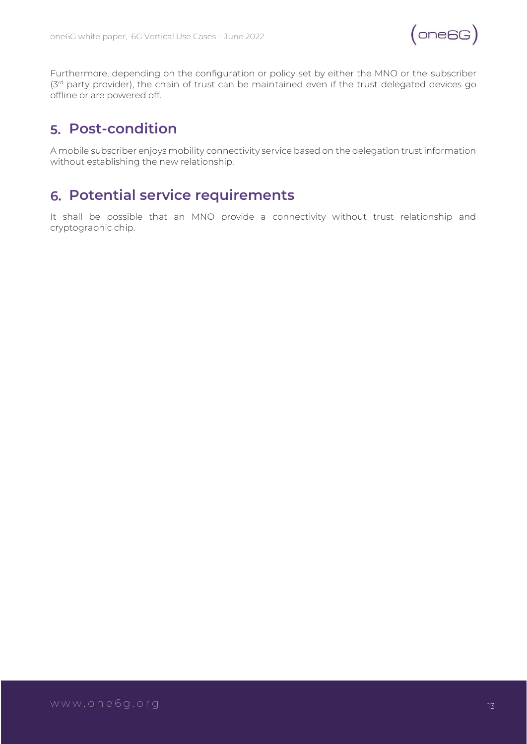Furthermore, depending on the configuration or policy set by either the MNO or the subscriber (3rd party provider), the chain of trust can be maintained even if the trust delegated devices go offline or are powered off.

## 5. Post-condition

A mobile subscriber enjoys mobility connectivity service based on the delegation trust information without establishing the new relationship.

## 6. Potential service requirements

It shall be possible that an MNO provide a connectivity without trust relationship and cryptographic chip.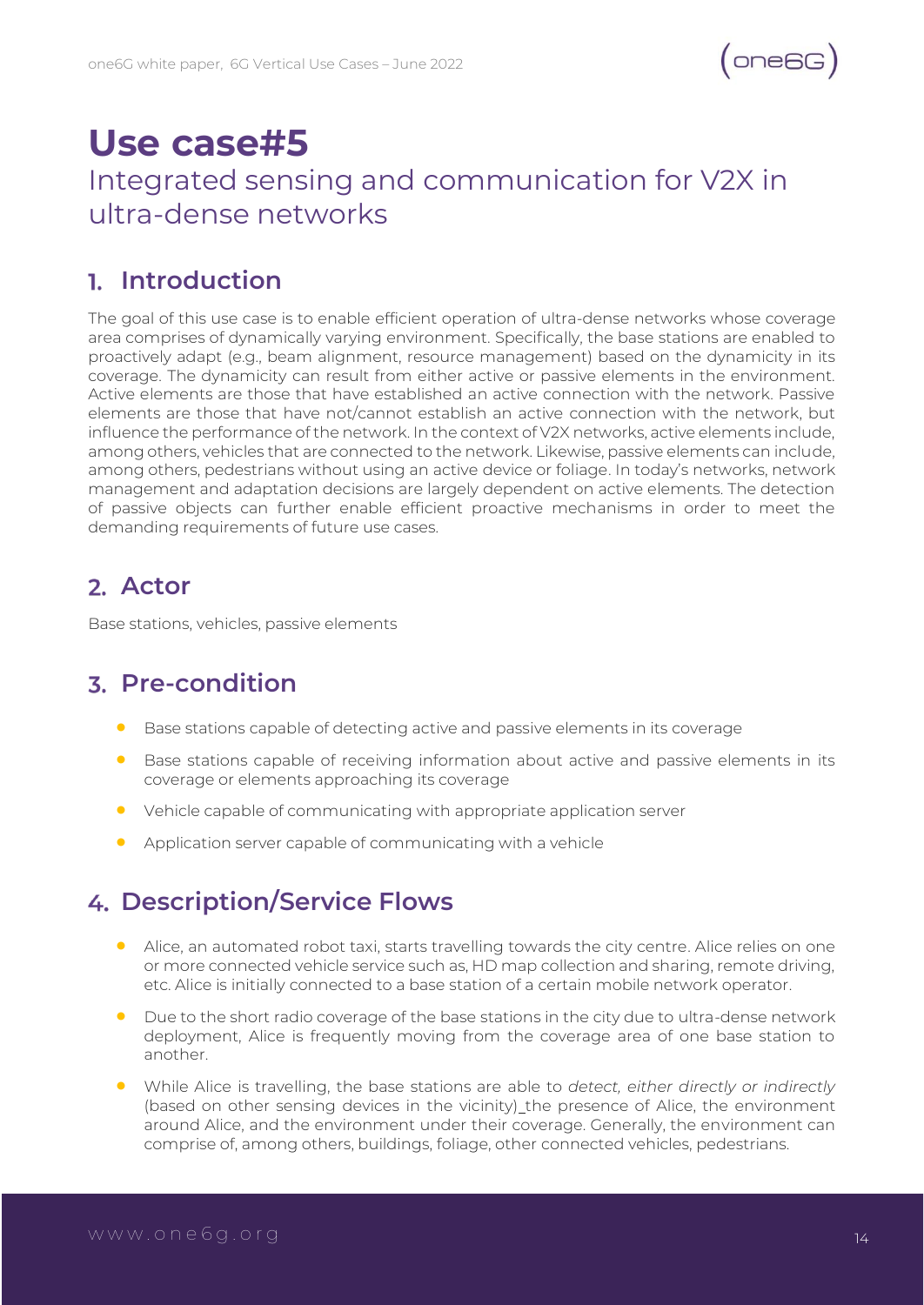# Use case#5

Integrated sensing and communication for V2X in ultra-dense networks

## 1. Introduction

The goal of this use case is to enable efficient operation of ultra-dense networks whose coverage area comprises of dynamically varying environment. Specifically, the base stations are enabled to proactively adapt (e.g., beam alignment, resource management) based on the dynamicity in its coverage. The dynamicity can result from either active or passive elements in the environment. Active elements are those that have established an active connection with the network. Passive elements are those that have not/cannot establish an active connection with the network, but influence the performance of the network. In the context of V2X networks, active elements include, among others, vehicles that are connected to the network. Likewise, passive elements can include, among others, pedestrians without using an active device or foliage. In today's networks, network management and adaptation decisions are largely dependent on active elements. The detection of passive objects can further enable efficient proactive mechanisms in order to meet the demanding requirements of future use cases.

## 2. Actor

Base stations, vehicles, passive elements

## 3. Pre-condition

- Base stations capable of detecting active and passive elements in its coverage
- Base stations capable of receiving information about active and passive elements in its coverage or elements approaching its coverage
- Vehicle capable of communicating with appropriate application server
- Application server capable of communicating with a vehicle

## 4. Description/Service Flows

- Alice, an automated robot taxi, starts travelling towards the city centre. Alice relies on one or more connected vehicle service such as, HD map collection and sharing, remote driving, etc. Alice is initially connected to a base station of a certain mobile network operator.
- Due to the short radio coverage of the base stations in the city due to ultra-dense network deployment, Alice is frequently moving from the coverage area of one base station to another.
- While Alice is travelling, the base stations are able to *detect, either directly or indirectly* (based on other sensing devices in the vicinity)_the presence of Alice, the environment around Alice, and the environment under their coverage. Generally, the environment can comprise of, among others, buildings, foliage, other connected vehicles, pedestrians.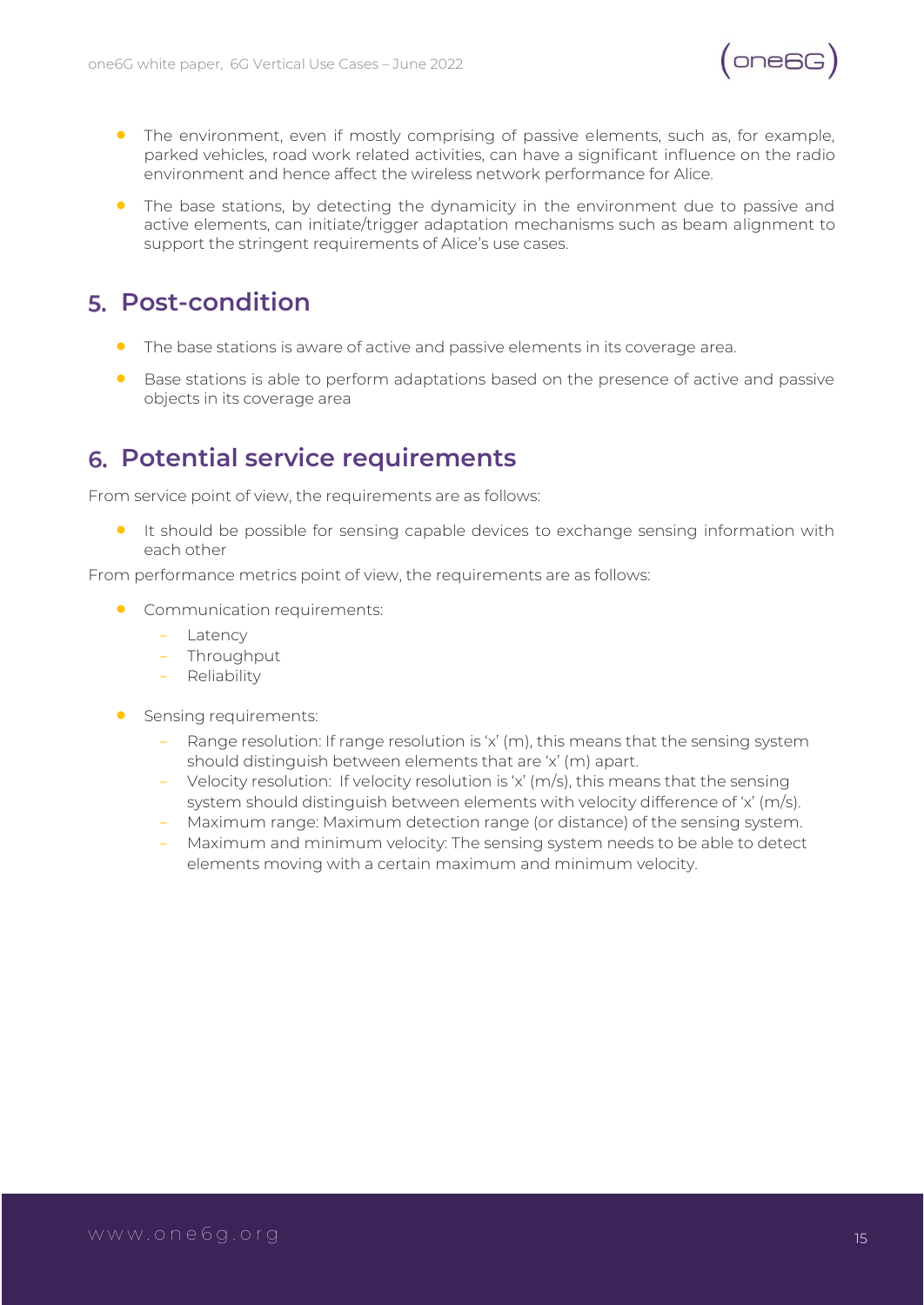- The environment, even if mostly comprising of passive elements, such as, for example, parked vehicles, road work related activities, can have a significant influence on the radio environment and hence affect the wireless network performance for Alice.
- The base stations, by detecting the dynamicity in the environment due to passive and active elements, can initiate/trigger adaptation mechanisms such as beam alignment to support the stringent requirements of Alice's use cases.

## 5. Post-condition

- The base stations is aware of active and passive elements in its coverage area.
- Base stations is able to perform adaptations based on the presence of active and passive objects in its coverage area

## 6. Potential service requirements

From service point of view, the requirements are as follows:

- It should be possible for sensing capable devices to exchange sensing information with each other

From performance metrics point of view, the requirements are as follows:

- Communication requirements:
  - Latency
  - Throughput
  - Reliability
- Sensing requirements:
  - Range resolution: If range resolution is 'x' (m), this means that the sensing system should distinguish between elements that are 'x' (m) apart.
  - Velocity resolution: If velocity resolution is 'x' (m/s), this means that the sensing system should distinguish between elements with velocity difference of 'x' (m/s).
  - Maximum range: Maximum detection range (or distance) of the sensing system.
  - Maximum and minimum velocity: The sensing system needs to be able to detect elements moving with a certain maximum and minimum velocity.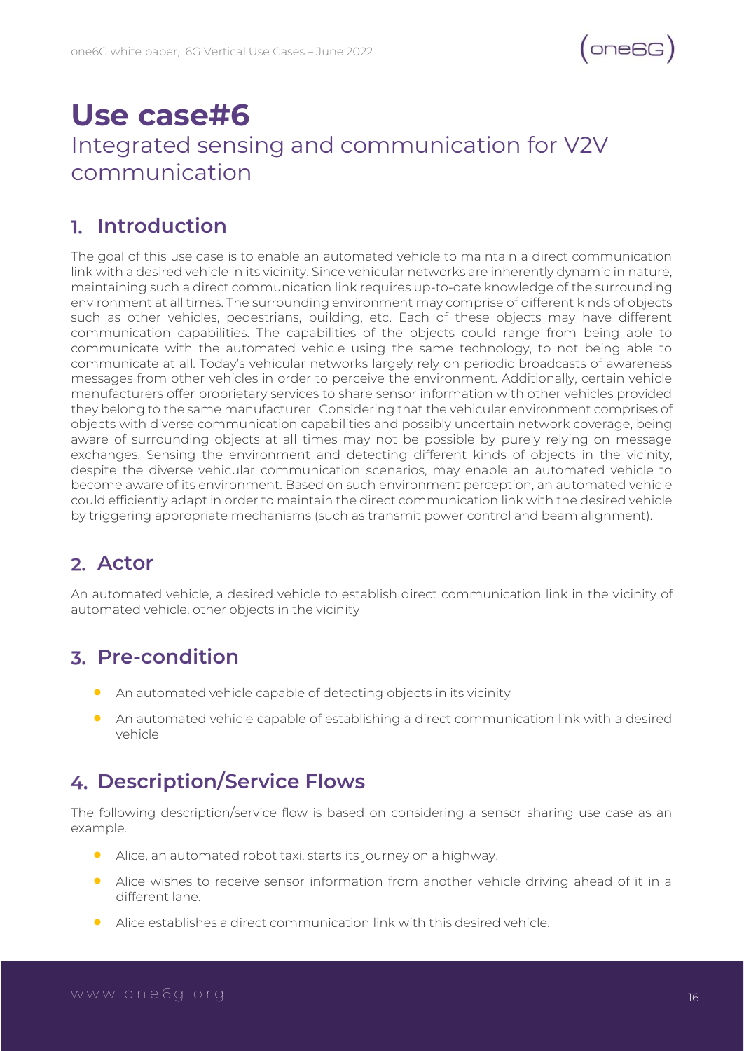# Use case#6

## Integrated sensing and communication for V2V communication

## 1. Introduction

The goal of this use case is to enable an automated vehicle to maintain a direct communication link with a desired vehicle in its vicinity. Since vehicular networks are inherently dynamic in nature, maintaining such a direct communication link requires up-to-date knowledge of the surrounding environment at all times. The surrounding environment may comprise of different kinds of objects such as other vehicles, pedestrians, building, etc. Each of these objects may have different communication capabilities. The capabilities of the objects could range from being able to communicate with the automated vehicle using the same technology, to not being able to communicate at all. Today's vehicular networks largely rely on periodic broadcasts of awareness messages from other vehicles in order to perceive the environment. Additionally, certain vehicle manufacturers offer proprietary services to share sensor information with other vehicles provided they belong to the same manufacturer. Considering that the vehicular environment comprises of objects with diverse communication capabilities and possibly uncertain network coverage, being aware of surrounding objects at all times may not be possible by purely relying on message exchanges. Sensing the environment and detecting different kinds of objects in the vicinity, despite the diverse vehicular communication scenarios, may enable an automated vehicle to become aware of its environment. Based on such environment perception, an automated vehicle could efficiently adapt in order to maintain the direct communication link with the desired vehicle by triggering appropriate mechanisms (such as transmit power control and beam alignment).

## 2. Actor

An automated vehicle, a desired vehicle to establish direct communication link in the vicinity of automated vehicle, other objects in the vicinity

## 3. Pre-condition

- An automated vehicle capable of detecting objects in its vicinity
- An automated vehicle capable of establishing a direct communication link with a desired vehicle

## 4. Description/Service Flows

The following description/service flow is based on considering a sensor sharing use case as an example.

- Alice, an automated robot taxi, starts its journey on a highway.
- Alice wishes to receive sensor information from another vehicle driving ahead of it in a different lane.
- Alice establishes a direct communication link with this desired vehicle.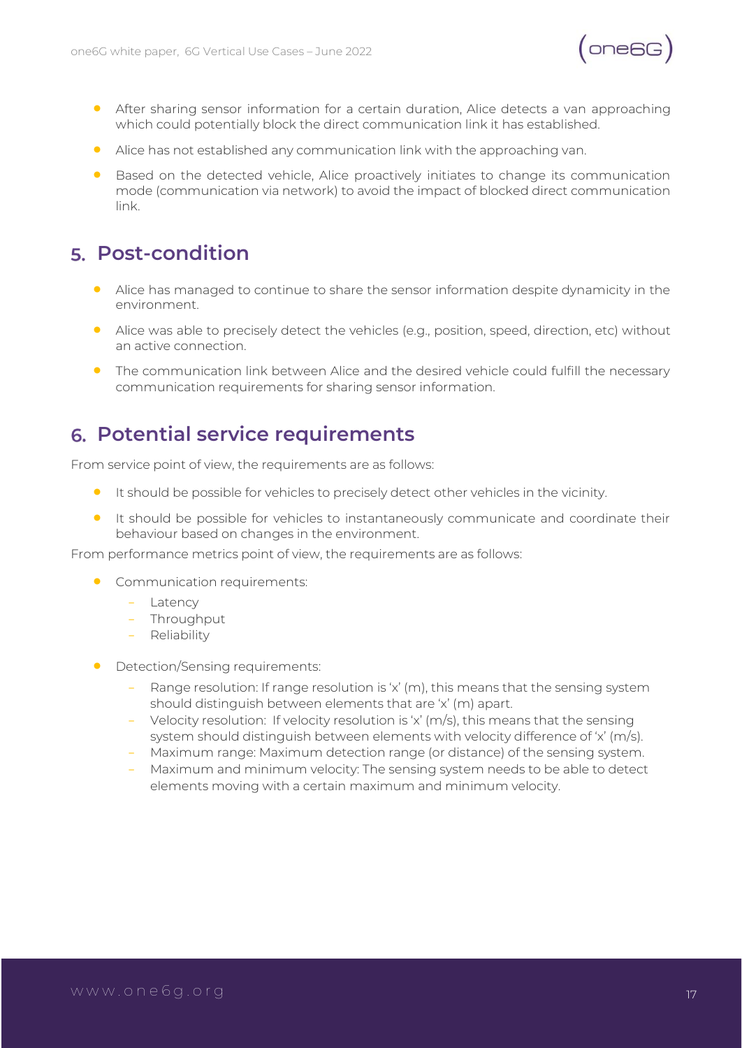- After sharing sensor information for a certain duration, Alice detects a van approaching which could potentially block the direct communication link it has established.
- Alice has not established any communication link with the approaching van.
- Based on the detected vehicle, Alice proactively initiates to change its communication mode (communication via network) to avoid the impact of blocked direct communication link.

## 5. Post-condition

- Alice has managed to continue to share the sensor information despite dynamicity in the environment.
- Alice was able to precisely detect the vehicles (e.g., position, speed, direction, etc) without an active connection.
- The communication link between Alice and the desired vehicle could fulfill the necessary communication requirements for sharing sensor information.

## 6. Potential service requirements

From service point of view, the requirements are as follows:

- It should be possible for vehicles to precisely detect other vehicles in the vicinity.
- It should be possible for vehicles to instantaneously communicate and coordinate their behaviour based on changes in the environment.

From performance metrics point of view, the requirements are as follows:

- Communication requirements:
  - Latency
  - Throughput
  - Reliability
- Detection/Sensing requirements:
  - Range resolution: If range resolution is 'x' (m), this means that the sensing system should distinguish between elements that are 'x' (m) apart.
  - Velocity resolution: If velocity resolution is 'x' (m/s), this means that the sensing system should distinguish between elements with velocity difference of 'x' (m/s).
  - Maximum range: Maximum detection range (or distance) of the sensing system.
  - Maximum and minimum velocity: The sensing system needs to be able to detect elements moving with a certain maximum and minimum velocity.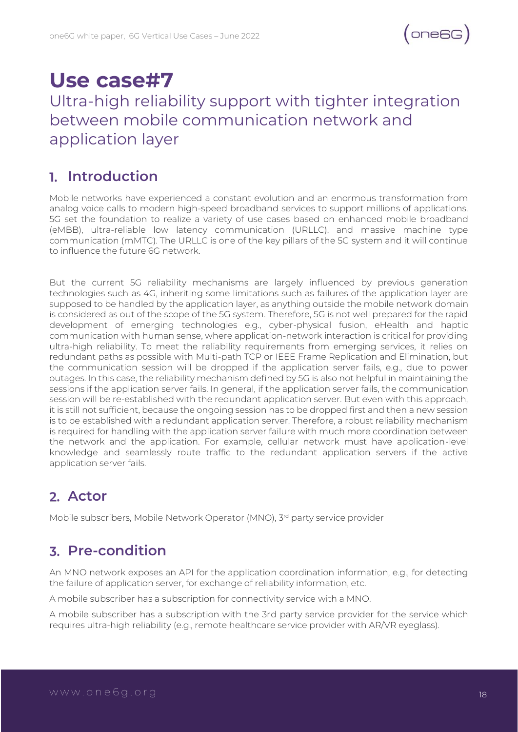# Use case#7

Ultra-high reliability support with tighter integration between mobile communication network and application layer

## 1. Introduction

Mobile networks have experienced a constant evolution and an enormous transformation from analog voice calls to modern high-speed broadband services to support millions of applications. 5G set the foundation to realize a variety of use cases based on enhanced mobile broadband (eMBB), ultra-reliable low latency communication (URLLC), and massive machine type communication (mMTC). The URLLC is one of the key pillars of the 5G system and it will continue to influence the future 6G network.

But the current 5G reliability mechanisms are largely influenced by previous generation technologies such as 4G, inheriting some limitations such as failures of the application layer are supposed to be handled by the application layer, as anything outside the mobile network domain is considered as out of the scope of the 5G system. Therefore, 5G is not well prepared for the rapid development of emerging technologies e.g., cyber-physical fusion, eHealth and haptic communication with human sense, where application-network interaction is critical for providing ultra-high reliability. To meet the reliability requirements from emerging services, it relies on redundant paths as possible with Multi-path TCP or IEEE Frame Replication and Elimination, but the communication session will be dropped if the application server fails, e.g., due to power outages. In this case, the reliability mechanism defined by 5G is also not helpful in maintaining the sessions if the application server fails. In general, if the application server fails, the communication session will be re-established with the redundant application server. But even with this approach, it is still not sufficient, because the ongoing session has to be dropped first and then a new session is to be established with a redundant application server. Therefore, a robust reliability mechanism is required for handling with the application server failure with much more coordination between the network and the application. For example, cellular network must have application-level knowledge and seamlessly route traffic to the redundant application servers if the active application server fails.

## 2. Actor

Mobile subscribers, Mobile Network Operator (MNO), 3rd party service provider

## 3. Pre-condition

An MNO network exposes an API for the application coordination information, e.g., for detecting the failure of application server, for exchange of reliability information, etc.

A mobile subscriber has a subscription for connectivity service with a MNO.

A mobile subscriber has a subscription with the 3rd party service provider for the service which requires ultra-high reliability (e.g., remote healthcare service provider with AR/VR eyeglass).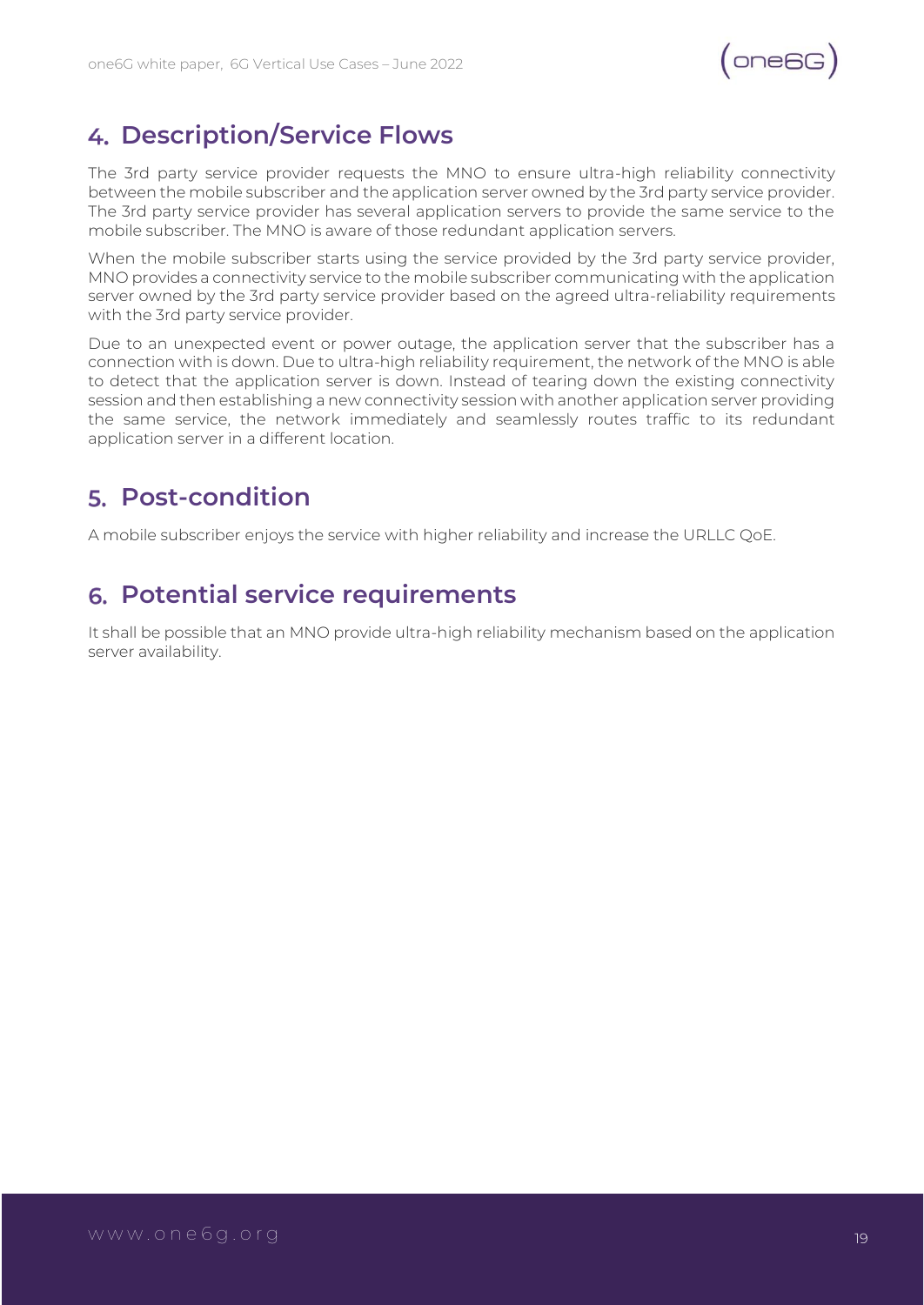## 4. Description/Service Flows

The 3rd party service provider requests the MNO to ensure ultra-high reliability connectivity between the mobile subscriber and the application server owned by the 3rd party service provider. The 3rd party service provider has several application servers to provide the same service to the mobile subscriber. The MNO is aware of those redundant application servers.

When the mobile subscriber starts using the service provided by the 3rd party service provider, MNO provides a connectivity service to the mobile subscriber communicating with the application server owned by the 3rd party service provider based on the agreed ultra-reliability requirements with the 3rd party service provider.

Due to an unexpected event or power outage, the application server that the subscriber has a connection with is down. Due to ultra-high reliability requirement, the network of the MNO is able to detect that the application server is down. Instead of tearing down the existing connectivity session and then establishing a new connectivity session with another application server providing the same service, the network immediately and seamlessly routes traffic to its redundant application server in a different location.

## 5. Post-condition

A mobile subscriber enjoys the service with higher reliability and increase the URLLC QoE.

## 6. Potential service requirements

It shall be possible that an MNO provide ultra-high reliability mechanism based on the application server availability.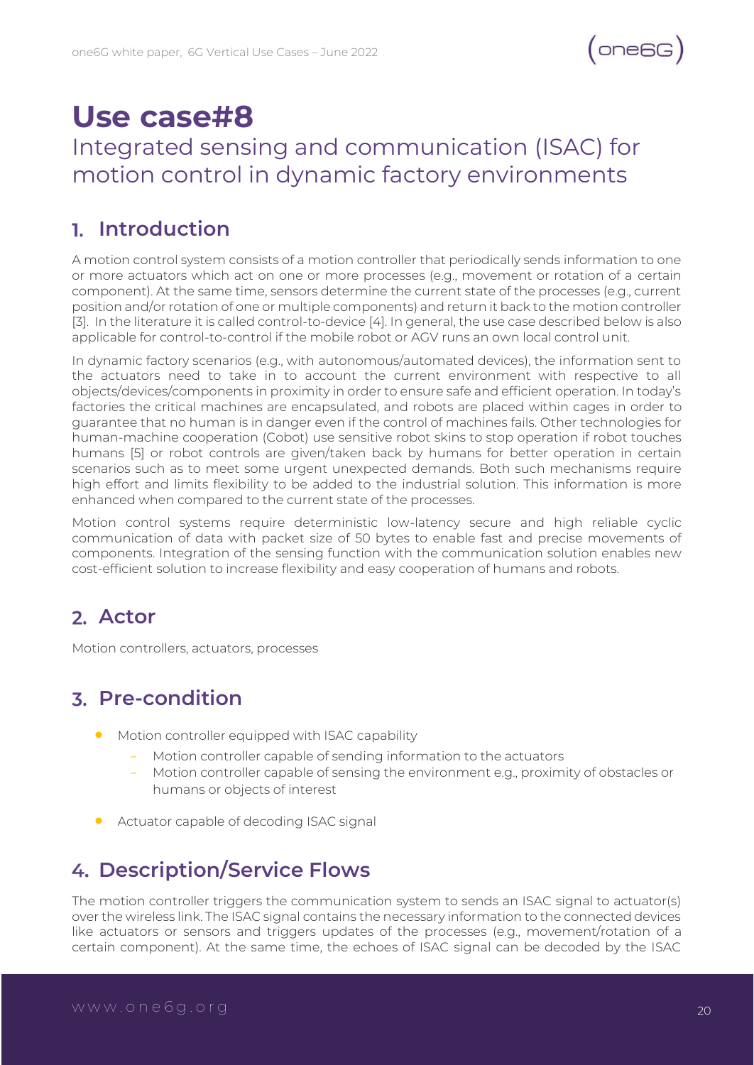# Use case#8

## Integrated sensing and communication (ISAC) for motion control in dynamic factory environments

## 1. Introduction

A motion control system consists of a motion controller that periodically sends information to one or more actuators which act on one or more processes (e.g., movement or rotation of a certain component). At the same time, sensors determine the current state of the processes (e.g., current position and/or rotation of one or multiple components) and return it back to the motion controller [3]. In the literature it is called control-to-device [4]. In general, the use case described below is also applicable for control-to-control if the mobile robot or AGV runs an own local control unit.

In dynamic factory scenarios (e.g., with autonomous/automated devices), the information sent to the actuators need to take in to account the current environment with respective to all objects/devices/components in proximity in order to ensure safe and efficient operation. In today's factories the critical machines are encapsulated, and robots are placed within cages in order to guarantee that no human is in danger even if the control of machines fails. Other technologies for human-machine cooperation (Cobot) use sensitive robot skins to stop operation if robot touches humans [5] or robot controls are given/taken back by humans for better operation in certain scenarios such as to meet some urgent unexpected demands. Both such mechanisms require high effort and limits flexibility to be added to the industrial solution. This information is more enhanced when compared to the current state of the processes.

Motion control systems require deterministic low-latency secure and high reliable cyclic communication of data with packet size of 50 bytes to enable fast and precise movements of components. Integration of the sensing function with the communication solution enables new cost-efficient solution to increase flexibility and easy cooperation of humans and robots.

## 2. Actor

Motion controllers, actuators, processes

## 3. Pre-condition

- Motion controller equipped with ISAC capability
  - Motion controller capable of sending information to the actuators
  - Motion controller capable of sensing the environment e.g., proximity of obstacles or humans or objects of interest
- Actuator capable of decoding ISAC signal

## 4. Description/Service Flows

The motion controller triggers the communication system to sends an ISAC signal to actuator(s) over the wireless link. The ISAC signal contains the necessary information to the connected devices like actuators or sensors and triggers updates of the processes (e.g., movement/rotation of a certain component). At the same time, the echoes of ISAC signal can be decoded by the ISAC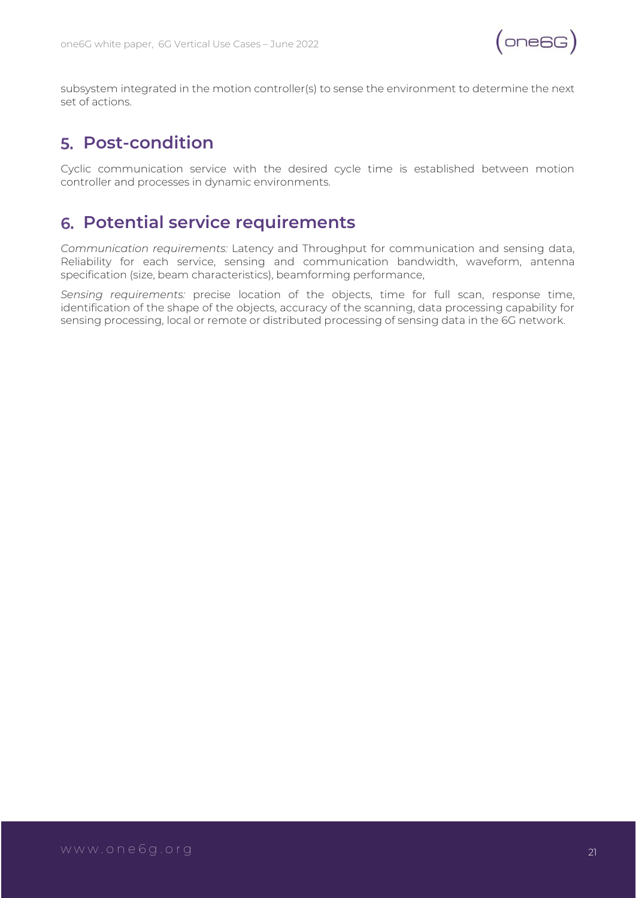subsystem integrated in the motion controller(s) to sense the environment to determine the next set of actions.

## 5. Post-condition

Cyclic communication service with the desired cycle time is established between motion controller and processes in dynamic environments.

## 6. Potential service requirements

*Communication requirements:* Latency and Throughput for communication and sensing data, Reliability for each service, sensing and communication bandwidth, waveform, antenna specification (size, beam characteristics), beamforming performance,

*Sensing requirements:* precise location of the objects, time for full scan, response time, identification of the shape of the objects, accuracy of the scanning, data processing capability for sensing processing, local or remote or distributed processing of sensing data in the 6G network.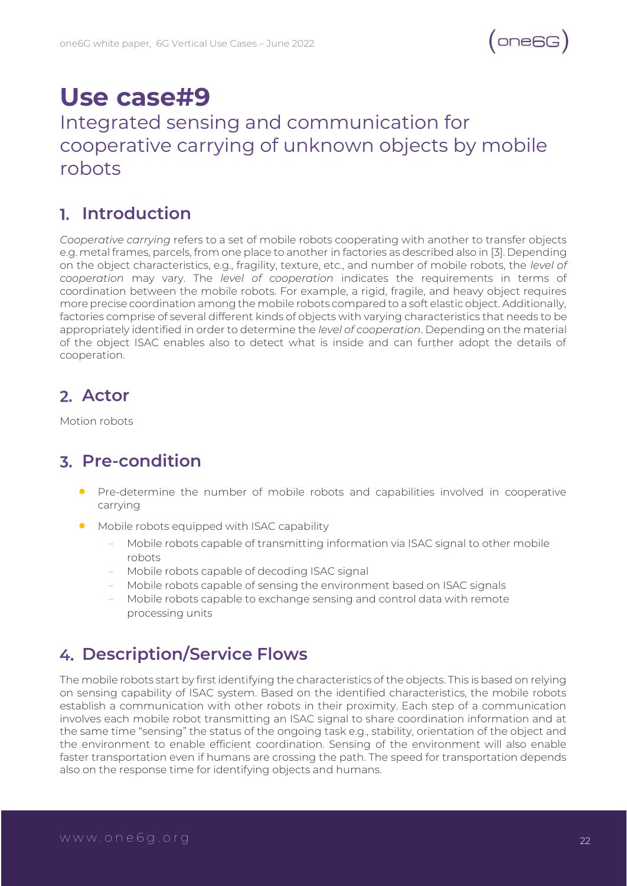# Use case#9

## Integrated sensing and communication for cooperative carrying of unknown objects by mobile robots

## 1. Introduction

*Cooperative carrying* refers to a set of mobile robots cooperating with another to transfer objects e.g. metal frames, parcels, from one place to another in factories as described also in [3]. Depending on the object characteristics, e.g., fragility, texture, etc., and number of mobile robots, the *level of cooperation* may vary. The *level of cooperation* indicates the requirements in terms of coordination between the mobile robots. For example, a rigid, fragile, and heavy object requires more precise coordination among the mobile robots compared to a soft elastic object. Additionally, factories comprise of several different kinds of objects with varying characteristics that needs to be appropriately identified in order to determine the *level of cooperation*. Depending on the material of the object ISAC enables also to detect what is inside and can further adopt the details of cooperation.

## 2. Actor

Motion robots

## 3. Pre-condition

- Pre-determine the number of mobile robots and capabilities involved in cooperative carrying
- Mobile robots equipped with ISAC capability
  - Mobile robots capable of transmitting information via ISAC signal to other mobile robots
  - Mobile robots capable of decoding ISAC signal
  - Mobile robots capable of sensing the environment based on ISAC signals
  - Mobile robots capable to exchange sensing and control data with remote processing units

## 4. Description/Service Flows

The mobile robots start by first identifying the characteristics of the objects. This is based on relying on sensing capability of ISAC system. Based on the identified characteristics, the mobile robots establish a communication with other robots in their proximity. Each step of a communication involves each mobile robot transmitting an ISAC signal to share coordination information and at the same time "sensing" the status of the ongoing task e.g., stability, orientation of the object and the environment to enable efficient coordination. Sensing of the environment will also enable faster transportation even if humans are crossing the path. The speed for transportation depends also on the response time for identifying objects and humans.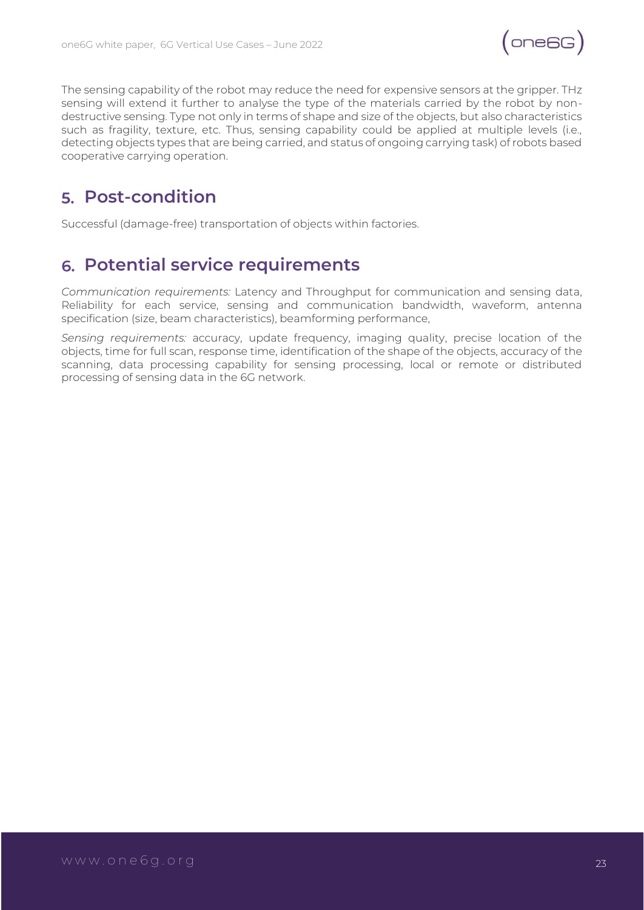The sensing capability of the robot may reduce the need for expensive sensors at the gripper. THz sensing will extend it further to analyse the type of the materials carried by the robot by non-destructive sensing. Type not only in terms of shape and size of the objects, but also characteristics such as fragility, texture, etc. Thus, sensing capability could be applied at multiple levels (i.e., detecting objects types that are being carried, and status of ongoing carrying task) of robots based cooperative carrying operation.

## 5. Post-condition

Successful (damage-free) transportation of objects within factories.

## 6. Potential service requirements

*Communication requirements:* Latency and Throughput for communication and sensing data, Reliability for each service, sensing and communication bandwidth, waveform, antenna specification (size, beam characteristics), beamforming performance,

*Sensing requirements:* accuracy, update frequency, imaging quality, precise location of the objects, time for full scan, response time, identification of the shape of the objects, accuracy of the scanning, data processing capability for sensing processing, local or remote or distributed processing of sensing data in the 6G network.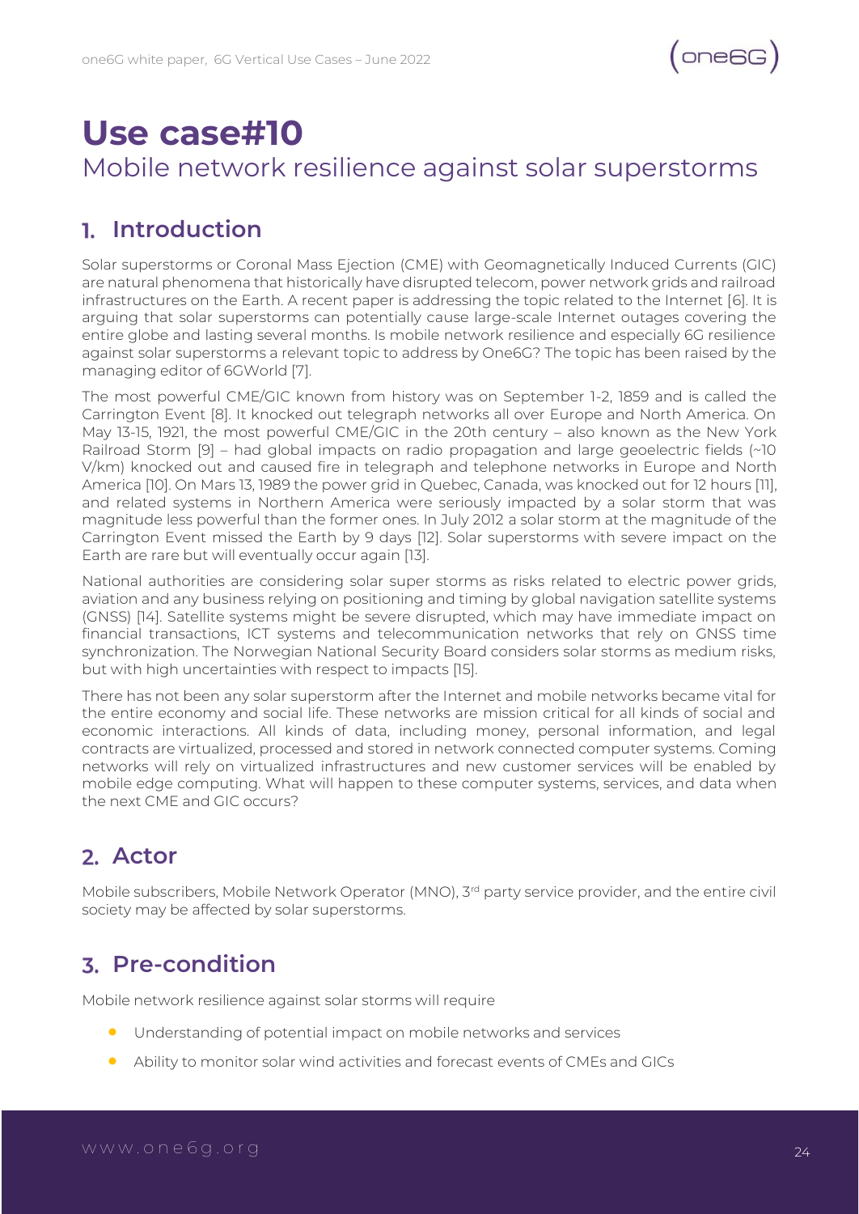# Use case#10

## Mobile network resilience against solar superstorms

## 1. Introduction

Solar superstorms or Coronal Mass Ejection (CME) with Geomagnetically Induced Currents (GIC) are natural phenomena that historically have disrupted telecom, power network grids and railroad infrastructures on the Earth. A recent paper is addressing the topic related to the Internet [6]. It is arguing that solar superstorms can potentially cause large-scale Internet outages covering the entire globe and lasting several months. Is mobile network resilience and especially 6G resilience against solar superstorms a relevant topic to address by One6G? The topic has been raised by the managing editor of 6GWorld [7].

The most powerful CME/GIC known from history was on September 1-2, 1859 and is called the Carrington Event [8]. It knocked out telegraph networks all over Europe and North America. On May 13-15, 1921, the most powerful CME/GIC in the 20th century – also known as the New York Railroad Storm [9] – had global impacts on radio propagation and large geoelectric fields (~10 V/km) knocked out and caused fire in telegraph and telephone networks in Europe and North America [10]. On Mars 13, 1989 the power grid in Quebec, Canada, was knocked out for 12 hours [11], and related systems in Northern America were seriously impacted by a solar storm that was magnitude less powerful than the former ones. In July 2012 a solar storm at the magnitude of the Carrington Event missed the Earth by 9 days [12]. Solar superstorms with severe impact on the Earth are rare but will eventually occur again [13].

National authorities are considering solar super storms as risks related to electric power grids, aviation and any business relying on positioning and timing by global navigation satellite systems (GNSS) [14]. Satellite systems might be severe disrupted, which may have immediate impact on financial transactions, ICT systems and telecommunication networks that rely on GNSS time synchronization. The Norwegian National Security Board considers solar storms as medium risks, but with high uncertainties with respect to impacts [15].

There has not been any solar superstorm after the Internet and mobile networks became vital for the entire economy and social life. These networks are mission critical for all kinds of social and economic interactions. All kinds of data, including money, personal information, and legal contracts are virtualized, processed and stored in network connected computer systems. Coming networks will rely on virtualized infrastructures and new customer services will be enabled by mobile edge computing. What will happen to these computer systems, services, and data when the next CME and GIC occurs?

## 2. Actor

Mobile subscribers, Mobile Network Operator (MNO), 3rd party service provider, and the entire civil society may be affected by solar superstorms.

## 3. Pre-condition

Mobile network resilience against solar storms will require

- Understanding of potential impact on mobile networks and services
- Ability to monitor solar wind activities and forecast events of CMEs and GICs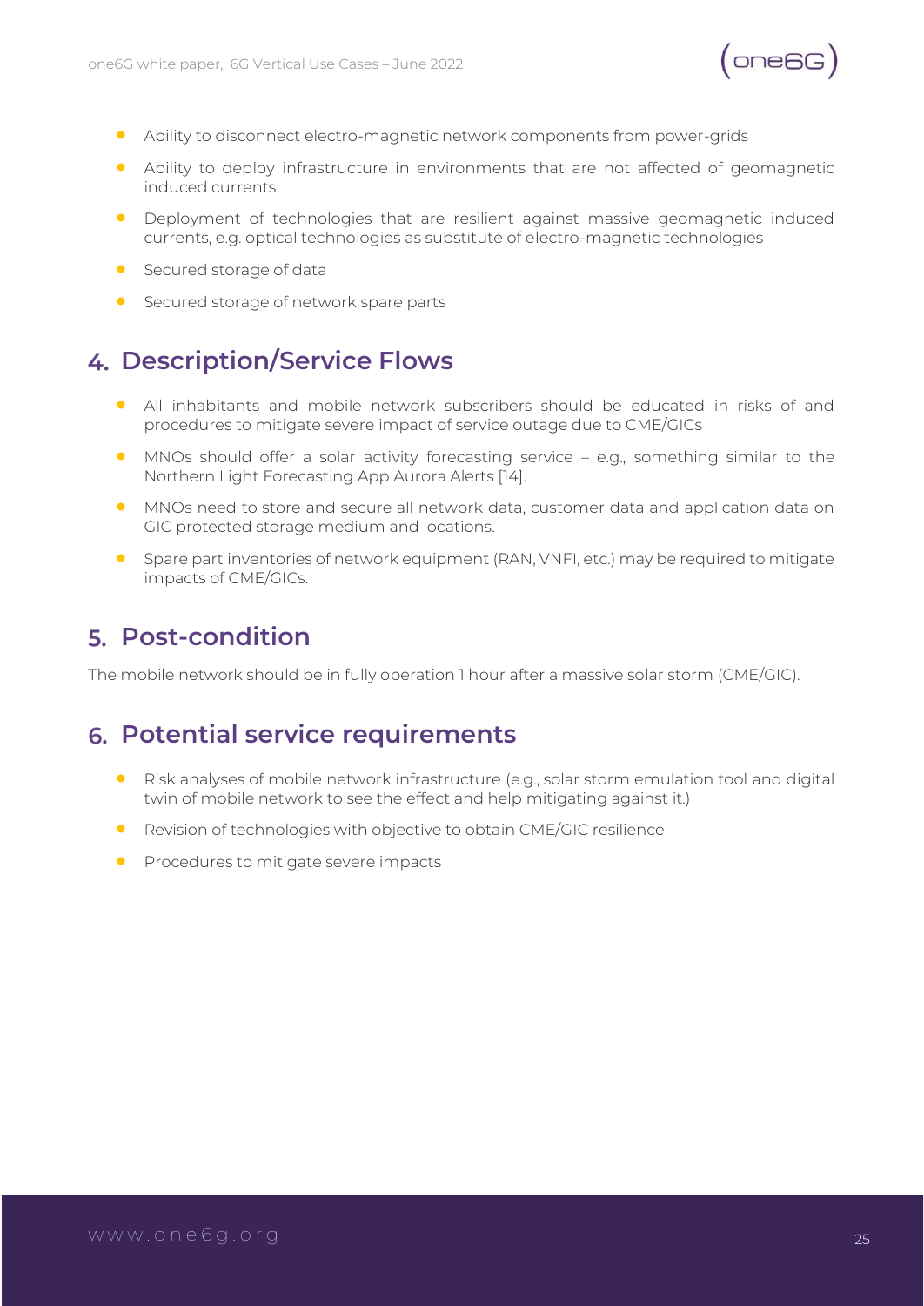- Ability to disconnect electro-magnetic network components from power-grids
- Ability to deploy infrastructure in environments that are not affected of geomagnetic induced currents
- Deployment of technologies that are resilient against massive geomagnetic induced currents, e.g. optical technologies as substitute of electro-magnetic technologies
- Secured storage of data
- Secured storage of network spare parts

## 4. Description/Service Flows

- All inhabitants and mobile network subscribers should be educated in risks of and procedures to mitigate severe impact of service outage due to CME/GICs
- MNOs should offer a solar activity forecasting service – e.g., something similar to the Northern Light Forecasting App Aurora Alerts [14].
- MNOs need to store and secure all network data, customer data and application data on GIC protected storage medium and locations.
- Spare part inventories of network equipment (RAN, VNFI, etc.) may be required to mitigate impacts of CME/GICs.

## 5. Post-condition

The mobile network should be in fully operation 1 hour after a massive solar storm (CME/GIC).

## 6. Potential service requirements

- Risk analyses of mobile network infrastructure (e.g., solar storm emulation tool and digital twin of mobile network to see the effect and help mitigating against it.)
- Revision of technologies with objective to obtain CME/GIC resilience
- Procedures to mitigate severe impacts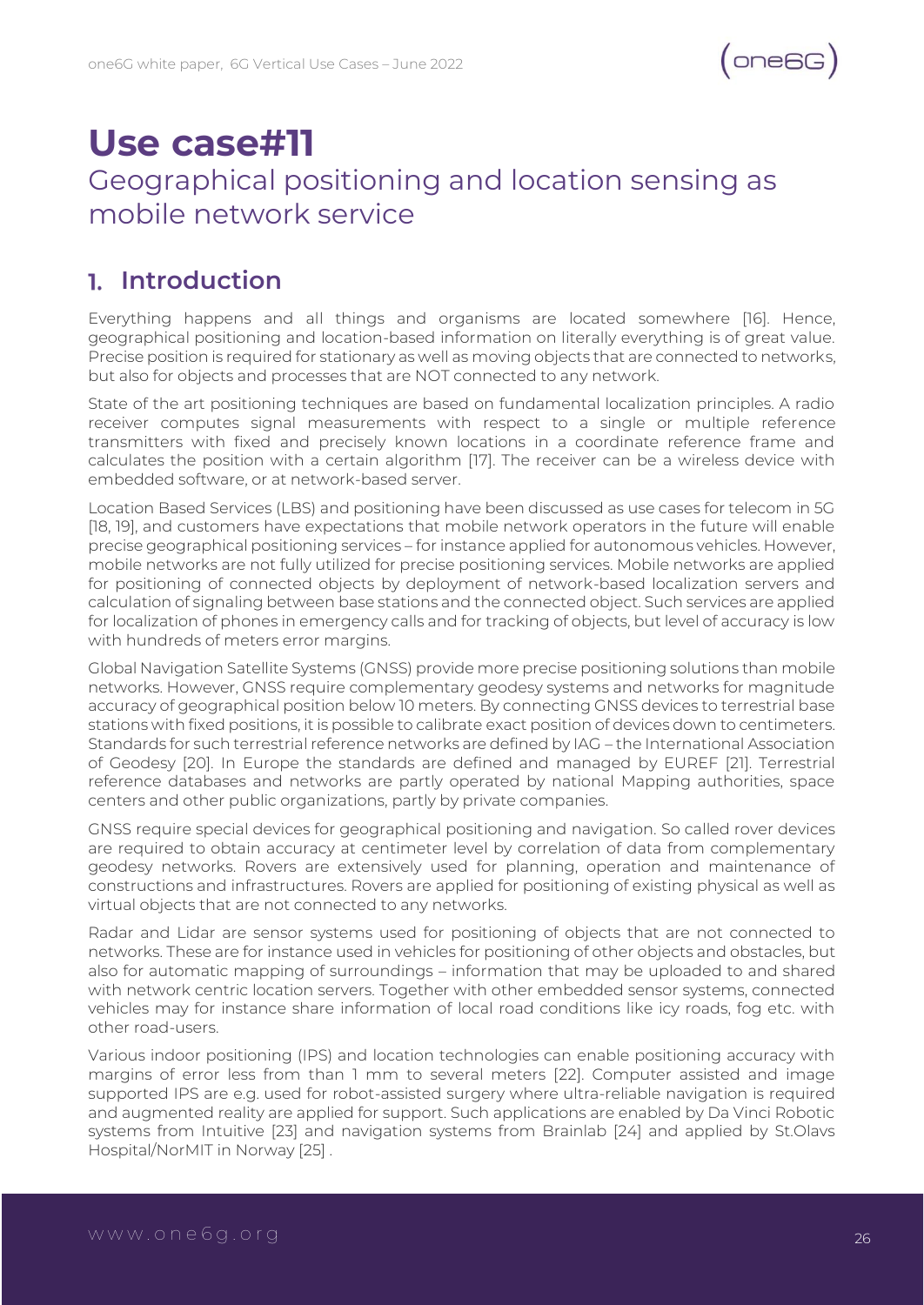# Use case#11

## Geographical positioning and location sensing as mobile network service

### 1. Introduction

Everything happens and all things and organisms are located somewhere [16]. Hence, geographical positioning and location-based information on literally everything is of great value. Precise position is required for stationary as well as moving objects that are connected to networks, but also for objects and processes that are NOT connected to any network.

State of the art positioning techniques are based on fundamental localization principles. A radio receiver computes signal measurements with respect to a single or multiple reference transmitters with fixed and precisely known locations in a coordinate reference frame and calculates the position with a certain algorithm [17]. The receiver can be a wireless device with embedded software, or at network-based server.

Location Based Services (LBS) and positioning have been discussed as use cases for telecom in 5G [18, 19], and customers have expectations that mobile network operators in the future will enable precise geographical positioning services – for instance applied for autonomous vehicles. However, mobile networks are not fully utilized for precise positioning services. Mobile networks are applied for positioning of connected objects by deployment of network-based localization servers and calculation of signaling between base stations and the connected object. Such services are applied for localization of phones in emergency calls and for tracking of objects, but level of accuracy is low with hundreds of meters error margins.

Global Navigation Satellite Systems (GNSS) provide more precise positioning solutions than mobile networks. However, GNSS require complementary geodesy systems and networks for magnitude accuracy of geographical position below 10 meters. By connecting GNSS devices to terrestrial base stations with fixed positions, it is possible to calibrate exact position of devices down to centimeters. Standards for such terrestrial reference networks are defined by IAG – the International Association of Geodesy [20]. In Europe the standards are defined and managed by EUREF [21]. Terrestrial reference databases and networks are partly operated by national Mapping authorities, space centers and other public organizations, partly by private companies.

GNSS require special devices for geographical positioning and navigation. So called rover devices are required to obtain accuracy at centimeter level by correlation of data from complementary geodesy networks. Rovers are extensively used for planning, operation and maintenance of constructions and infrastructures. Rovers are applied for positioning of existing physical as well as virtual objects that are not connected to any networks.

Radar and Lidar are sensor systems used for positioning of objects that are not connected to networks. These are for instance used in vehicles for positioning of other objects and obstacles, but also for automatic mapping of surroundings – information that may be uploaded to and shared with network centric location servers. Together with other embedded sensor systems, connected vehicles may for instance share information of local road conditions like icy roads, fog etc. with other road-users.

Various indoor positioning (IPS) and location technologies can enable positioning accuracy with margins of error less from than 1 mm to several meters [22]. Computer assisted and image supported IPS are e.g. used for robot-assisted surgery where ultra-reliable navigation is required and augmented reality are applied for support. Such applications are enabled by Da Vinci Robotic systems from Intuitive [23] and navigation systems from Brainlab [24] and applied by St.Olavs Hospital/NorMIT in Norway [25] .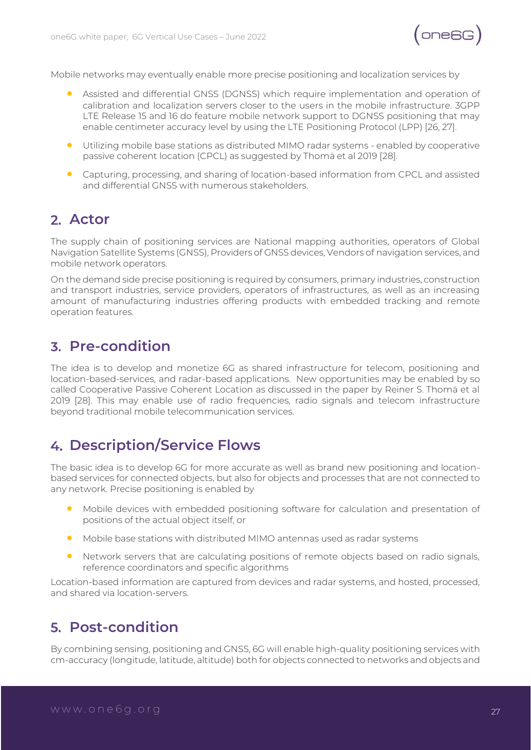Mobile networks may eventually enable more precise positioning and localization services by

- Assisted and differential GNSS (DGNSS) which require implementation and operation of calibration and localization servers closer to the users in the mobile infrastructure. 3GPP LTE Release 15 and 16 do feature mobile network support to DGNSS positioning that may enable centimeter accuracy level by using the LTE Positioning Protocol (LPP) [26, 27].
- Utilizing mobile base stations as distributed MIMO radar systems - enabled by cooperative passive coherent location (CPCL) as suggested by Thomä et al 2019 [28].
- Capturing, processing, and sharing of location-based information from CPCL and assisted and differential GNSS with numerous stakeholders.

## 2. Actor

The supply chain of positioning services are National mapping authorities, operators of Global Navigation Satellite Systems (GNSS), Providers of GNSS devices, Vendors of navigation services, and mobile network operators.

On the demand side precise positioning is required by consumers, primary industries, construction and transport industries, service providers, operators of infrastructures, as well as an increasing amount of manufacturing industries offering products with embedded tracking and remote operation features.

## 3. Pre-condition

The idea is to develop and monetize 6G as shared infrastructure for telecom, positioning and location-based-services, and radar-based applications. New opportunities may be enabled by so called Cooperative Passive Coherent Location as discussed in the paper by Reiner S. Thomä et al 2019 [28]. This may enable use of radio frequencies, radio signals and telecom infrastructure beyond traditional mobile telecommunication services.

## 4. Description/Service Flows

The basic idea is to develop 6G for more accurate as well as brand new positioning and location-based services for connected objects, but also for objects and processes that are not connected to any network. Precise positioning is enabled by

- Mobile devices with embedded positioning software for calculation and presentation of positions of the actual object itself, or
- Mobile base stations with distributed MIMO antennas used as radar systems
- Network servers that are calculating positions of remote objects based on radio signals, reference coordinators and specific algorithms

Location-based information are captured from devices and radar systems, and hosted, processed, and shared via location-servers.

## 5. Post-condition

By combining sensing, positioning and GNSS, 6G will enable high-quality positioning services with cm-accuracy (longitude, latitude, altitude) both for objects connected to networks and objects and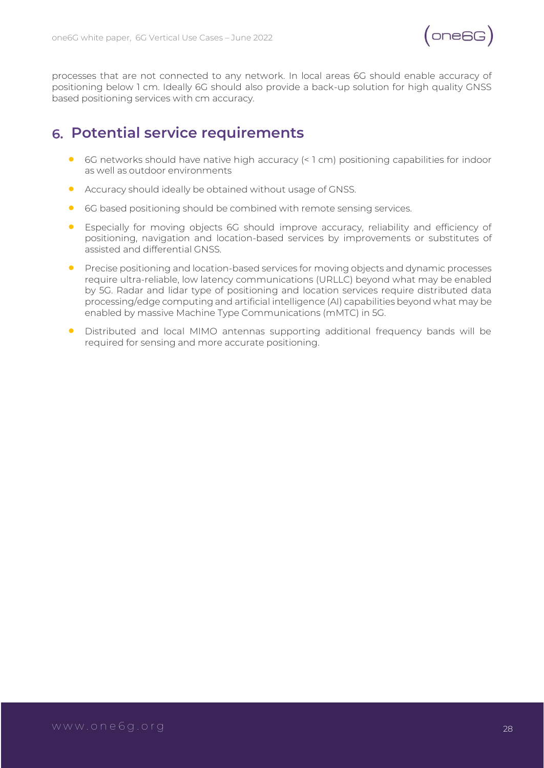processes that are not connected to any network. In local areas 6G should enable accuracy of positioning below 1 cm. Ideally 6G should also provide a back-up solution for high quality GNSS based positioning services with cm accuracy.

## 6. Potential service requirements

- 6G networks should have native high accuracy (< 1 cm) positioning capabilities for indoor as well as outdoor environments
- Accuracy should ideally be obtained without usage of GNSS.
- 6G based positioning should be combined with remote sensing services.
- Especially for moving objects 6G should improve accuracy, reliability and efficiency of positioning, navigation and location-based services by improvements or substitutes of assisted and differential GNSS.
- Precise positioning and location-based services for moving objects and dynamic processes require ultra-reliable, low latency communications (URLLC) beyond what may be enabled by 5G. Radar and lidar type of positioning and location services require distributed data processing/edge computing and artificial intelligence (AI) capabilities beyond what may be enabled by massive Machine Type Communications (mMTC) in 5G.
- Distributed and local MIMO antennas supporting additional frequency bands will be required for sensing and more accurate positioning.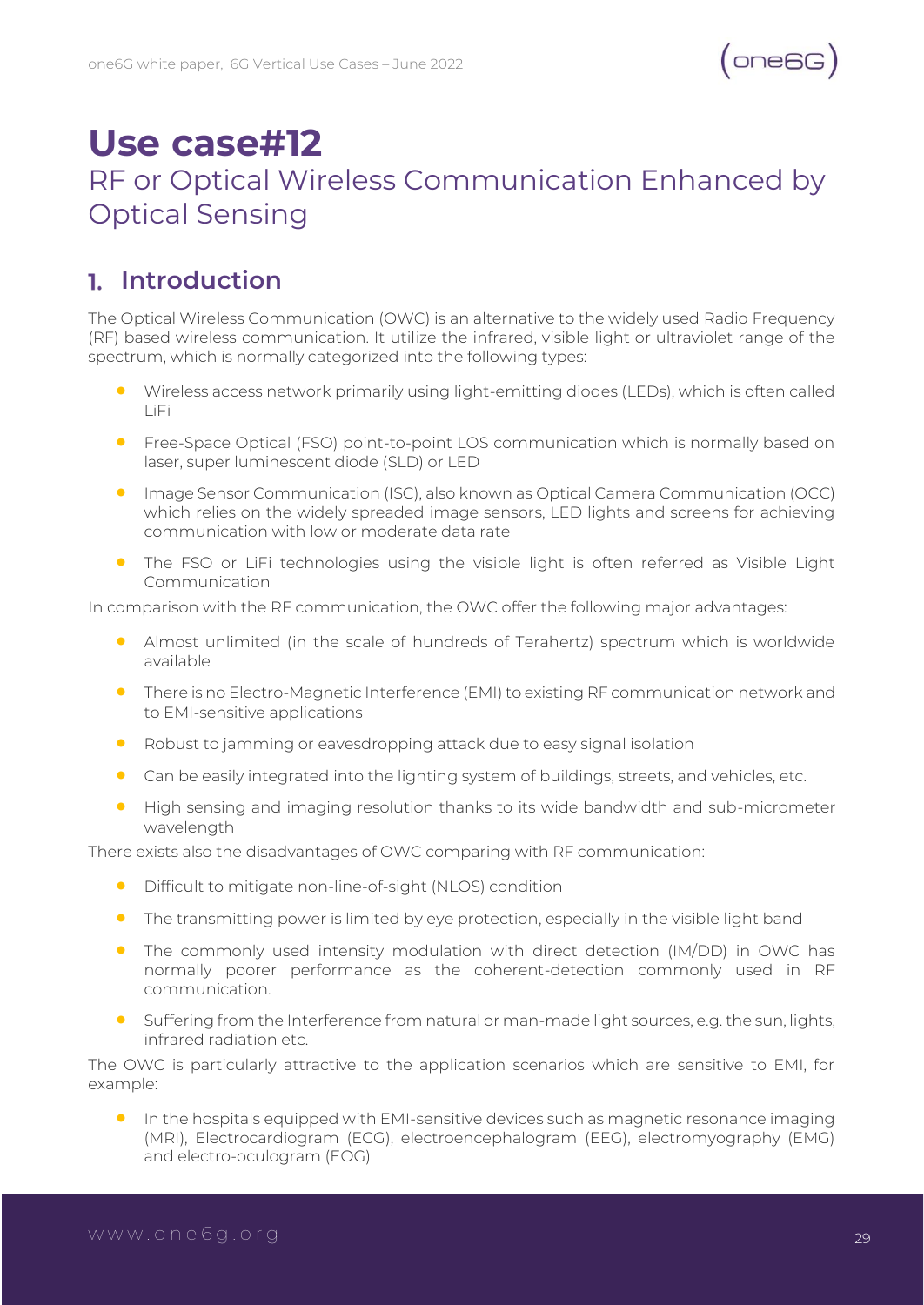# Use case#12

## RF or Optical Wireless Communication Enhanced by Optical Sensing

## 1. Introduction

The Optical Wireless Communication (OWC) is an alternative to the widely used Radio Frequency (RF) based wireless communication. It utilize the infrared, visible light or ultraviolet range of the spectrum, which is normally categorized into the following types:

- Wireless access network primarily using light-emitting diodes (LEDs), which is often called LiFi
- Free-Space Optical (FSO) point-to-point LOS communication which is normally based on laser, super luminescent diode (SLD) or LED
- Image Sensor Communication (ISC), also known as Optical Camera Communication (OCC) which relies on the widely spreaded image sensors, LED lights and screens for achieving communication with low or moderate data rate
- The FSO or LiFi technologies using the visible light is often referred as Visible Light Communication

In comparison with the RF communication, the OWC offer the following major advantages:

- Almost unlimited (in the scale of hundreds of Terahertz) spectrum which is worldwide available
- There is no Electro-Magnetic Interference (EMI) to existing RF communication network and to EMI-sensitive applications
- Robust to jamming or eavesdropping attack due to easy signal isolation
- Can be easily integrated into the lighting system of buildings, streets, and vehicles, etc.
- High sensing and imaging resolution thanks to its wide bandwidth and sub-micrometer wavelength

There exists also the disadvantages of OWC comparing with RF communication:

- Difficult to mitigate non-line-of-sight (NLOS) condition
- The transmitting power is limited by eye protection, especially in the visible light band
- The commonly used intensity modulation with direct detection (IM/DD) in OWC has normally poorer performance as the coherent-detection commonly used in RF communication.
- Suffering from the Interference from natural or man-made light sources, e.g. the sun, lights, infrared radiation etc.

The OWC is particularly attractive to the application scenarios which are sensitive to EMI, for example:

- In the hospitals equipped with EMI-sensitive devices such as magnetic resonance imaging (MRI), Electrocardiogram (ECG), electroencephalogram (EEG), electromyography (EMG) and electro-oculogram (EOG)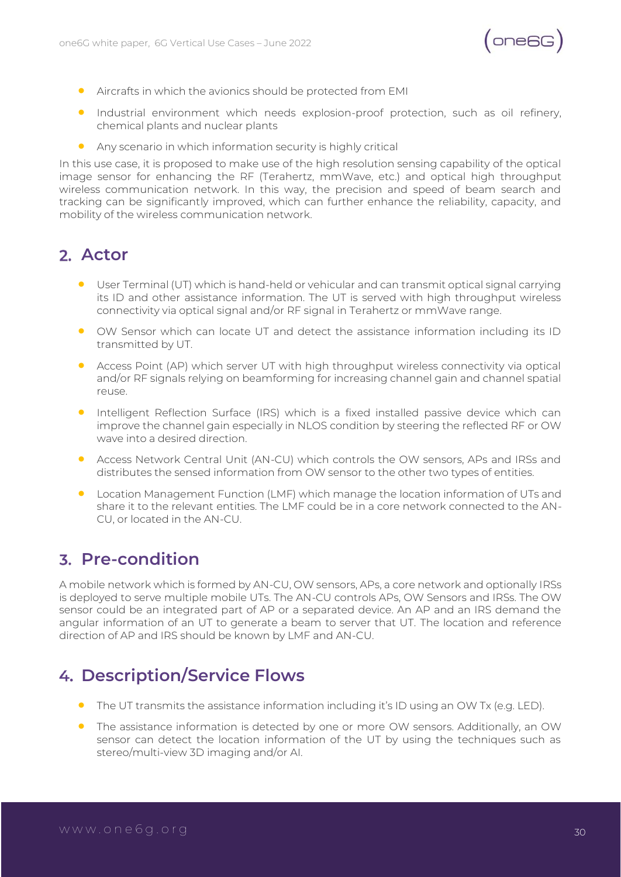- Aircrafts in which the avionics should be protected from EMI
- Industrial environment which needs explosion-proof protection, such as oil refinery, chemical plants and nuclear plants
- Any scenario in which information security is highly critical

In this use case, it is proposed to make use of the high resolution sensing capability of the optical image sensor for enhancing the RF (Terahertz, mmWave, etc.) and optical high throughput wireless communication network. In this way, the precision and speed of beam search and tracking can be significantly improved, which can further enhance the reliability, capacity, and mobility of the wireless communication network.

## 2. Actor

- User Terminal (UT) which is hand-held or vehicular and can transmit optical signal carrying its ID and other assistance information. The UT is served with high throughput wireless connectivity via optical signal and/or RF signal in Terahertz or mmWave range.
- OW Sensor which can locate UT and detect the assistance information including its ID transmitted by UT.
- Access Point (AP) which server UT with high throughput wireless connectivity via optical and/or RF signals relying on beamforming for increasing channel gain and channel spatial reuse.
- Intelligent Reflection Surface (IRS) which is a fixed installed passive device which can improve the channel gain especially in NLOS condition by steering the reflected RF or OW wave into a desired direction.
- Access Network Central Unit (AN-CU) which controls the OW sensors, APs and IRSs and distributes the sensed information from OW sensor to the other two types of entities.
- Location Management Function (LMF) which manage the location information of UTs and share it to the relevant entities. The LMF could be in a core network connected to the AN-CU, or located in the AN-CU.

## 3. Pre-condition

A mobile network which is formed by AN-CU, OW sensors, APs, a core network and optionally IRSs is deployed to serve multiple mobile UTs. The AN-CU controls APs, OW Sensors and IRSs. The OW sensor could be an integrated part of AP or a separated device. An AP and an IRS demand the angular information of an UT to generate a beam to server that UT. The location and reference direction of AP and IRS should be known by LMF and AN-CU.

## 4. Description/Service Flows

- The UT transmits the assistance information including it's ID using an OW Tx (e.g. LED).
- The assistance information is detected by one or more OW sensors. Additionally, an OW sensor can detect the location information of the UT by using the techniques such as stereo/multi-view 3D imaging and/or AI.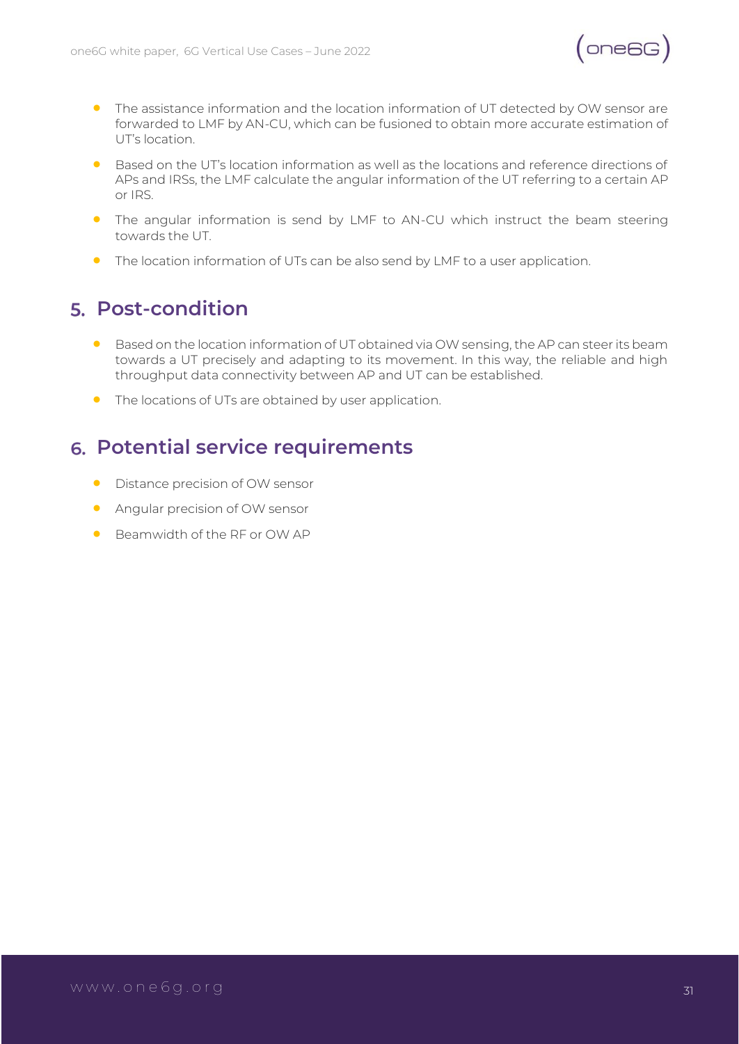- The assistance information and the location information of UT detected by OW sensor are forwarded to LMF by AN-CU, which can be fusioned to obtain more accurate estimation of UT's location.
- Based on the UT's location information as well as the locations and reference directions of APs and IRSs, the LMF calculate the angular information of the UT referring to a certain AP or IRS.
- The angular information is send by LMF to AN-CU which instruct the beam steering towards the UT.
- The location information of UTs can be also send by LMF to a user application.

## 5. Post-condition

- Based on the location information of UT obtained via OW sensing, the AP can steer its beam towards a UT precisely and adapting to its movement. In this way, the reliable and high throughput data connectivity between AP and UT can be established.
- The locations of UTs are obtained by user application.

## 6. Potential service requirements

- Distance precision of OW sensor
- Angular precision of OW sensor
- Beamwidth of the RF or OW AP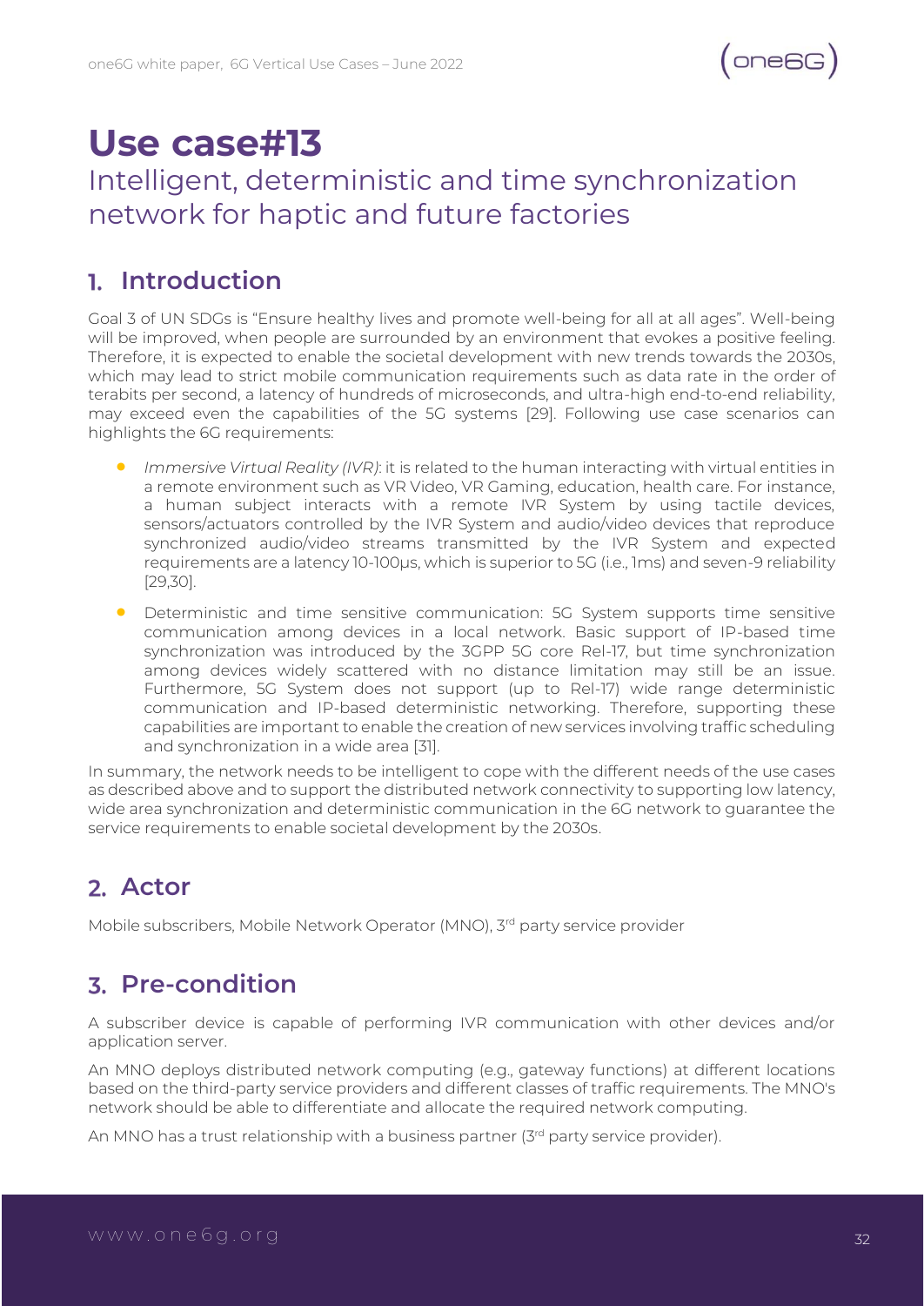# Use case#13

## Intelligent, deterministic and time synchronization network for haptic and future factories

## 1. Introduction

Goal 3 of UN SDGs is "Ensure healthy lives and promote well-being for all at all ages". Well-being will be improved, when people are surrounded by an environment that evokes a positive feeling. Therefore, it is expected to enable the societal development with new trends towards the 2030s, which may lead to strict mobile communication requirements such as data rate in the order of terabits per second, a latency of hundreds of microseconds, and ultra-high end-to-end reliability, may exceed even the capabilities of the 5G systems [29]. Following use case scenarios can highlights the 6G requirements:

- *Immersive Virtual Reality (IVR)*: it is related to the human interacting with virtual entities in a remote environment such as VR Video, VR Gaming, education, health care. For instance, a human subject interacts with a remote IVR System by using tactile devices, sensors/actuators controlled by the IVR System and audio/video devices that reproduce synchronized audio/video streams transmitted by the IVR System and expected requirements are a latency 10-100μs, which is superior to 5G (i.e., 1ms) and seven-9 reliability [29,30].
- Deterministic and time sensitive communication: 5G System supports time sensitive communication among devices in a local network. Basic support of IP-based time synchronization was introduced by the 3GPP 5G core Rel-17, but time synchronization among devices widely scattered with no distance limitation may still be an issue. Furthermore, 5G System does not support (up to Rel-17) wide range deterministic communication and IP-based deterministic networking. Therefore, supporting these capabilities are important to enable the creation of new services involving traffic scheduling and synchronization in a wide area [31].

In summary, the network needs to be intelligent to cope with the different needs of the use cases as described above and to support the distributed network connectivity to supporting low latency, wide area synchronization and deterministic communication in the 6G network to guarantee the service requirements to enable societal development by the 2030s.

## 2. Actor

Mobile subscribers, Mobile Network Operator (MNO), 3rd party service provider

## 3. Pre-condition

A subscriber device is capable of performing IVR communication with other devices and/or application server.

An MNO deploys distributed network computing (e.g., gateway functions) at different locations based on the third-party service providers and different classes of traffic requirements. The MNO's network should be able to differentiate and allocate the required network computing.

An MNO has a trust relationship with a business partner (3rd party service provider).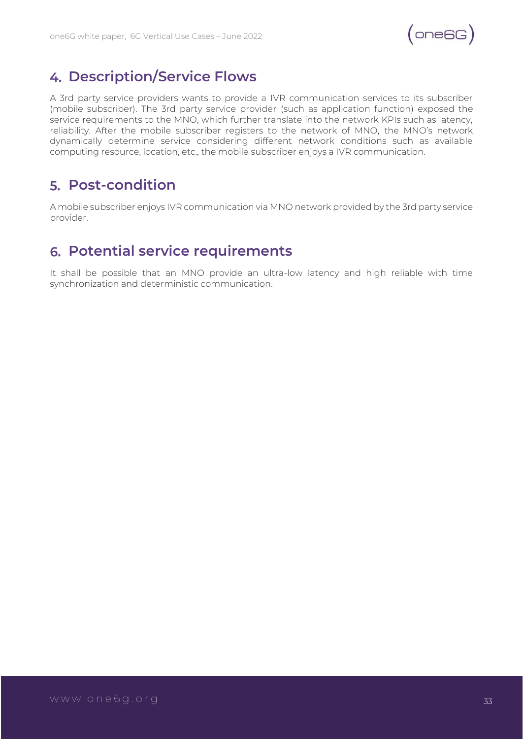## 4. Description/Service Flows

A 3rd party service providers wants to provide a IVR communication services to its subscriber (mobile subscriber). The 3rd party service provider (such as application function) exposed the service requirements to the MNO, which further translate into the network KPIs such as latency, reliability. After the mobile subscriber registers to the network of MNO, the MNO's network dynamically determine service considering different network conditions such as available computing resource, location, etc., the mobile subscriber enjoys a IVR communication.

## 5. Post-condition

A mobile subscriber enjoys IVR communication via MNO network provided by the 3rd party service provider.

## 6. Potential service requirements

It shall be possible that an MNO provide an ultra-low latency and high reliable with time synchronization and deterministic communication.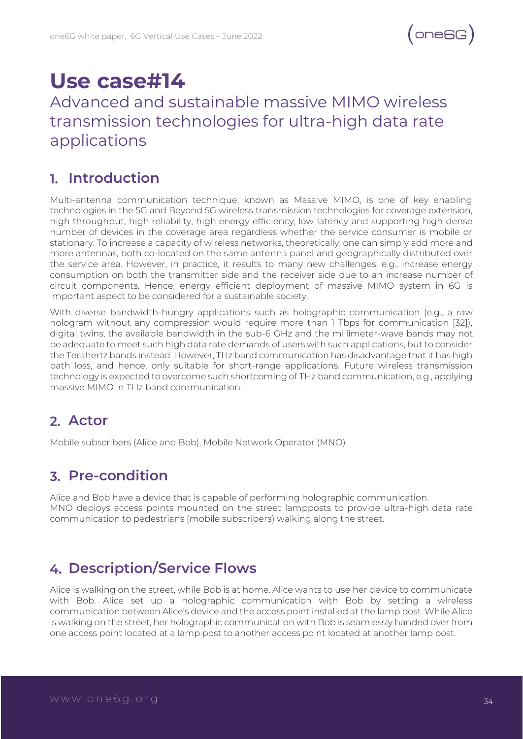# Use case#14

## Advanced and sustainable massive MIMO wireless transmission technologies for ultra-high data rate applications

## 1. Introduction

Multi-antenna communication technique, known as Massive MIMO, is one of key enabling technologies in the 5G and Beyond 5G wireless transmission technologies for coverage extension, high throughput, high reliability, high energy efficiency, low latency and supporting high dense number of devices in the coverage area regardless whether the service consumer is mobile or stationary. To increase a capacity of wireless networks, theoretically, one can simply add more and more antennas, both co-located on the same antenna panel and geographically distributed over the service area. However, in practice, it results to many new challenges, e.g., increase energy consumption on both the transmitter side and the receiver side due to an increase number of circuit components. Hence, energy efficient deployment of massive MIMO system in 6G is important aspect to be considered for a sustainable society.

With diverse bandwidth-hungry applications such as holographic communication (e.g., a raw hologram without any compression would require more than 1 Tbps for communication [32]), digital twins, the available bandwidth in the sub-6 GHz and the millimeter-wave bands may not be adequate to meet such high data rate demands of users with such applications, but to consider the Terahertz bands instead. However, THz band communication has disadvantage that it has high path loss, and hence, only suitable for short-range applications. Future wireless transmission technology is expected to overcome such shortcoming of THz band communication, e.g., applying massive MIMO in THz band communication.

## 2. Actor

Mobile subscribers (Alice and Bob), Mobile Network Operator (MNO)

## 3. Pre-condition

Alice and Bob have a device that is capable of performing holographic communication.
MNO deploys access points mounted on the street lampposts to provide ultra-high data rate communication to pedestrians (mobile subscribers) walking along the street.

## 4. Description/Service Flows

Alice is walking on the street, while Bob is at home. Alice wants to use her device to communicate with Bob. Alice set up a holographic communication with Bob by setting a wireless communication between Alice's device and the access point installed at the lamp post. While Alice is walking on the street, her holographic communication with Bob is seamlessly handed over from one access point located at a lamp post to another access point located at another lamp post.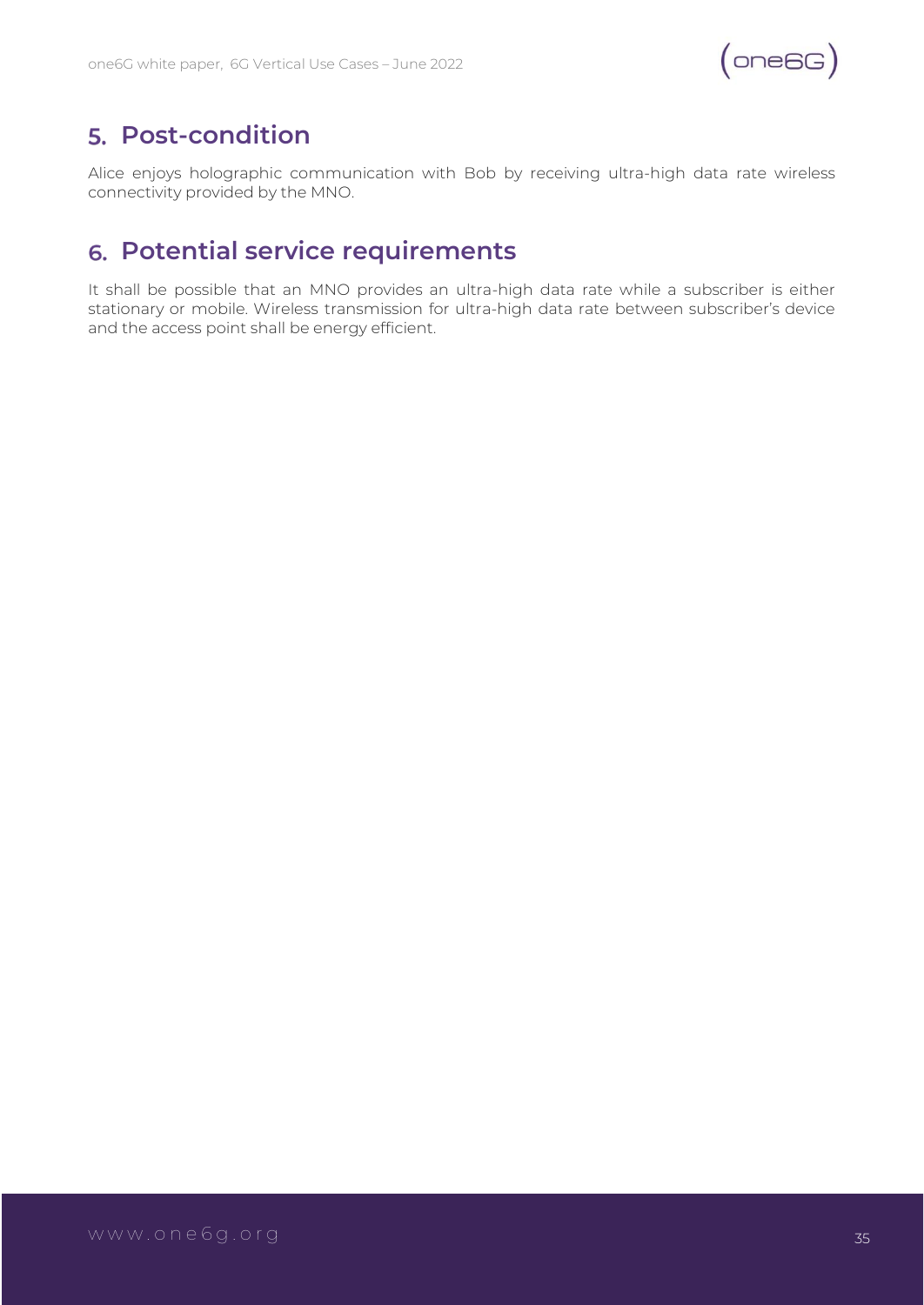## 5. Post-condition

Alice enjoys holographic communication with Bob by receiving ultra-high data rate wireless connectivity provided by the MNO.

## 6. Potential service requirements

It shall be possible that an MNO provides an ultra-high data rate while a subscriber is either stationary or mobile. Wireless transmission for ultra-high data rate between subscriber's device and the access point shall be energy efficient.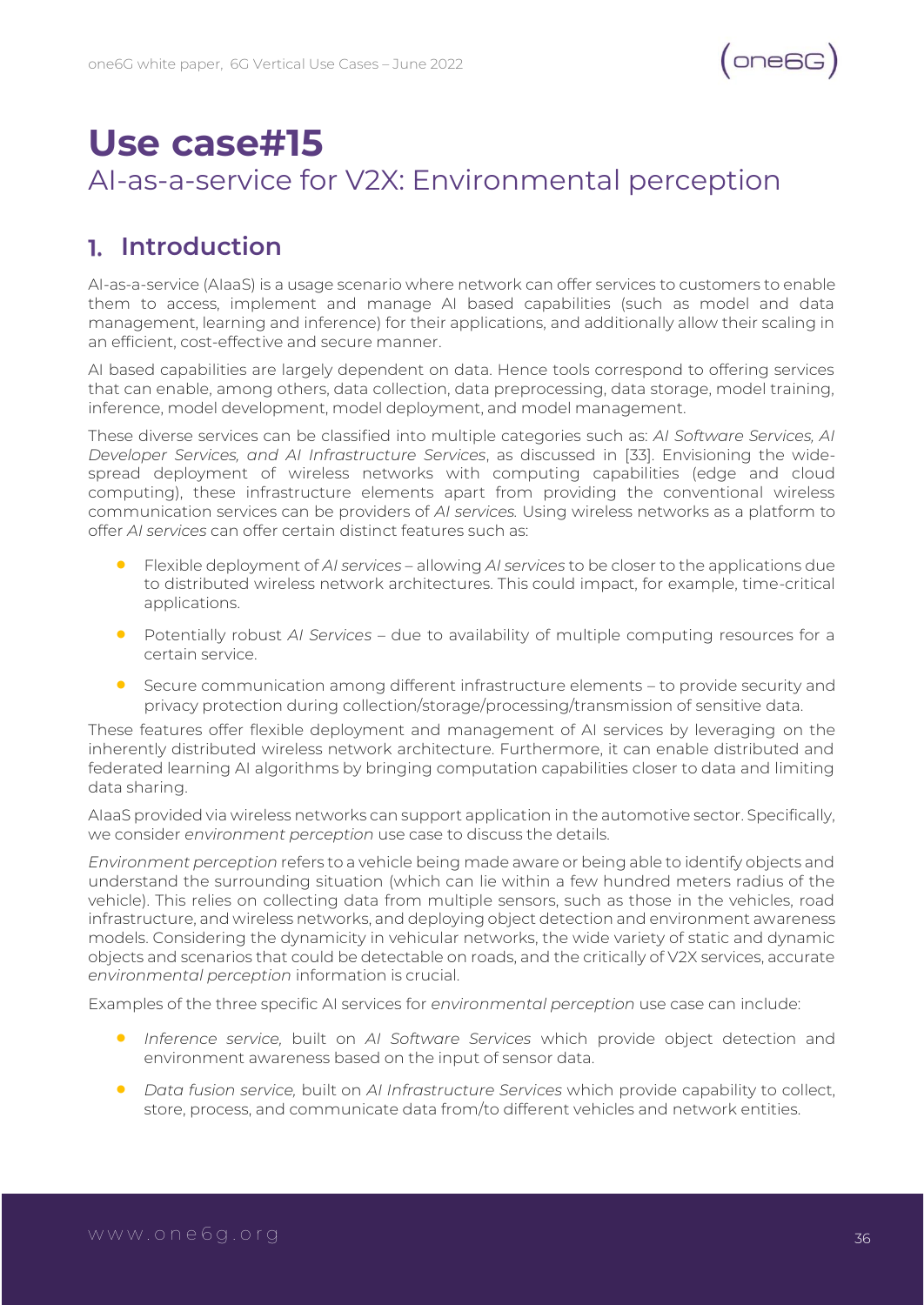# Use case#15

## AI-as-a-service for V2X: Environmental perception

## 1. Introduction

AI-as-a-service (AIaaS) is a usage scenario where network can offer services to customers to enable them to access, implement and manage AI based capabilities (such as model and data management, learning and inference) for their applications, and additionally allow their scaling in an efficient, cost-effective and secure manner.

AI based capabilities are largely dependent on data. Hence tools correspond to offering services that can enable, among others, data collection, data preprocessing, data storage, model training, inference, model development, model deployment, and model management.

These diverse services can be classified into multiple categories such as: *AI Software Services, AI Developer Services, and AI Infrastructure Services*, as discussed in [33]. Envisioning the wide-spread deployment of wireless networks with computing capabilities (edge and cloud computing), these infrastructure elements apart from providing the conventional wireless communication services can be providers of *AI services.* Using wireless networks as a platform to offer *AI services* can offer certain distinct features such as:

- Flexible deployment of *AI services* – allowing *AI services* to be closer to the applications due to distributed wireless network architectures. This could impact, for example, time-critical applications.
- Potentially robust *AI Services* – due to availability of multiple computing resources for a certain service.
- Secure communication among different infrastructure elements – to provide security and privacy protection during collection/storage/processing/transmission of sensitive data.

These features offer flexible deployment and management of AI services by leveraging on the inherently distributed wireless network architecture. Furthermore, it can enable distributed and federated learning AI algorithms by bringing computation capabilities closer to data and limiting data sharing.

AIaaS provided via wireless networks can support application in the automotive sector. Specifically, we consider *environment perception* use case to discuss the details.

*Environment perception* refers to a vehicle being made aware or being able to identify objects and understand the surrounding situation (which can lie within a few hundred meters radius of the vehicle). This relies on collecting data from multiple sensors, such as those in the vehicles, road infrastructure, and wireless networks, and deploying object detection and environment awareness models. Considering the dynamicity in vehicular networks, the wide variety of static and dynamic objects and scenarios that could be detectable on roads, and the critically of V2X services, accurate *environmental perception* information is crucial.

Examples of the three specific AI services for *environmental perception* use case can include:

- *Inference service,* built on *AI Software Services* which provide object detection and environment awareness based on the input of sensor data.
- *Data fusion service,* built on *AI Infrastructure Services* which provide capability to collect, store, process, and communicate data from/to different vehicles and network entities.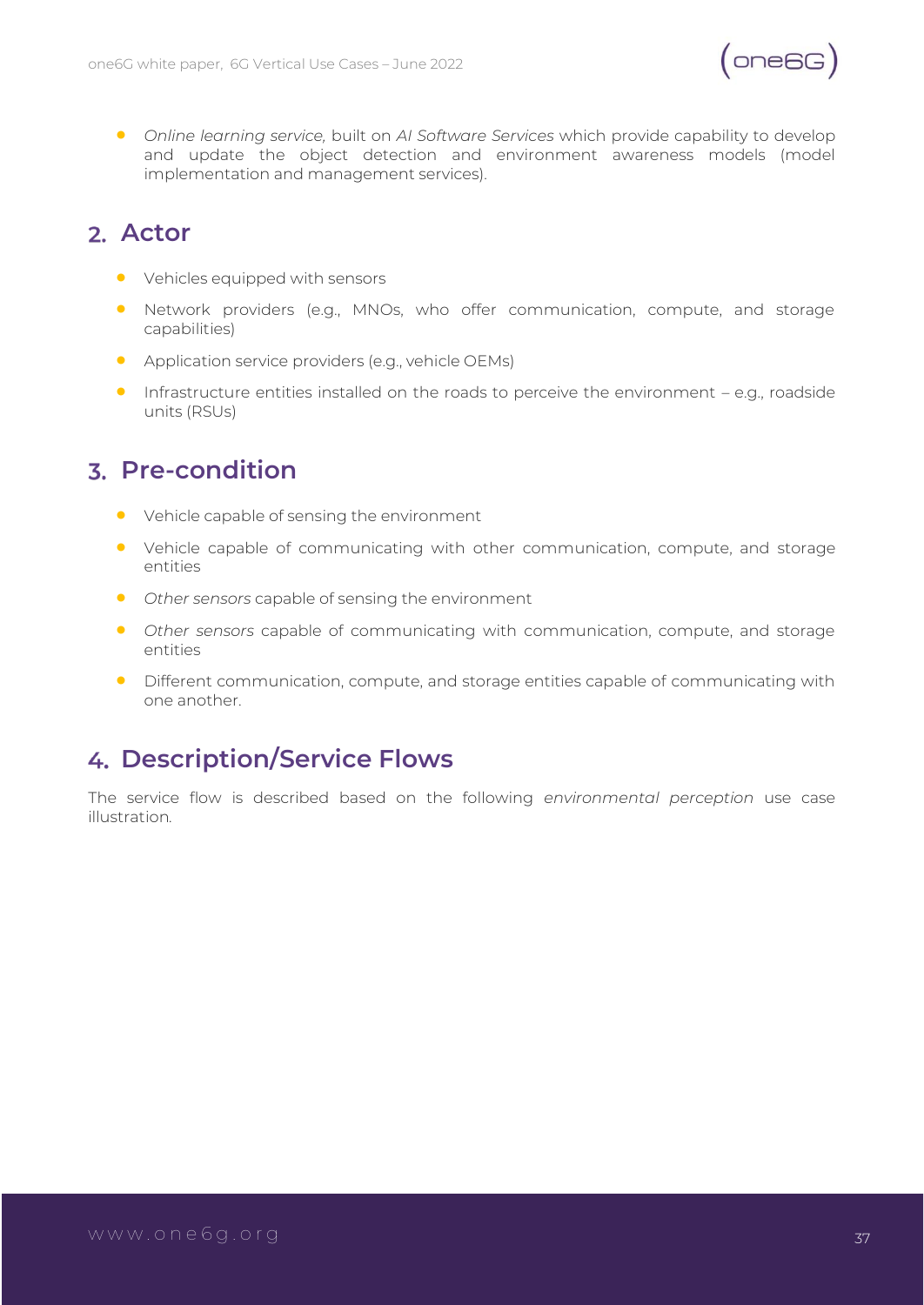- *Online learning service,* built on *AI Software Services* which provide capability to develop and update the object detection and environment awareness models (model implementation and management services).

## 2. Actor

- Vehicles equipped with sensors
- Network providers (e.g., MNOs, who offer communication, compute, and storage capabilities)
- Application service providers (e.g., vehicle OEMs)
- Infrastructure entities installed on the roads to perceive the environment – e.g., roadside units (RSUs)

## 3. Pre-condition

- Vehicle capable of sensing the environment
- Vehicle capable of communicating with other communication, compute, and storage entities
- *Other sensors* capable of sensing the environment
- *Other sensors* capable of communicating with communication, compute, and storage entities
- Different communication, compute, and storage entities capable of communicating with one another.

## 4. Description/Service Flows

The service flow is described based on the following *environmental perception* use case illustration.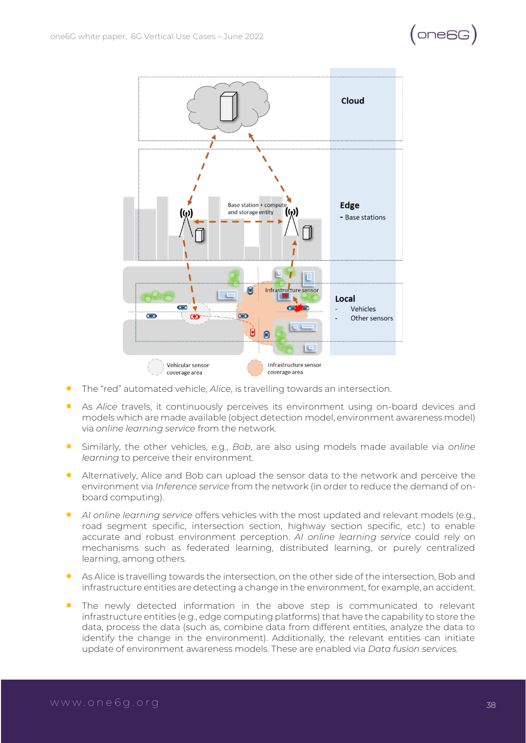- The "red" automated vehicle, *Alice*, is travelling towards an intersection.
- As *Alice* travels, it continuously perceives its environment using on-board devices and models which are made available (object detection model, environment awareness model) via *online learning service* from the network.
- Similarly, the other vehicles, e.g., *Bob*, are also using models made available via *online learning* to perceive their environment.
- Alternatively, Alice and Bob can upload the sensor data to the network and perceive the environment via *Inference service* from the network (in order to reduce the demand of on-board computing).
- *AI online learning service* offers vehicles with the most updated and relevant models (e.g., road segment specific, intersection section, highway section specific, etc.) to enable accurate and robust environment perception. *AI online learning service* could rely on mechanisms such as federated learning, distributed learning, or purely centralized learning, among others.
- As Alice is travelling towards the intersection, on the other side of the intersection, Bob and infrastructure entities are detecting a change in the environment, for example, an accident.
- The newly detected information in the above step is communicated to relevant infrastructure entities (e.g., edge computing platforms) that have the capability to store the data, process the data (such as, combine data from different entities, analyze the data to identify the change in the environment). Additionally, the relevant entities can initiate update of environment awareness models. These are enabled via *Data fusion services.*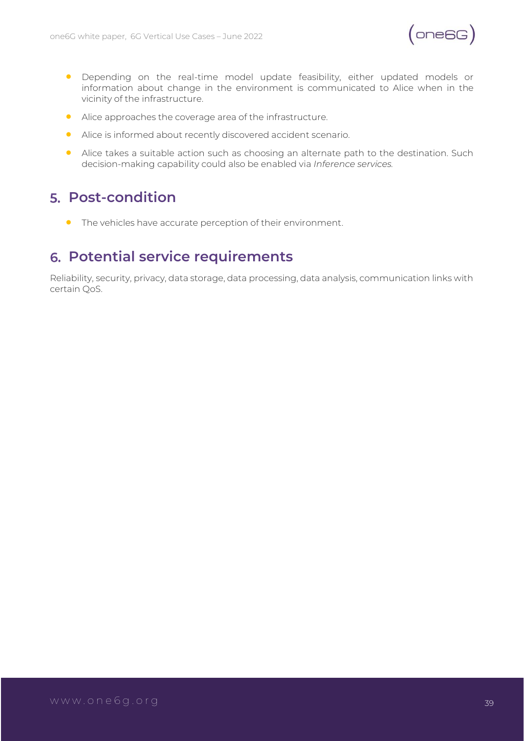- Depending on the real-time model update feasibility, either updated models or information about change in the environment is communicated to Alice when in the vicinity of the infrastructure.
- Alice approaches the coverage area of the infrastructure.
- Alice is informed about recently discovered accident scenario.
- Alice takes a suitable action such as choosing an alternate path to the destination. Such decision-making capability could also be enabled via *Inference services.*

## 5. Post-condition

- The vehicles have accurate perception of their environment.

## 6. Potential service requirements

Reliability, security, privacy, data storage, data processing, data analysis, communication links with certain QoS.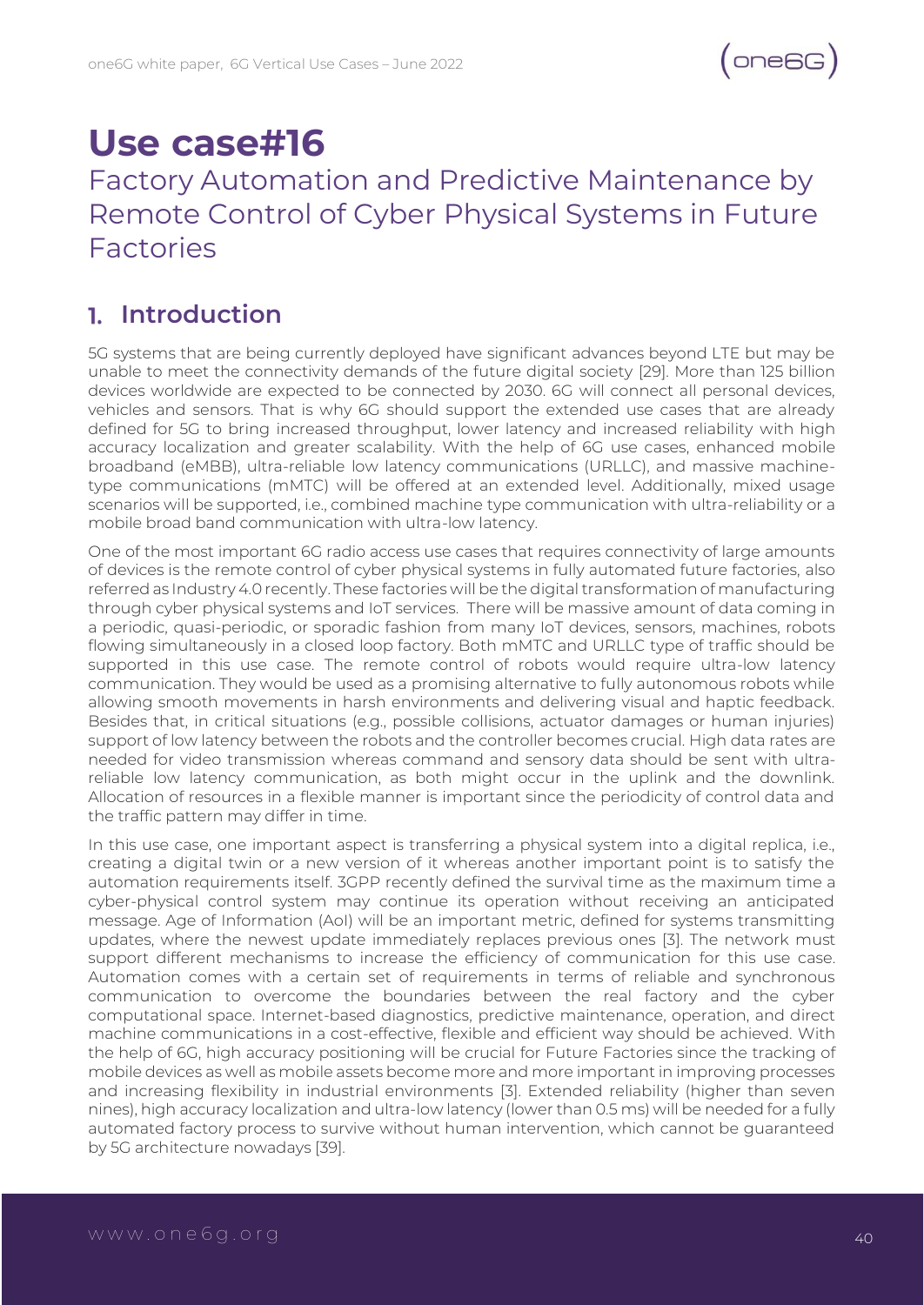# Use case#16

## Factory Automation and Predictive Maintenance by Remote Control of Cyber Physical Systems in Future Factories

## 1. Introduction

5G systems that are being currently deployed have significant advances beyond LTE but may be unable to meet the connectivity demands of the future digital society [29]. More than 125 billion devices worldwide are expected to be connected by 2030. 6G will connect all personal devices, vehicles and sensors. That is why 6G should support the extended use cases that are already defined for 5G to bring increased throughput, lower latency and increased reliability with high accuracy localization and greater scalability. With the help of 6G use cases, enhanced mobile broadband (eMBB), ultra-reliable low latency communications (URLLC), and massive machine-type communications (mMTC) will be offered at an extended level. Additionally, mixed usage scenarios will be supported, i.e., combined machine type communication with ultra-reliability or a mobile broad band communication with ultra-low latency.

One of the most important 6G radio access use cases that requires connectivity of large amounts of devices is the remote control of cyber physical systems in fully automated future factories, also referred as Industry 4.0 recently. These factories will be the digital transformation of manufacturing through cyber physical systems and IoT services. There will be massive amount of data coming in a periodic, quasi-periodic, or sporadic fashion from many IoT devices, sensors, machines, robots flowing simultaneously in a closed loop factory. Both mMTC and URLLC type of traffic should be supported in this use case. The remote control of robots would require ultra-low latency communication. They would be used as a promising alternative to fully autonomous robots while allowing smooth movements in harsh environments and delivering visual and haptic feedback. Besides that, in critical situations (e.g., possible collisions, actuator damages or human injuries) support of low latency between the robots and the controller becomes crucial. High data rates are needed for video transmission whereas command and sensory data should be sent with ultra-reliable low latency communication, as both might occur in the uplink and the downlink. Allocation of resources in a flexible manner is important since the periodicity of control data and the traffic pattern may differ in time.

In this use case, one important aspect is transferring a physical system into a digital replica, i.e., creating a digital twin or a new version of it whereas another important point is to satisfy the automation requirements itself. 3GPP recently defined the survival time as the maximum time a cyber-physical control system may continue its operation without receiving an anticipated message. Age of Information (AoI) will be an important metric, defined for systems transmitting updates, where the newest update immediately replaces previous ones [3]. The network must support different mechanisms to increase the efficiency of communication for this use case. Automation comes with a certain set of requirements in terms of reliable and synchronous communication to overcome the boundaries between the real factory and the cyber computational space. Internet-based diagnostics, predictive maintenance, operation, and direct machine communications in a cost-effective, flexible and efficient way should be achieved. With the help of 6G, high accuracy positioning will be crucial for Future Factories since the tracking of mobile devices as well as mobile assets become more and more important in improving processes and increasing flexibility in industrial environments [3]. Extended reliability (higher than seven nines), high accuracy localization and ultra-low latency (lower than 0.5 ms) will be needed for a fully automated factory process to survive without human intervention, which cannot be guaranteed by 5G architecture nowadays [39].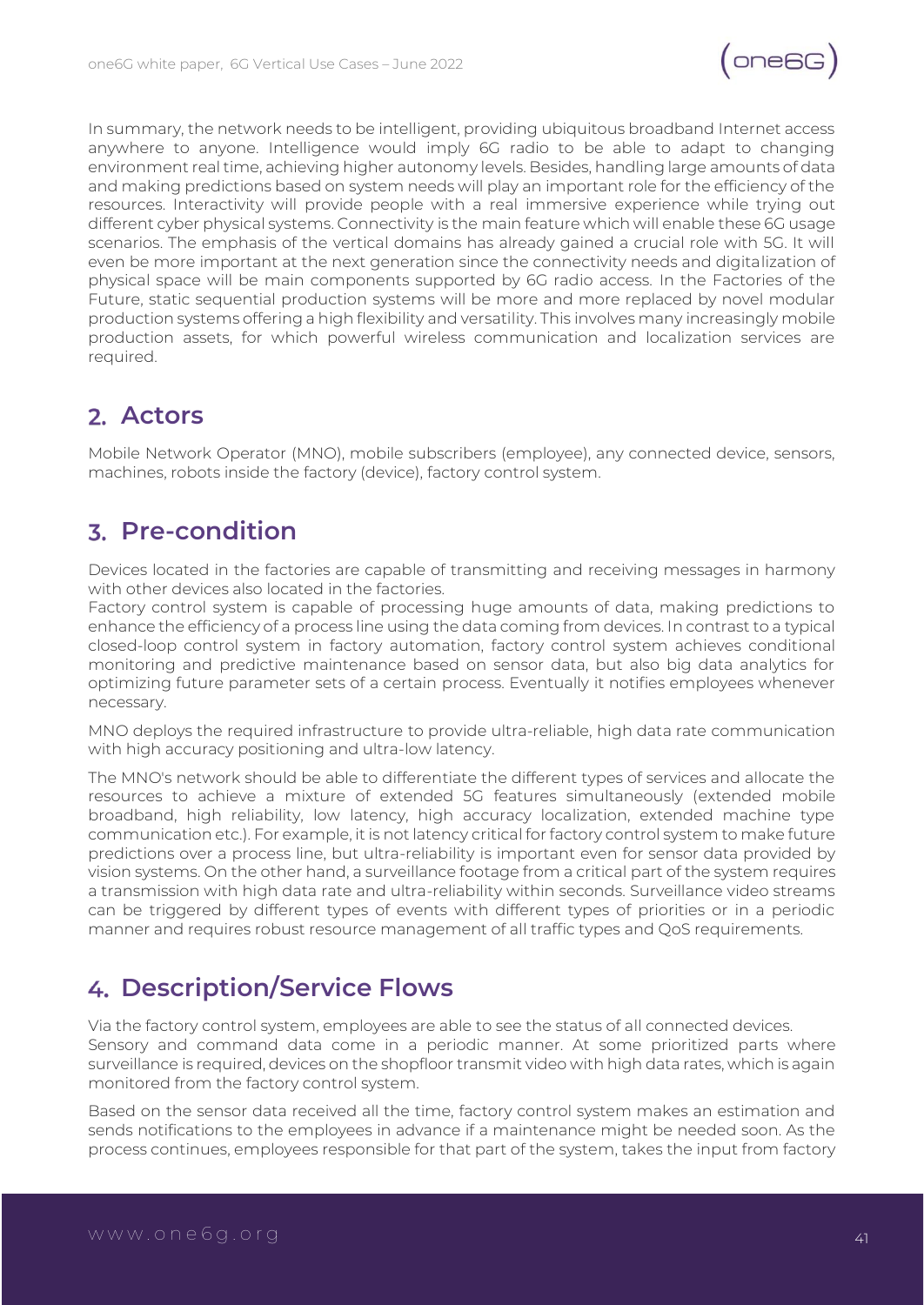In summary, the network needs to be intelligent, providing ubiquitous broadband Internet access anywhere to anyone. Intelligence would imply 6G radio to be able to adapt to changing environment real time, achieving higher autonomy levels. Besides, handling large amounts of data and making predictions based on system needs will play an important role for the efficiency of the resources. Interactivity will provide people with a real immersive experience while trying out different cyber physical systems. Connectivity is the main feature which will enable these 6G usage scenarios. The emphasis of the vertical domains has already gained a crucial role with 5G. It will even be more important at the next generation since the connectivity needs and digitalization of physical space will be main components supported by 6G radio access. In the Factories of the Future, static sequential production systems will be more and more replaced by novel modular production systems offering a high flexibility and versatility. This involves many increasingly mobile production assets, for which powerful wireless communication and localization services are required.

## 2. Actors

Mobile Network Operator (MNO), mobile subscribers (employee), any connected device, sensors, machines, robots inside the factory (device), factory control system.

## 3. Pre-condition

Devices located in the factories are capable of transmitting and receiving messages in harmony with other devices also located in the factories.
Factory control system is capable of processing huge amounts of data, making predictions to enhance the efficiency of a process line using the data coming from devices. In contrast to a typical closed-loop control system in factory automation, factory control system achieves conditional monitoring and predictive maintenance based on sensor data, but also big data analytics for optimizing future parameter sets of a certain process. Eventually it notifies employees whenever necessary.

MNO deploys the required infrastructure to provide ultra-reliable, high data rate communication with high accuracy positioning and ultra-low latency.

The MNO's network should be able to differentiate the different types of services and allocate the resources to achieve a mixture of extended 5G features simultaneously (extended mobile broadband, high reliability, low latency, high accuracy localization, extended machine type communication etc.). For example, it is not latency critical for factory control system to make future predictions over a process line, but ultra-reliability is important even for sensor data provided by vision systems. On the other hand, a surveillance footage from a critical part of the system requires a transmission with high data rate and ultra-reliability within seconds. Surveillance video streams can be triggered by different types of events with different types of priorities or in a periodic manner and requires robust resource management of all traffic types and QoS requirements.

## 4. Description/Service Flows

Via the factory control system, employees are able to see the status of all connected devices.
Sensory and command data come in a periodic manner. At some prioritized parts where surveillance is required, devices on the shopfloor transmit video with high data rates, which is again monitored from the factory control system.

Based on the sensor data received all the time, factory control system makes an estimation and sends notifications to the employees in advance if a maintenance might be needed soon. As the process continues, employees responsible for that part of the system, takes the input from factory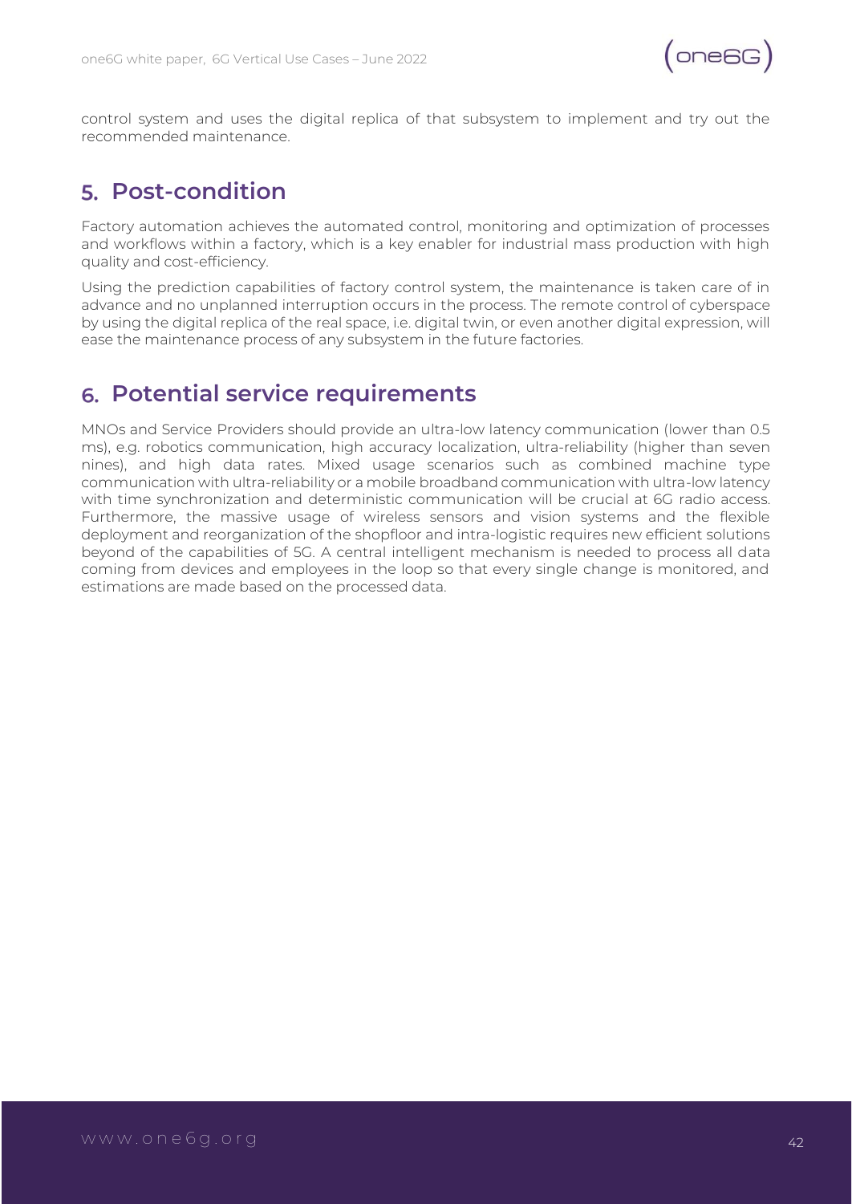control system and uses the digital replica of that subsystem to implement and try out the recommended maintenance.

## 5. Post-condition

Factory automation achieves the automated control, monitoring and optimization of processes and workflows within a factory, which is a key enabler for industrial mass production with high quality and cost-efficiency.

Using the prediction capabilities of factory control system, the maintenance is taken care of in advance and no unplanned interruption occurs in the process. The remote control of cyberspace by using the digital replica of the real space, i.e. digital twin, or even another digital expression, will ease the maintenance process of any subsystem in the future factories.

## 6. Potential service requirements

MNOs and Service Providers should provide an ultra-low latency communication (lower than 0.5 ms), e.g. robotics communication, high accuracy localization, ultra-reliability (higher than seven nines), and high data rates. Mixed usage scenarios such as combined machine type communication with ultra-reliability or a mobile broadband communication with ultra-low latency with time synchronization and deterministic communication will be crucial at 6G radio access. Furthermore, the massive usage of wireless sensors and vision systems and the flexible deployment and reorganization of the shopfloor and intra-logistic requires new efficient solutions beyond of the capabilities of 5G. A central intelligent mechanism is needed to process all data coming from devices and employees in the loop so that every single change is monitored, and estimations are made based on the processed data.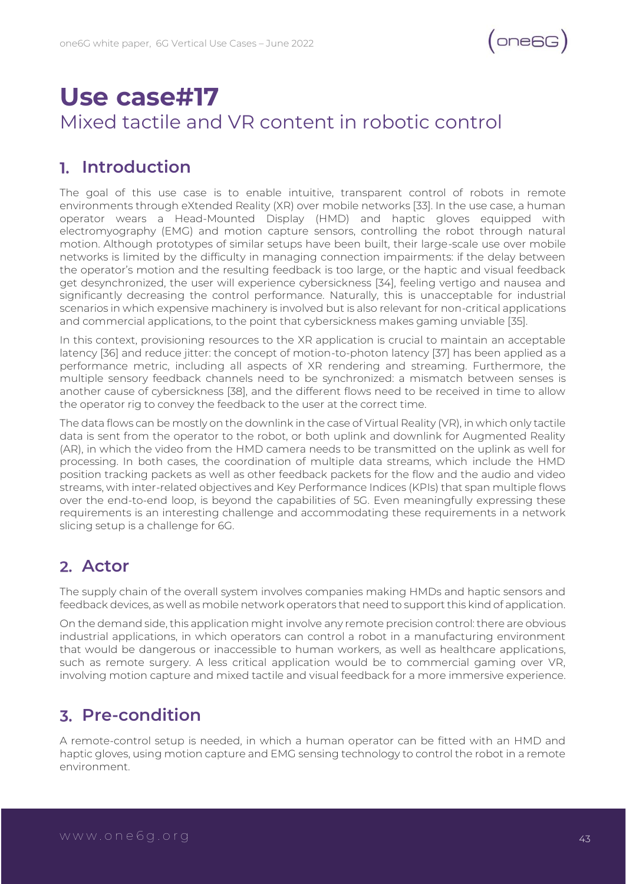# Use case#17

Mixed tactile and VR content in robotic control

## 1. Introduction

The goal of this use case is to enable intuitive, transparent control of robots in remote environments through eXtended Reality (XR) over mobile networks [33]. In the use case, a human operator wears a Head-Mounted Display (HMD) and haptic gloves equipped with electromyography (EMG) and motion capture sensors, controlling the robot through natural motion. Although prototypes of similar setups have been built, their large-scale use over mobile networks is limited by the difficulty in managing connection impairments: if the delay between the operator's motion and the resulting feedback is too large, or the haptic and visual feedback get desynchronized, the user will experience cybersickness [34], feeling vertigo and nausea and significantly decreasing the control performance. Naturally, this is unacceptable for industrial scenarios in which expensive machinery is involved but is also relevant for non-critical applications and commercial applications, to the point that cybersickness makes gaming unviable [35].

In this context, provisioning resources to the XR application is crucial to maintain an acceptable latency [36] and reduce jitter: the concept of motion-to-photon latency [37] has been applied as a performance metric, including all aspects of XR rendering and streaming. Furthermore, the multiple sensory feedback channels need to be synchronized: a mismatch between senses is another cause of cybersickness [38], and the different flows need to be received in time to allow the operator rig to convey the feedback to the user at the correct time.

The data flows can be mostly on the downlink in the case of Virtual Reality (VR), in which only tactile data is sent from the operator to the robot, or both uplink and downlink for Augmented Reality (AR), in which the video from the HMD camera needs to be transmitted on the uplink as well for processing. In both cases, the coordination of multiple data streams, which include the HMD position tracking packets as well as other feedback packets for the flow and the audio and video streams, with inter-related objectives and Key Performance Indices (KPIs) that span multiple flows over the end-to-end loop, is beyond the capabilities of 5G. Even meaningfully expressing these requirements is an interesting challenge and accommodating these requirements in a network slicing setup is a challenge for 6G.

## 2. Actor

The supply chain of the overall system involves companies making HMDs and haptic sensors and feedback devices, as well as mobile network operators that need to support this kind of application.

On the demand side, this application might involve any remote precision control: there are obvious industrial applications, in which operators can control a robot in a manufacturing environment that would be dangerous or inaccessible to human workers, as well as healthcare applications, such as remote surgery. A less critical application would be to commercial gaming over VR, involving motion capture and mixed tactile and visual feedback for a more immersive experience.

## 3. Pre-condition

A remote-control setup is needed, in which a human operator can be fitted with an HMD and haptic gloves, using motion capture and EMG sensing technology to control the robot in a remote environment.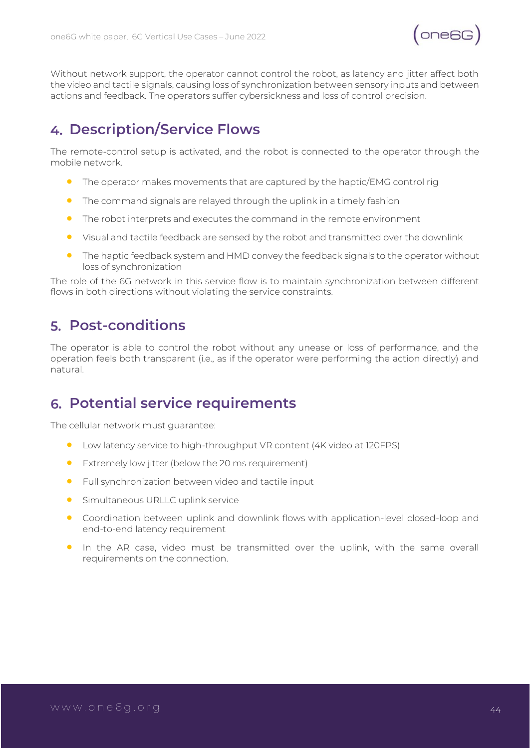Without network support, the operator cannot control the robot, as latency and jitter affect both the video and tactile signals, causing loss of synchronization between sensory inputs and between actions and feedback. The operators suffer cybersickness and loss of control precision.

## 4. Description/Service Flows

The remote-control setup is activated, and the robot is connected to the operator through the mobile network.

- The operator makes movements that are captured by the haptic/EMG control rig
- The command signals are relayed through the uplink in a timely fashion
- The robot interprets and executes the command in the remote environment
- Visual and tactile feedback are sensed by the robot and transmitted over the downlink
- The haptic feedback system and HMD convey the feedback signals to the operator without loss of synchronization

The role of the 6G network in this service flow is to maintain synchronization between different flows in both directions without violating the service constraints.

## 5. Post-conditions

The operator is able to control the robot without any unease or loss of performance, and the operation feels both transparent (i.e., as if the operator were performing the action directly) and natural.

## 6. Potential service requirements

The cellular network must guarantee:

- Low latency service to high-throughput VR content (4K video at 120FPS)
- Extremely low jitter (below the 20 ms requirement)
- Full synchronization between video and tactile input
- Simultaneous URLLC uplink service
- Coordination between uplink and downlink flows with application-level closed-loop and end-to-end latency requirement
- In the AR case, video must be transmitted over the uplink, with the same overall requirements on the connection.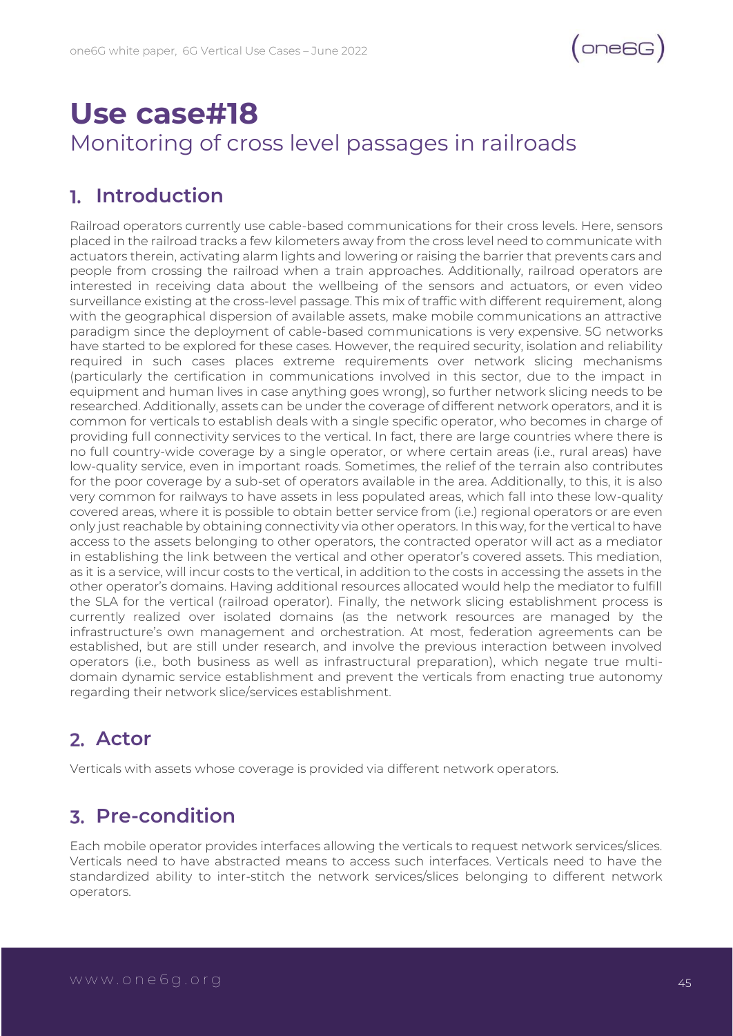# Use case#18

Monitoring of cross level passages in railroads

## 1. Introduction

Railroad operators currently use cable-based communications for their cross levels. Here, sensors placed in the railroad tracks a few kilometers away from the cross level need to communicate with actuators therein, activating alarm lights and lowering or raising the barrier that prevents cars and people from crossing the railroad when a train approaches. Additionally, railroad operators are interested in receiving data about the wellbeing of the sensors and actuators, or even video surveillance existing at the cross-level passage. This mix of traffic with different requirement, along with the geographical dispersion of available assets, make mobile communications an attractive paradigm since the deployment of cable-based communications is very expensive. 5G networks have started to be explored for these cases. However, the required security, isolation and reliability required in such cases places extreme requirements over network slicing mechanisms (particularly the certification in communications involved in this sector, due to the impact in equipment and human lives in case anything goes wrong), so further network slicing needs to be researched. Additionally, assets can be under the coverage of different network operators, and it is common for verticals to establish deals with a single specific operator, who becomes in charge of providing full connectivity services to the vertical. In fact, there are large countries where there is no full country-wide coverage by a single operator, or where certain areas (i.e., rural areas) have low-quality service, even in important roads. Sometimes, the relief of the terrain also contributes for the poor coverage by a sub-set of operators available in the area. Additionally, to this, it is also very common for railways to have assets in less populated areas, which fall into these low-quality covered areas, where it is possible to obtain better service from (i.e.) regional operators or are even only just reachable by obtaining connectivity via other operators. In this way, for the vertical to have access to the assets belonging to other operators, the contracted operator will act as a mediator in establishing the link between the vertical and other operator's covered assets. This mediation, as it is a service, will incur costs to the vertical, in addition to the costs in accessing the assets in the other operator's domains. Having additional resources allocated would help the mediator to fulfill the SLA for the vertical (railroad operator). Finally, the network slicing establishment process is currently realized over isolated domains (as the network resources are managed by the infrastructure's own management and orchestration. At most, federation agreements can be established, but are still under research, and involve the previous interaction between involved operators (i.e., both business as well as infrastructural preparation), which negate true multi-domain dynamic service establishment and prevent the verticals from enacting true autonomy regarding their network slice/services establishment.

## 2. Actor

Verticals with assets whose coverage is provided via different network operators.

## 3. Pre-condition

Each mobile operator provides interfaces allowing the verticals to request network services/slices. Verticals need to have abstracted means to access such interfaces. Verticals need to have the standardized ability to inter-stitch the network services/slices belonging to different network operators.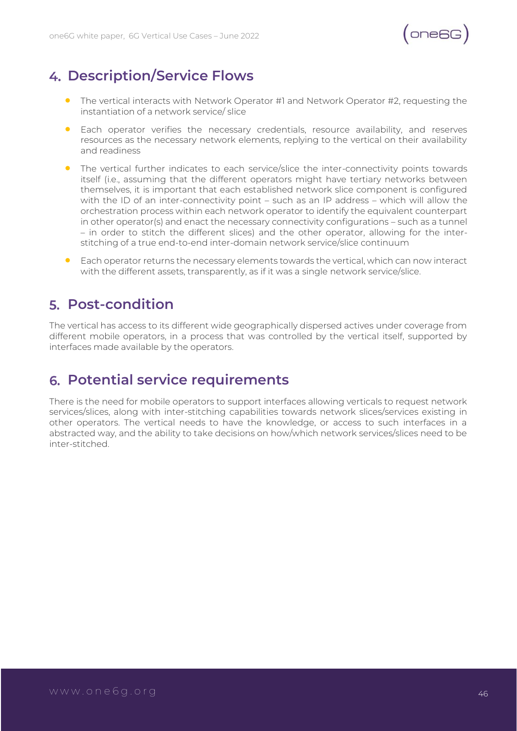## 4. Description/Service Flows

- The vertical interacts with Network Operator #1 and Network Operator #2, requesting the instantiation of a network service/ slice
- Each operator verifies the necessary credentials, resource availability, and reserves resources as the necessary network elements, replying to the vertical on their availability and readiness
- The vertical further indicates to each service/slice the inter-connectivity points towards itself (i.e., assuming that the different operators might have tertiary networks between themselves, it is important that each established network slice component is configured with the ID of an inter-connectivity point – such as an IP address – which will allow the orchestration process within each network operator to identify the equivalent counterpart in other operator(s) and enact the necessary connectivity configurations – such as a tunnel – in order to stitch the different slices) and the other operator, allowing for the inter-stitching of a true end-to-end inter-domain network service/slice continuum
- Each operator returns the necessary elements towards the vertical, which can now interact with the different assets, transparently, as if it was a single network service/slice.

## 5. Post-condition

The vertical has access to its different wide geographically dispersed actives under coverage from different mobile operators, in a process that was controlled by the vertical itself, supported by interfaces made available by the operators.

## 6. Potential service requirements

There is the need for mobile operators to support interfaces allowing verticals to request network services/slices, along with inter-stitching capabilities towards network slices/services existing in other operators. The vertical needs to have the knowledge, or access to such interfaces in a abstracted way, and the ability to take decisions on how/which network services/slices need to be inter-stitched.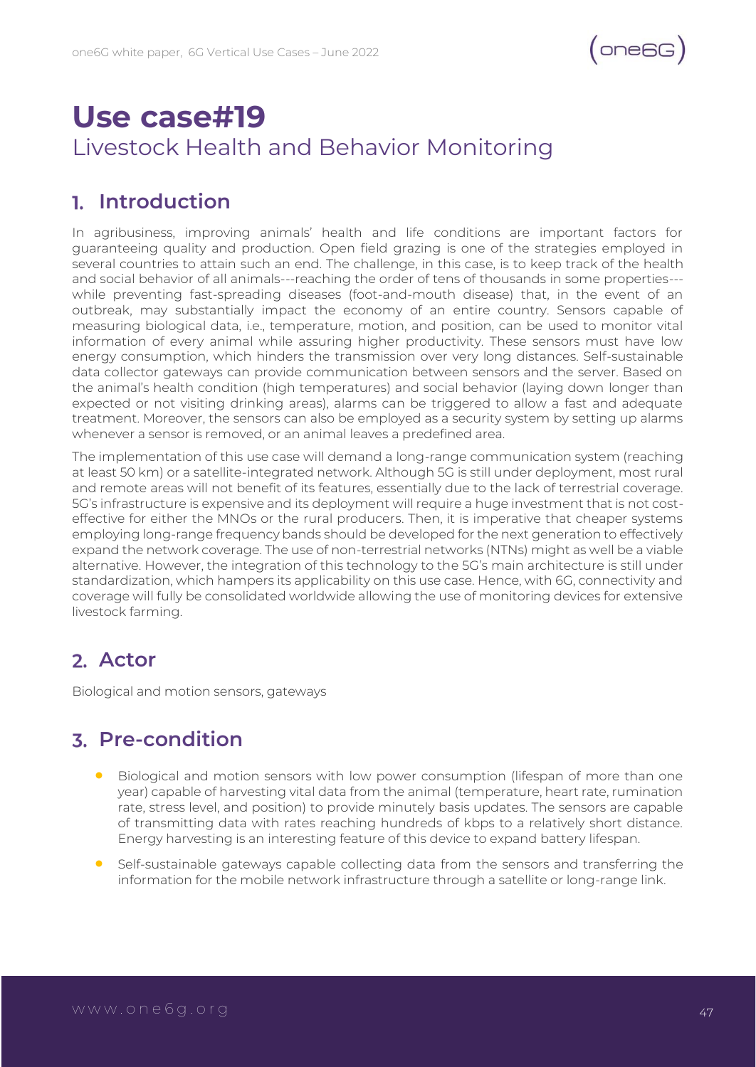# Use case#19

## Livestock Health and Behavior Monitoring

## 1. Introduction

In agribusiness, improving animals' health and life conditions are important factors for guaranteeing quality and production. Open field grazing is one of the strategies employed in several countries to attain such an end. The challenge, in this case, is to keep track of the health and social behavior of all animals---reaching the order of tens of thousands in some properties---while preventing fast-spreading diseases (foot-and-mouth disease) that, in the event of an outbreak, may substantially impact the economy of an entire country. Sensors capable of measuring biological data, i.e., temperature, motion, and position, can be used to monitor vital information of every animal while assuring higher productivity. These sensors must have low energy consumption, which hinders the transmission over very long distances. Self-sustainable data collector gateways can provide communication between sensors and the server. Based on the animal's health condition (high temperatures) and social behavior (laying down longer than expected or not visiting drinking areas), alarms can be triggered to allow a fast and adequate treatment. Moreover, the sensors can also be employed as a security system by setting up alarms whenever a sensor is removed, or an animal leaves a predefined area.

The implementation of this use case will demand a long-range communication system (reaching at least 50 km) or a satellite-integrated network. Although 5G is still under deployment, most rural and remote areas will not benefit of its features, essentially due to the lack of terrestrial coverage. 5G's infrastructure is expensive and its deployment will require a huge investment that is not cost-effective for either the MNOs or the rural producers. Then, it is imperative that cheaper systems employing long-range frequency bands should be developed for the next generation to effectively expand the network coverage. The use of non-terrestrial networks (NTNs) might as well be a viable alternative. However, the integration of this technology to the 5G's main architecture is still under standardization, which hampers its applicability on this use case. Hence, with 6G, connectivity and coverage will fully be consolidated worldwide allowing the use of monitoring devices for extensive livestock farming.

## 2. Actor

Biological and motion sensors, gateways

## 3. Pre-condition

- Biological and motion sensors with low power consumption (lifespan of more than one year) capable of harvesting vital data from the animal (temperature, heart rate, rumination rate, stress level, and position) to provide minutely basis updates. The sensors are capable of transmitting data with rates reaching hundreds of kbps to a relatively short distance. Energy harvesting is an interesting feature of this device to expand battery lifespan.
- Self-sustainable gateways capable collecting data from the sensors and transferring the information for the mobile network infrastructure through a satellite or long-range link.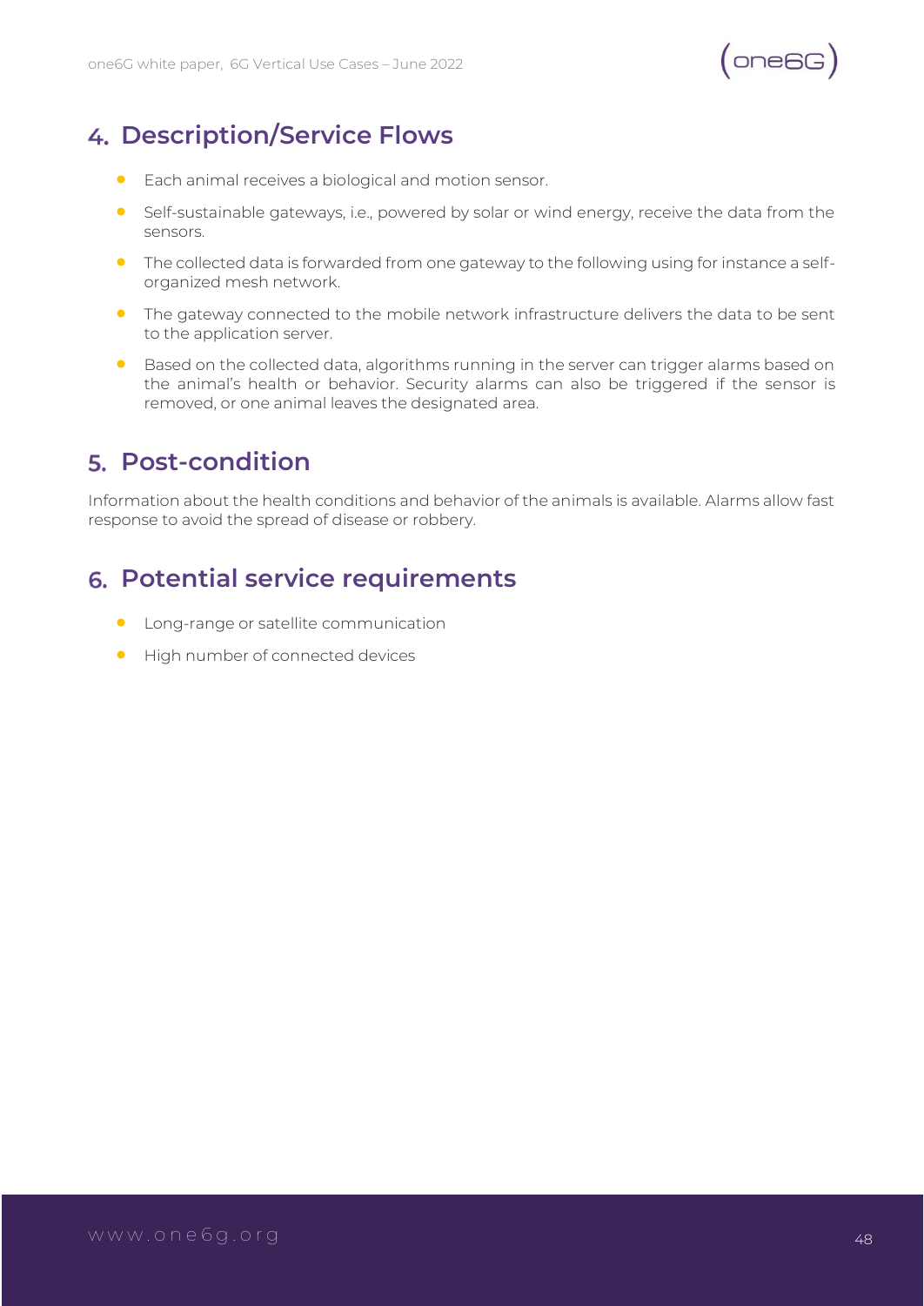## 4. Description/Service Flows

- Each animal receives a biological and motion sensor.
- Self-sustainable gateways, i.e., powered by solar or wind energy, receive the data from the sensors.
- The collected data is forwarded from one gateway to the following using for instance a self-organized mesh network.
- The gateway connected to the mobile network infrastructure delivers the data to be sent to the application server.
- Based on the collected data, algorithms running in the server can trigger alarms based on the animal's health or behavior. Security alarms can also be triggered if the sensor is removed, or one animal leaves the designated area.

## 5. Post-condition

Information about the health conditions and behavior of the animals is available. Alarms allow fast response to avoid the spread of disease or robbery.

## 6. Potential service requirements

- Long-range or satellite communication
- High number of connected devices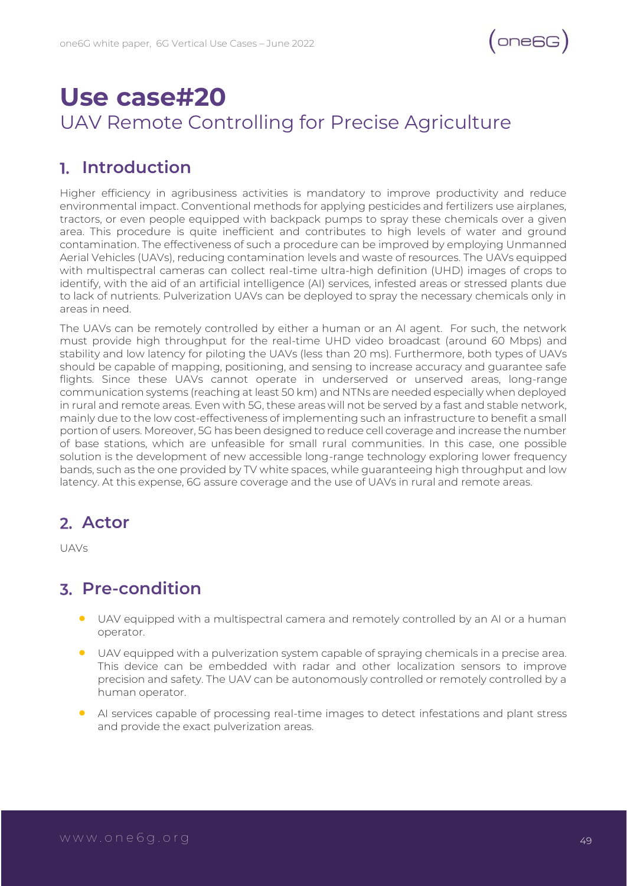# Use case#20

## UAV Remote Controlling for Precise Agriculture

## 1. Introduction

Higher efficiency in agribusiness activities is mandatory to improve productivity and reduce environmental impact. Conventional methods for applying pesticides and fertilizers use airplanes, tractors, or even people equipped with backpack pumps to spray these chemicals over a given area. This procedure is quite inefficient and contributes to high levels of water and ground contamination. The effectiveness of such a procedure can be improved by employing Unmanned Aerial Vehicles (UAVs), reducing contamination levels and waste of resources. The UAVs equipped with multispectral cameras can collect real-time ultra-high definition (UHD) images of crops to identify, with the aid of an artificial intelligence (AI) services, infested areas or stressed plants due to lack of nutrients. Pulverization UAVs can be deployed to spray the necessary chemicals only in areas in need.

The UAVs can be remotely controlled by either a human or an AI agent. For such, the network must provide high throughput for the real-time UHD video broadcast (around 60 Mbps) and stability and low latency for piloting the UAVs (less than 20 ms). Furthermore, both types of UAVs should be capable of mapping, positioning, and sensing to increase accuracy and guarantee safe flights. Since these UAVs cannot operate in underserved or unserved areas, long-range communication systems (reaching at least 50 km) and NTNs are needed especially when deployed in rural and remote areas. Even with 5G, these areas will not be served by a fast and stable network, mainly due to the low cost-effectiveness of implementing such an infrastructure to benefit a small portion of users. Moreover, 5G has been designed to reduce cell coverage and increase the number of base stations, which are unfeasible for small rural communities. In this case, one possible solution is the development of new accessible long-range technology exploring lower frequency bands, such as the one provided by TV white spaces, while guaranteeing high throughput and low latency. At this expense, 6G assure coverage and the use of UAVs in rural and remote areas.

## 2. Actor

UAVs

## 3. Pre-condition

- UAV equipped with a multispectral camera and remotely controlled by an AI or a human operator.
- UAV equipped with a pulverization system capable of spraying chemicals in a precise area. This device can be embedded with radar and other localization sensors to improve precision and safety. The UAV can be autonomously controlled or remotely controlled by a human operator.
- AI services capable of processing real-time images to detect infestations and plant stress and provide the exact pulverization areas.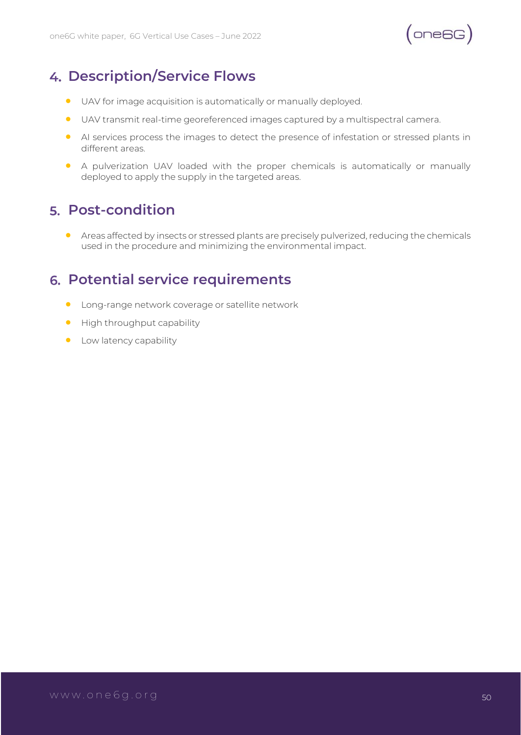## 4. Description/Service Flows

- UAV for image acquisition is automatically or manually deployed.
- UAV transmit real-time georeferenced images captured by a multispectral camera.
- AI services process the images to detect the presence of infestation or stressed plants in different areas.
- A pulverization UAV loaded with the proper chemicals is automatically or manually deployed to apply the supply in the targeted areas.

## 5. Post-condition

- Areas affected by insects or stressed plants are precisely pulverized, reducing the chemicals used in the procedure and minimizing the environmental impact.

## 6. Potential service requirements

- Long-range network coverage or satellite network
- High throughput capability
- Low latency capability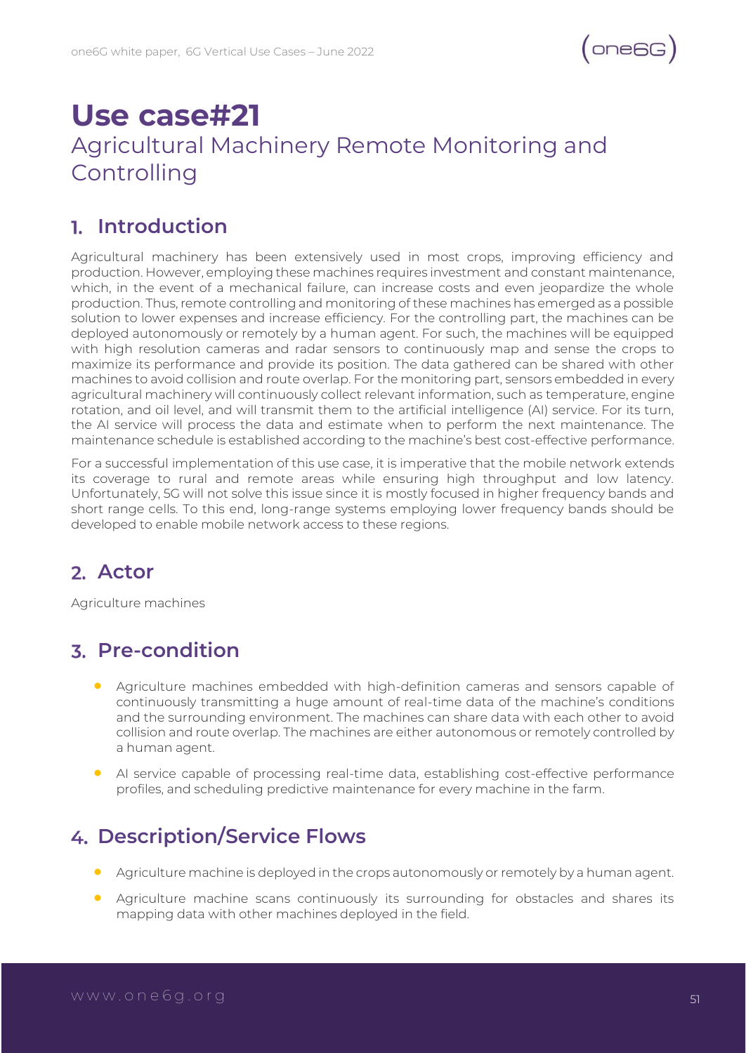# Use case#21

## Agricultural Machinery Remote Monitoring and Controlling

## 1. Introduction

Agricultural machinery has been extensively used in most crops, improving efficiency and production. However, employing these machines requires investment and constant maintenance, which, in the event of a mechanical failure, can increase costs and even jeopardize the whole production. Thus, remote controlling and monitoring of these machines has emerged as a possible solution to lower expenses and increase efficiency. For the controlling part, the machines can be deployed autonomously or remotely by a human agent. For such, the machines will be equipped with high resolution cameras and radar sensors to continuously map and sense the crops to maximize its performance and provide its position. The data gathered can be shared with other machines to avoid collision and route overlap. For the monitoring part, sensors embedded in every agricultural machinery will continuously collect relevant information, such as temperature, engine rotation, and oil level, and will transmit them to the artificial intelligence (AI) service. For its turn, the AI service will process the data and estimate when to perform the next maintenance. The maintenance schedule is established according to the machine's best cost-effective performance.

For a successful implementation of this use case, it is imperative that the mobile network extends its coverage to rural and remote areas while ensuring high throughput and low latency. Unfortunately, 5G will not solve this issue since it is mostly focused in higher frequency bands and short range cells. To this end, long-range systems employing lower frequency bands should be developed to enable mobile network access to these regions.

## 2. Actor

Agriculture machines

## 3. Pre-condition

- Agriculture machines embedded with high-definition cameras and sensors capable of continuously transmitting a huge amount of real-time data of the machine's conditions and the surrounding environment. The machines can share data with each other to avoid collision and route overlap. The machines are either autonomous or remotely controlled by a human agent.
- AI service capable of processing real-time data, establishing cost-effective performance profiles, and scheduling predictive maintenance for every machine in the farm.

## 4. Description/Service Flows

- Agriculture machine is deployed in the crops autonomously or remotely by a human agent.
- Agriculture machine scans continuously its surrounding for obstacles and shares its mapping data with other machines deployed in the field.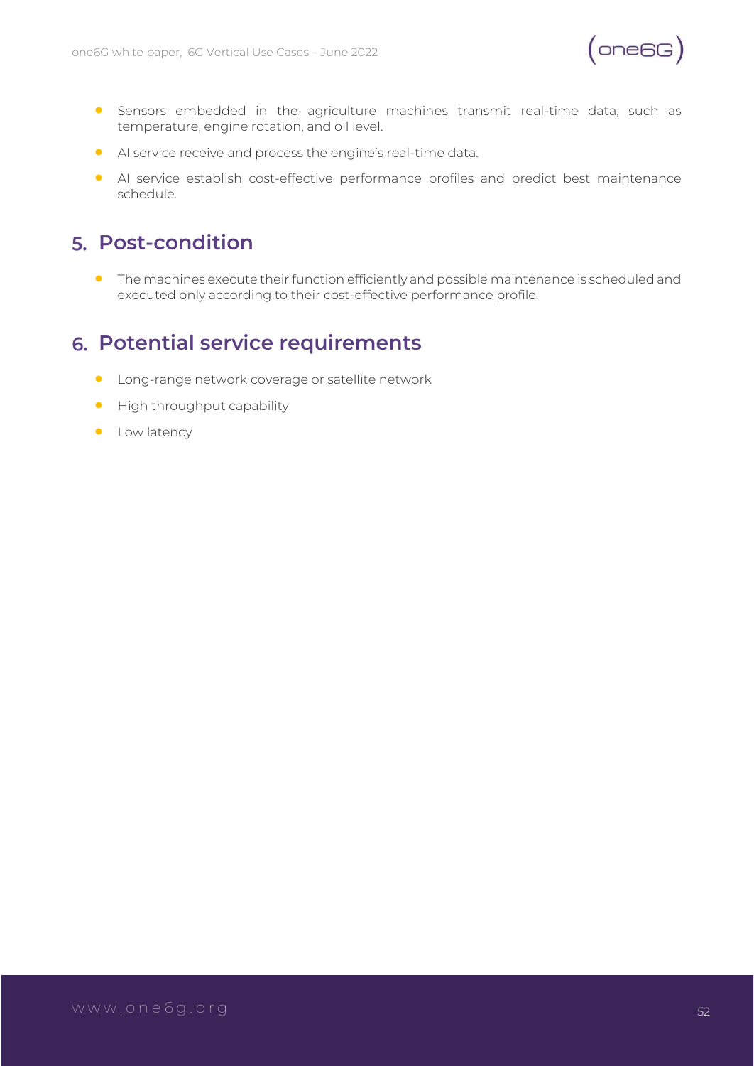- Sensors embedded in the agriculture machines transmit real-time data, such as temperature, engine rotation, and oil level.
- AI service receive and process the engine's real-time data.
- AI service establish cost-effective performance profiles and predict best maintenance schedule.

## 5. Post-condition

- The machines execute their function efficiently and possible maintenance is scheduled and executed only according to their cost-effective performance profile.

## 6. Potential service requirements

- Long-range network coverage or satellite network
- High throughput capability
- Low latency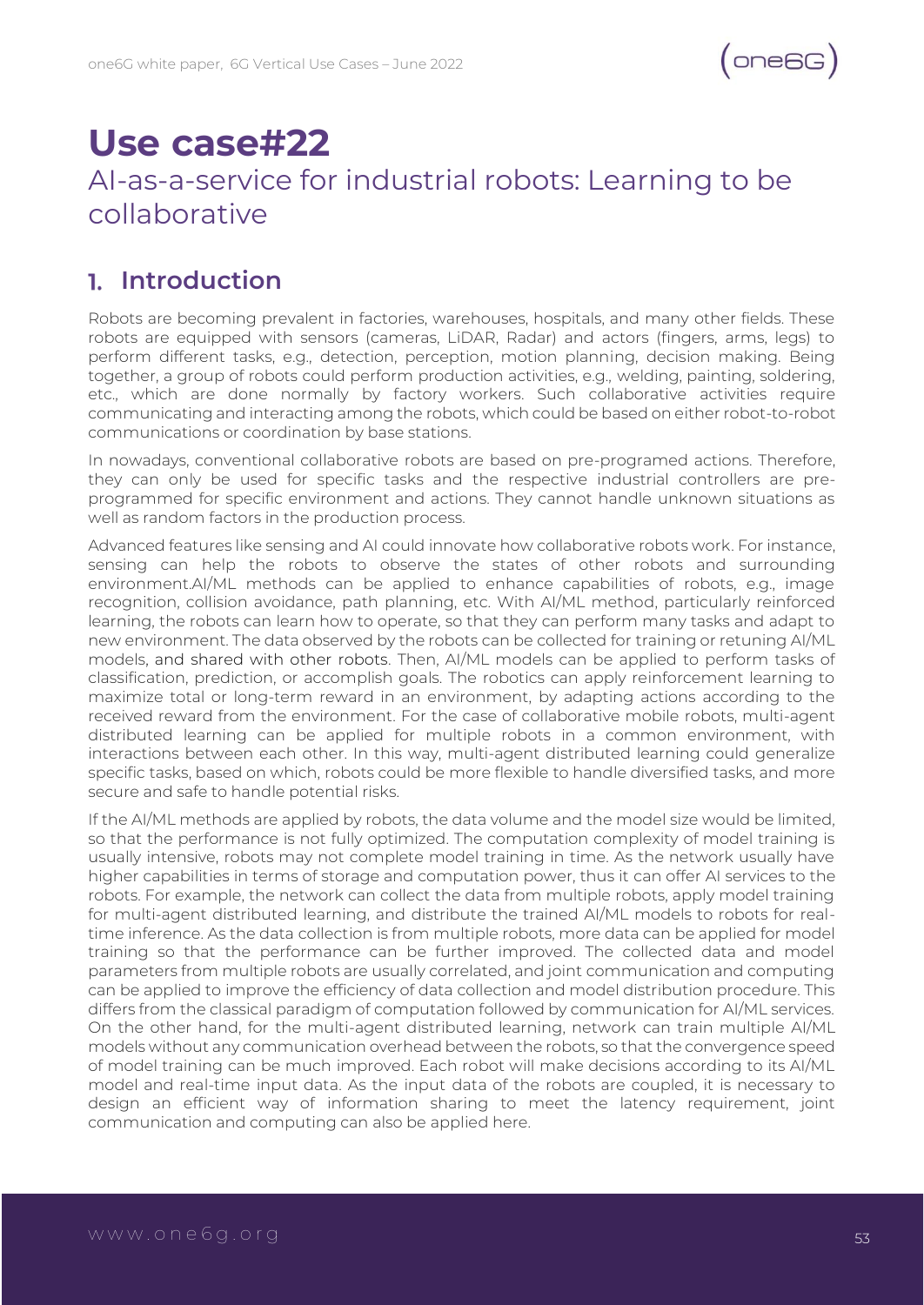# Use case#22

AI-as-a-service for industrial robots: Learning to be collaborative

## 1. Introduction

Robots are becoming prevalent in factories, warehouses, hospitals, and many other fields. These robots are equipped with sensors (cameras, LiDAR, Radar) and actors (fingers, arms, legs) to perform different tasks, e.g., detection, perception, motion planning, decision making. Being together, a group of robots could perform production activities, e.g., welding, painting, soldering, etc., which are done normally by factory workers. Such collaborative activities require communicating and interacting among the robots, which could be based on either robot-to-robot communications or coordination by base stations.

In nowadays, conventional collaborative robots are based on pre-programed actions. Therefore, they can only be used for specific tasks and the respective industrial controllers are pre-programmed for specific environment and actions. They cannot handle unknown situations as well as random factors in the production process.

Advanced features like sensing and AI could innovate how collaborative robots work. For instance, sensing can help the robots to observe the states of other robots and surrounding environment.AI/ML methods can be applied to enhance capabilities of robots, e.g., image recognition, collision avoidance, path planning, etc. With AI/ML method, particularly reinforced learning, the robots can learn how to operate, so that they can perform many tasks and adapt to new environment. The data observed by the robots can be collected for training or retuning AI/ML models, and shared with other robots. Then, AI/ML models can be applied to perform tasks of classification, prediction, or accomplish goals. The robotics can apply reinforcement learning to maximize total or long-term reward in an environment, by adapting actions according to the received reward from the environment. For the case of collaborative mobile robots, multi-agent distributed learning can be applied for multiple robots in a common environment, with interactions between each other. In this way, multi-agent distributed learning could generalize specific tasks, based on which, robots could be more flexible to handle diversified tasks, and more secure and safe to handle potential risks.

If the AI/ML methods are applied by robots, the data volume and the model size would be limited, so that the performance is not fully optimized. The computation complexity of model training is usually intensive, robots may not complete model training in time. As the network usually have higher capabilities in terms of storage and computation power, thus it can offer AI services to the robots. For example, the network can collect the data from multiple robots, apply model training for multi-agent distributed learning, and distribute the trained AI/ML models to robots for real-time inference. As the data collection is from multiple robots, more data can be applied for model training so that the performance can be further improved. The collected data and model parameters from multiple robots are usually correlated, and joint communication and computing can be applied to improve the efficiency of data collection and model distribution procedure. This differs from the classical paradigm of computation followed by communication for AI/ML services. On the other hand, for the multi-agent distributed learning, network can train multiple AI/ML models without any communication overhead between the robots, so that the convergence speed of model training can be much improved. Each robot will make decisions according to its AI/ML model and real-time input data. As the input data of the robots are coupled, it is necessary to design an efficient way of information sharing to meet the latency requirement, joint communication and computing can also be applied here.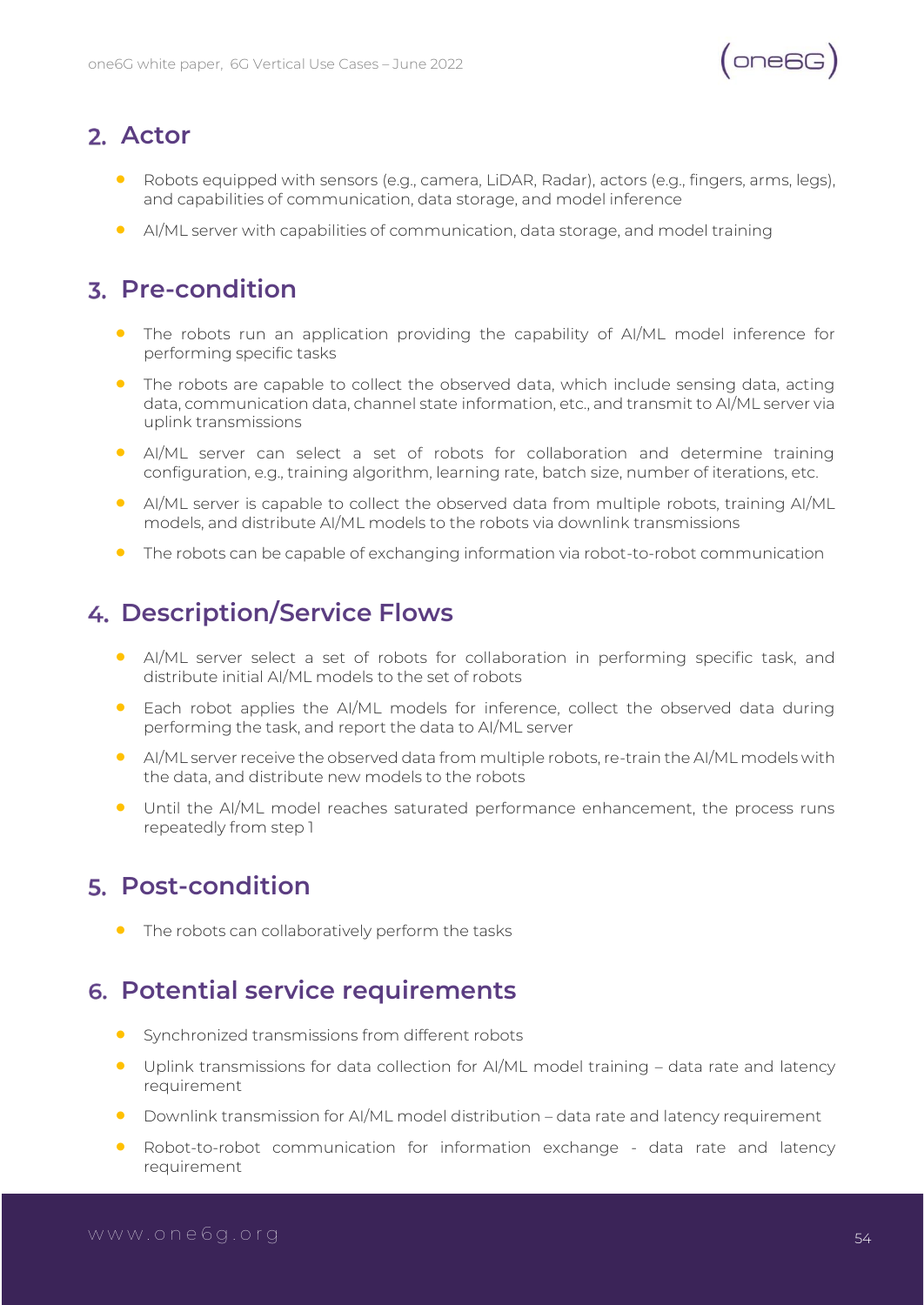## 2. Actor

- Robots equipped with sensors (e.g., camera, LiDAR, Radar), actors (e.g., fingers, arms, legs), and capabilities of communication, data storage, and model inference
- AI/ML server with capabilities of communication, data storage, and model training

## 3. Pre-condition

- The robots run an application providing the capability of AI/ML model inference for performing specific tasks
- The robots are capable to collect the observed data, which include sensing data, acting data, communication data, channel state information, etc., and transmit to AI/ML server via uplink transmissions
- AI/ML server can select a set of robots for collaboration and determine training configuration, e.g., training algorithm, learning rate, batch size, number of iterations, etc.
- AI/ML server is capable to collect the observed data from multiple robots, training AI/ML models, and distribute AI/ML models to the robots via downlink transmissions
- The robots can be capable of exchanging information via robot-to-robot communication

## 4. Description/Service Flows

- AI/ML server select a set of robots for collaboration in performing specific task, and distribute initial AI/ML models to the set of robots
- Each robot applies the AI/ML models for inference, collect the observed data during performing the task, and report the data to AI/ML server
- AI/ML server receive the observed data from multiple robots, re-train the AI/ML models with the data, and distribute new models to the robots
- Until the AI/ML model reaches saturated performance enhancement, the process runs repeatedly from step 1

## 5. Post-condition

- The robots can collaboratively perform the tasks

## 6. Potential service requirements

- Synchronized transmissions from different robots
- Uplink transmissions for data collection for AI/ML model training – data rate and latency requirement
- Downlink transmission for AI/ML model distribution – data rate and latency requirement
- Robot-to-robot communication for information exchange - data rate and latency requirement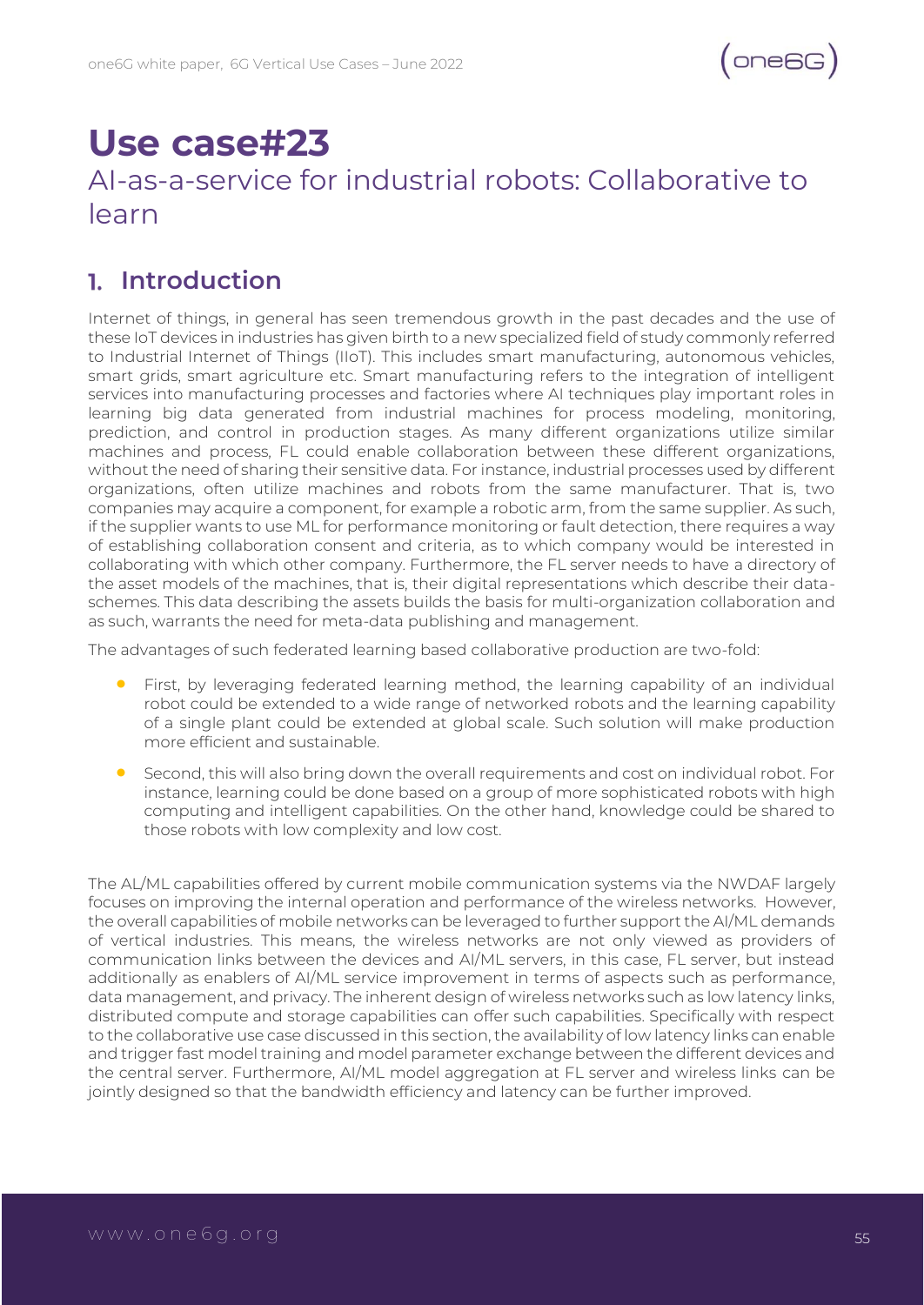# Use case#23

## AI-as-a-service for industrial robots: Collaborative to learn

## 1. Introduction

Internet of things, in general has seen tremendous growth in the past decades and the use of these IoT devices in industries has given birth to a new specialized field of study commonly referred to Industrial Internet of Things (IIoT). This includes smart manufacturing, autonomous vehicles, smart grids, smart agriculture etc. Smart manufacturing refers to the integration of intelligent services into manufacturing processes and factories where AI techniques play important roles in learning big data generated from industrial machines for process modeling, monitoring, prediction, and control in production stages. As many different organizations utilize similar machines and process, FL could enable collaboration between these different organizations, without the need of sharing their sensitive data. For instance, industrial processes used by different organizations, often utilize machines and robots from the same manufacturer. That is, two companies may acquire a component, for example a robotic arm, from the same supplier. As such, if the supplier wants to use ML for performance monitoring or fault detection, there requires a way of establishing collaboration consent and criteria, as to which company would be interested in collaborating with which other company. Furthermore, the FL server needs to have a directory of the asset models of the machines, that is, their digital representations which describe their data-schemes. This data describing the assets builds the basis for multi-organization collaboration and as such, warrants the need for meta-data publishing and management.

The advantages of such federated learning based collaborative production are two-fold:

- First, by leveraging federated learning method, the learning capability of an individual robot could be extended to a wide range of networked robots and the learning capability of a single plant could be extended at global scale. Such solution will make production more efficient and sustainable.
- Second, this will also bring down the overall requirements and cost on individual robot. For instance, learning could be done based on a group of more sophisticated robots with high computing and intelligent capabilities. On the other hand, knowledge could be shared to those robots with low complexity and low cost.

The AL/ML capabilities offered by current mobile communication systems via the NWDAF largely focuses on improving the internal operation and performance of the wireless networks. However, the overall capabilities of mobile networks can be leveraged to further support the AI/ML demands of vertical industries. This means, the wireless networks are not only viewed as providers of communication links between the devices and AI/ML servers, in this case, FL server, but instead additionally as enablers of AI/ML service improvement in terms of aspects such as performance, data management, and privacy. The inherent design of wireless networks such as low latency links, distributed compute and storage capabilities can offer such capabilities. Specifically with respect to the collaborative use case discussed in this section, the availability of low latency links can enable and trigger fast model training and model parameter exchange between the different devices and the central server. Furthermore, AI/ML model aggregation at FL server and wireless links can be jointly designed so that the bandwidth efficiency and latency can be further improved.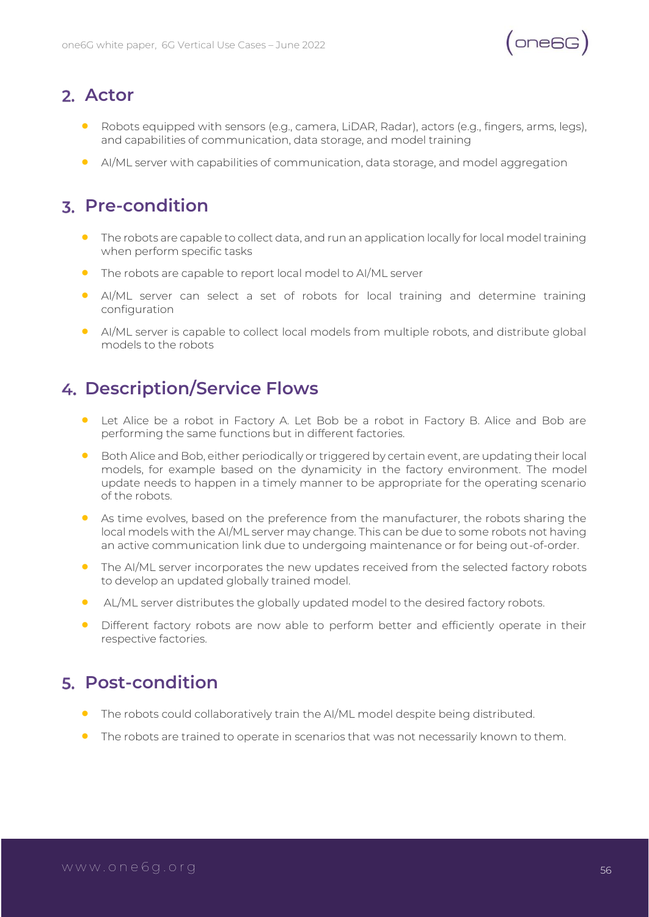## 2. Actor

- Robots equipped with sensors (e.g., camera, LiDAR, Radar), actors (e.g., fingers, arms, legs), and capabilities of communication, data storage, and model training
- AI/ML server with capabilities of communication, data storage, and model aggregation

## 3. Pre-condition

- The robots are capable to collect data, and run an application locally for local model training when perform specific tasks
- The robots are capable to report local model to AI/ML server
- AI/ML server can select a set of robots for local training and determine training configuration
- AI/ML server is capable to collect local models from multiple robots, and distribute global models to the robots

## 4. Description/Service Flows

- Let Alice be a robot in Factory A. Let Bob be a robot in Factory B. Alice and Bob are performing the same functions but in different factories.
- Both Alice and Bob, either periodically or triggered by certain event, are updating their local models, for example based on the dynamicity in the factory environment. The model update needs to happen in a timely manner to be appropriate for the operating scenario of the robots.
- As time evolves, based on the preference from the manufacturer, the robots sharing the local models with the AI/ML server may change. This can be due to some robots not having an active communication link due to undergoing maintenance or for being out-of-order.
- The AI/ML server incorporates the new updates received from the selected factory robots to develop an updated globally trained model.
- AL/ML server distributes the globally updated model to the desired factory robots.
- Different factory robots are now able to perform better and efficiently operate in their respective factories.

## 5. Post-condition

- The robots could collaboratively train the AI/ML model despite being distributed.
- The robots are trained to operate in scenarios that was not necessarily known to them.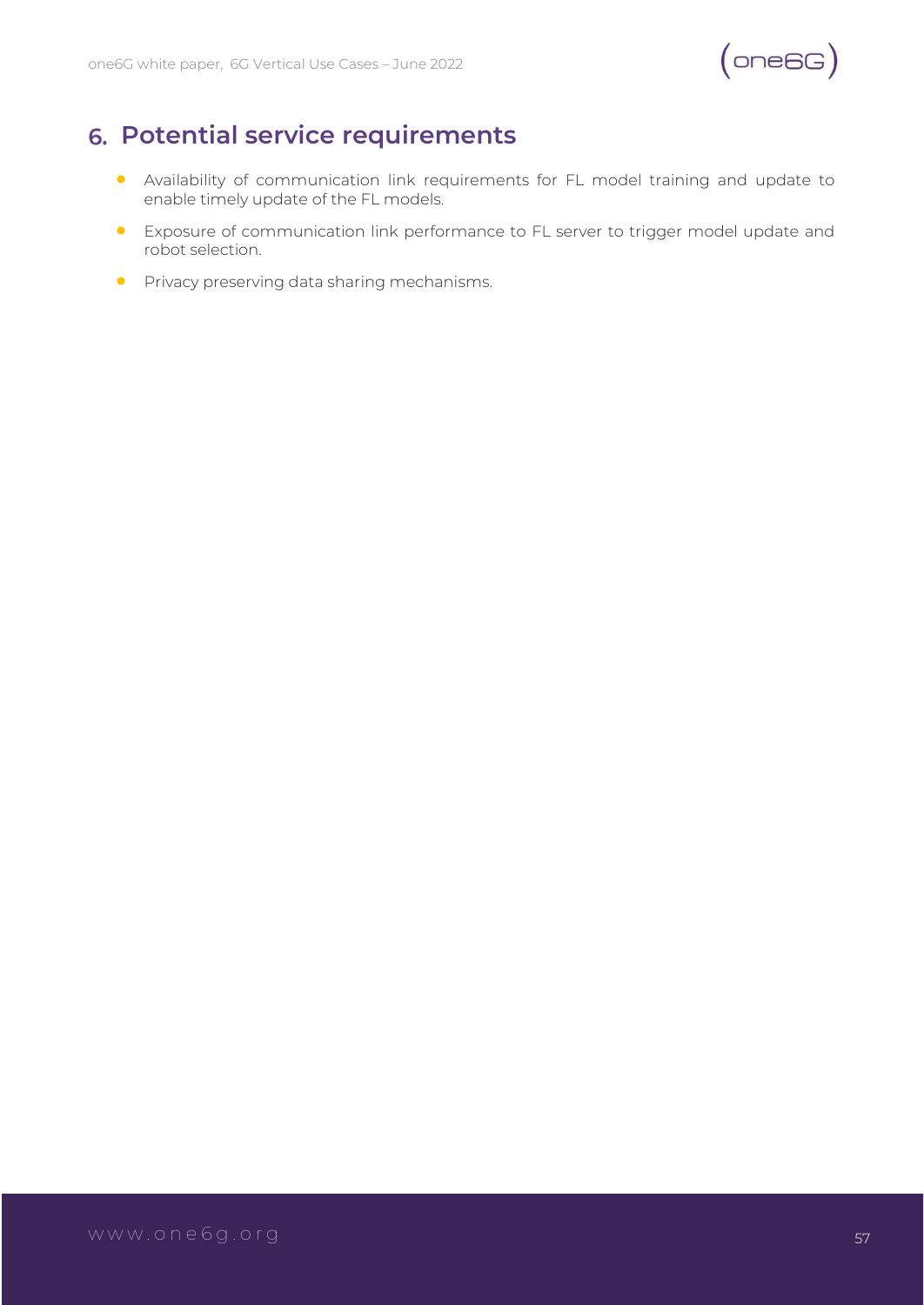## 6. Potential service requirements

- Availability of communication link requirements for FL model training and update to enable timely update of the FL models.
- Exposure of communication link performance to FL server to trigger model update and robot selection.
- Privacy preserving data sharing mechanisms.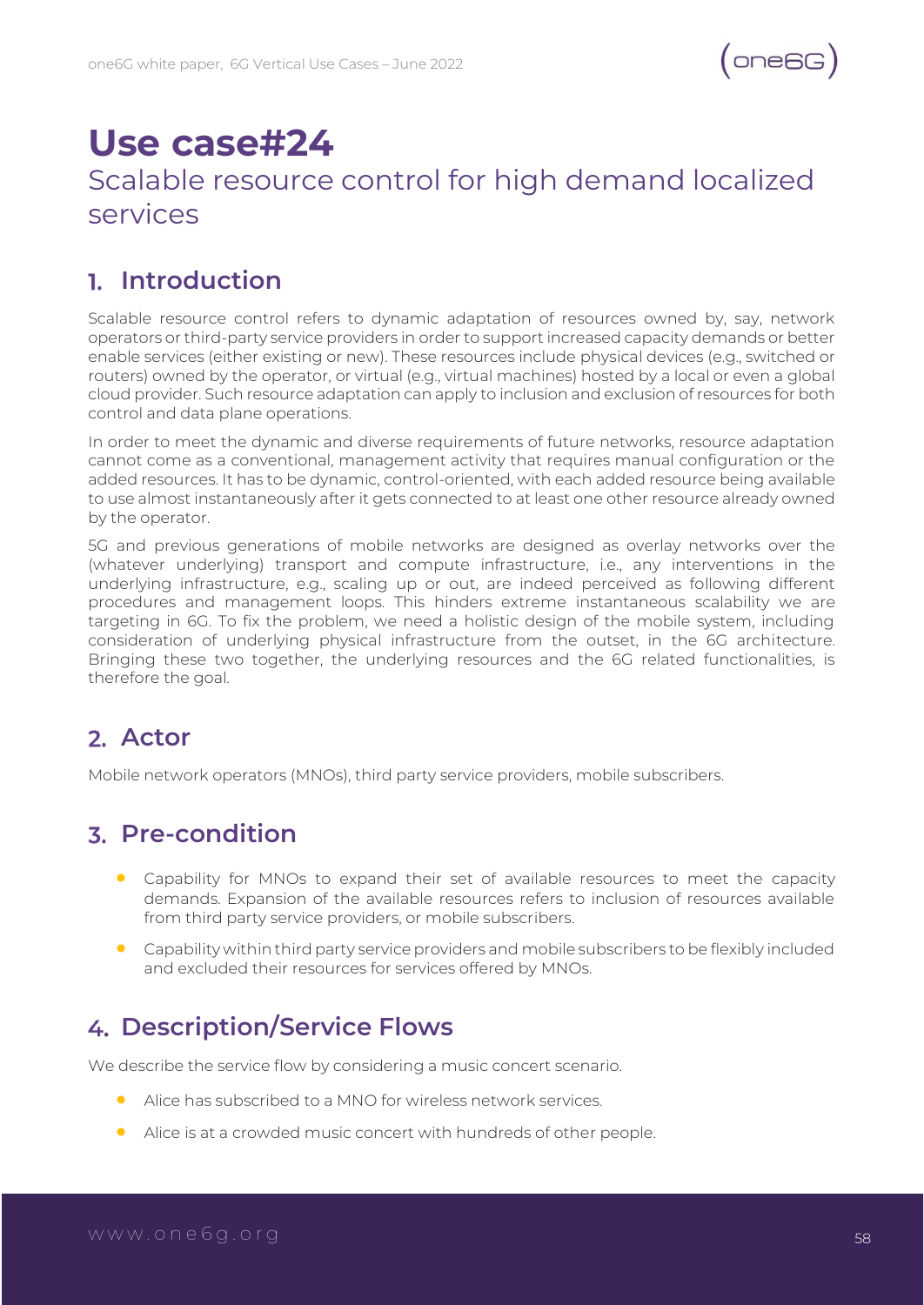# Use case#24

Scalable resource control for high demand localized services

## 1. Introduction

Scalable resource control refers to dynamic adaptation of resources owned by, say, network operators or third-party service providers in order to support increased capacity demands or better enable services (either existing or new). These resources include physical devices (e.g., switched or routers) owned by the operator, or virtual (e.g., virtual machines) hosted by a local or even a global cloud provider. Such resource adaptation can apply to inclusion and exclusion of resources for both control and data plane operations.

In order to meet the dynamic and diverse requirements of future networks, resource adaptation cannot come as a conventional, management activity that requires manual configuration or the added resources. It has to be dynamic, control-oriented, with each added resource being available to use almost instantaneously after it gets connected to at least one other resource already owned by the operator.

5G and previous generations of mobile networks are designed as overlay networks over the (whatever underlying) transport and compute infrastructure, i.e., any interventions in the underlying infrastructure, e.g., scaling up or out, are indeed perceived as following different procedures and management loops. This hinders extreme instantaneous scalability we are targeting in 6G. To fix the problem, we need a holistic design of the mobile system, including consideration of underlying physical infrastructure from the outset, in the 6G architecture. Bringing these two together, the underlying resources and the 6G related functionalities, is therefore the goal.

## 2. Actor

Mobile network operators (MNOs), third party service providers, mobile subscribers.

## 3. Pre-condition

- Capability for MNOs to expand their set of available resources to meet the capacity demands. Expansion of the available resources refers to inclusion of resources available from third party service providers, or mobile subscribers.
- Capability within third party service providers and mobile subscribers to be flexibly included and excluded their resources for services offered by MNOs.

## 4. Description/Service Flows

We describe the service flow by considering a music concert scenario.

- Alice has subscribed to a MNO for wireless network services.
- Alice is at a crowded music concert with hundreds of other people.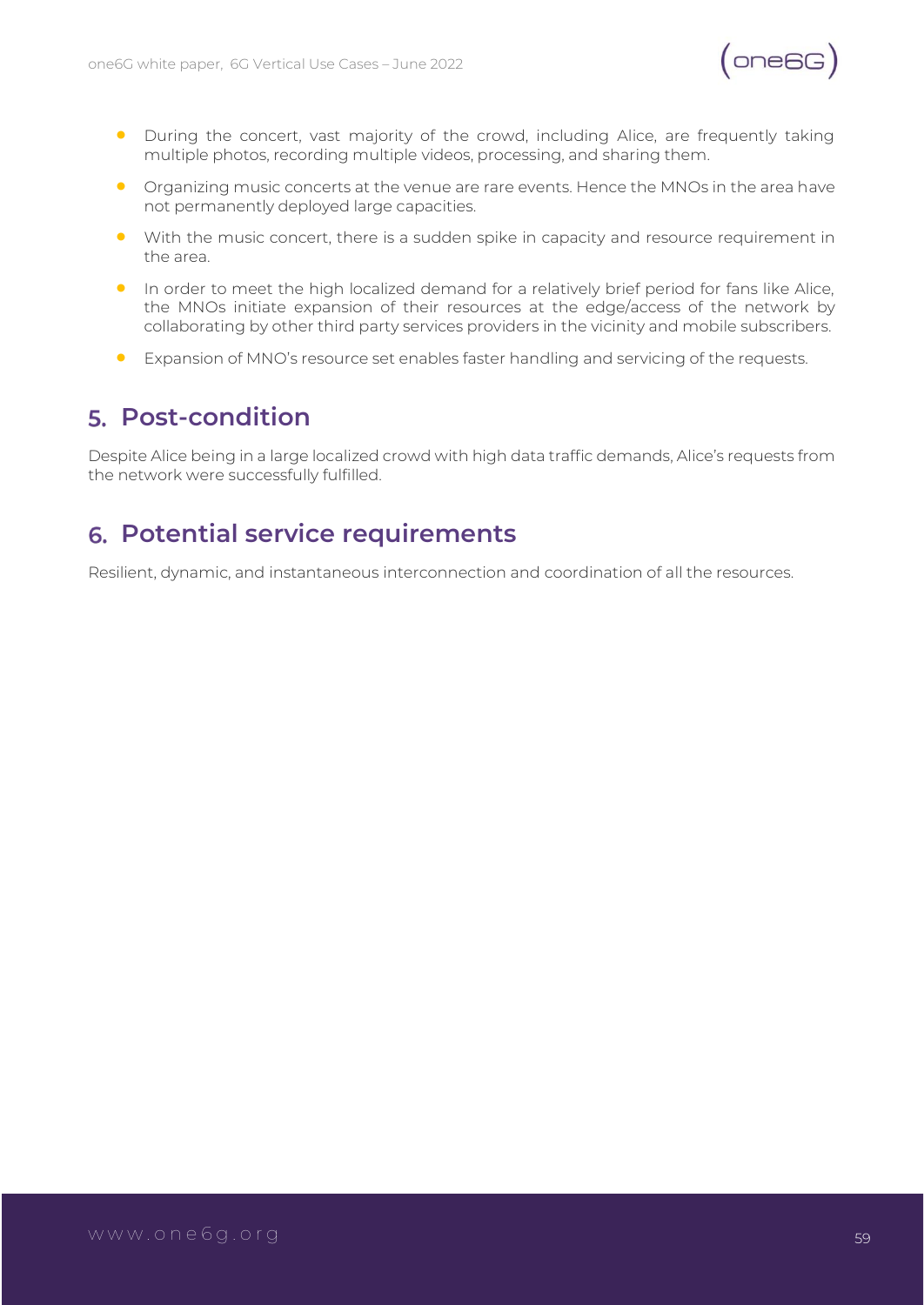- During the concert, vast majority of the crowd, including Alice, are frequently taking multiple photos, recording multiple videos, processing, and sharing them.
- Organizing music concerts at the venue are rare events. Hence the MNOs in the area have not permanently deployed large capacities.
- With the music concert, there is a sudden spike in capacity and resource requirement in the area.
- In order to meet the high localized demand for a relatively brief period for fans like Alice, the MNOs initiate expansion of their resources at the edge/access of the network by collaborating by other third party services providers in the vicinity and mobile subscribers.
- Expansion of MNO's resource set enables faster handling and servicing of the requests.

## 5. Post-condition

Despite Alice being in a large localized crowd with high data traffic demands, Alice's requests from the network were successfully fulfilled.

## 6. Potential service requirements

Resilient, dynamic, and instantaneous interconnection and coordination of all the resources.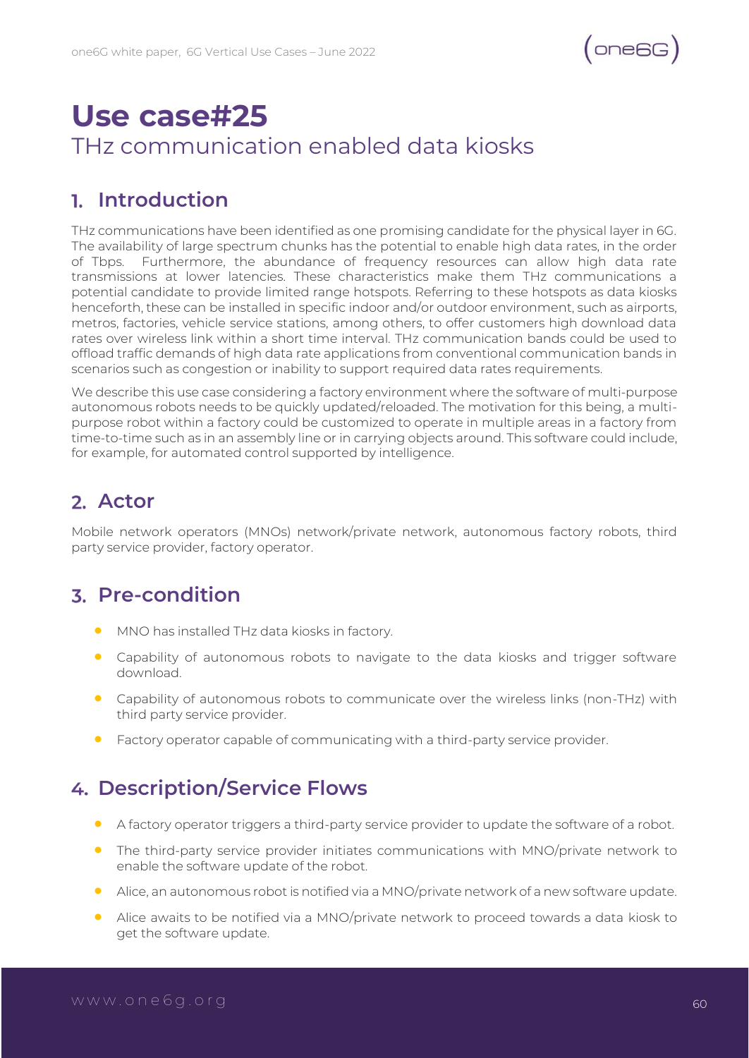# Use case#25

THz communication enabled data kiosks

## 1. Introduction

THz communications have been identified as one promising candidate for the physical layer in 6G. The availability of large spectrum chunks has the potential to enable high data rates, in the order of Tbps. Furthermore, the abundance of frequency resources can allow high data rate transmissions at lower latencies. These characteristics make them THz communications a potential candidate to provide limited range hotspots. Referring to these hotspots as data kiosks henceforth, these can be installed in specific indoor and/or outdoor environment, such as airports, metros, factories, vehicle service stations, among others, to offer customers high download data rates over wireless link within a short time interval. THz communication bands could be used to offload traffic demands of high data rate applications from conventional communication bands in scenarios such as congestion or inability to support required data rates requirements.

We describe this use case considering a factory environment where the software of multi-purpose autonomous robots needs to be quickly updated/reloaded. The motivation for this being, a multi-purpose robot within a factory could be customized to operate in multiple areas in a factory from time-to-time such as in an assembly line or in carrying objects around. This software could include, for example, for automated control supported by intelligence.

## 2. Actor

Mobile network operators (MNOs) network/private network, autonomous factory robots, third party service provider, factory operator.

## 3. Pre-condition

- MNO has installed THz data kiosks in factory.
- Capability of autonomous robots to navigate to the data kiosks and trigger software download.
- Capability of autonomous robots to communicate over the wireless links (non-THz) with third party service provider.
- Factory operator capable of communicating with a third-party service provider.

## 4. Description/Service Flows

- A factory operator triggers a third-party service provider to update the software of a robot.
- The third-party service provider initiates communications with MNO/private network to enable the software update of the robot.
- Alice, an autonomous robot is notified via a MNO/private network of a new software update.
- Alice awaits to be notified via a MNO/private network to proceed towards a data kiosk to get the software update.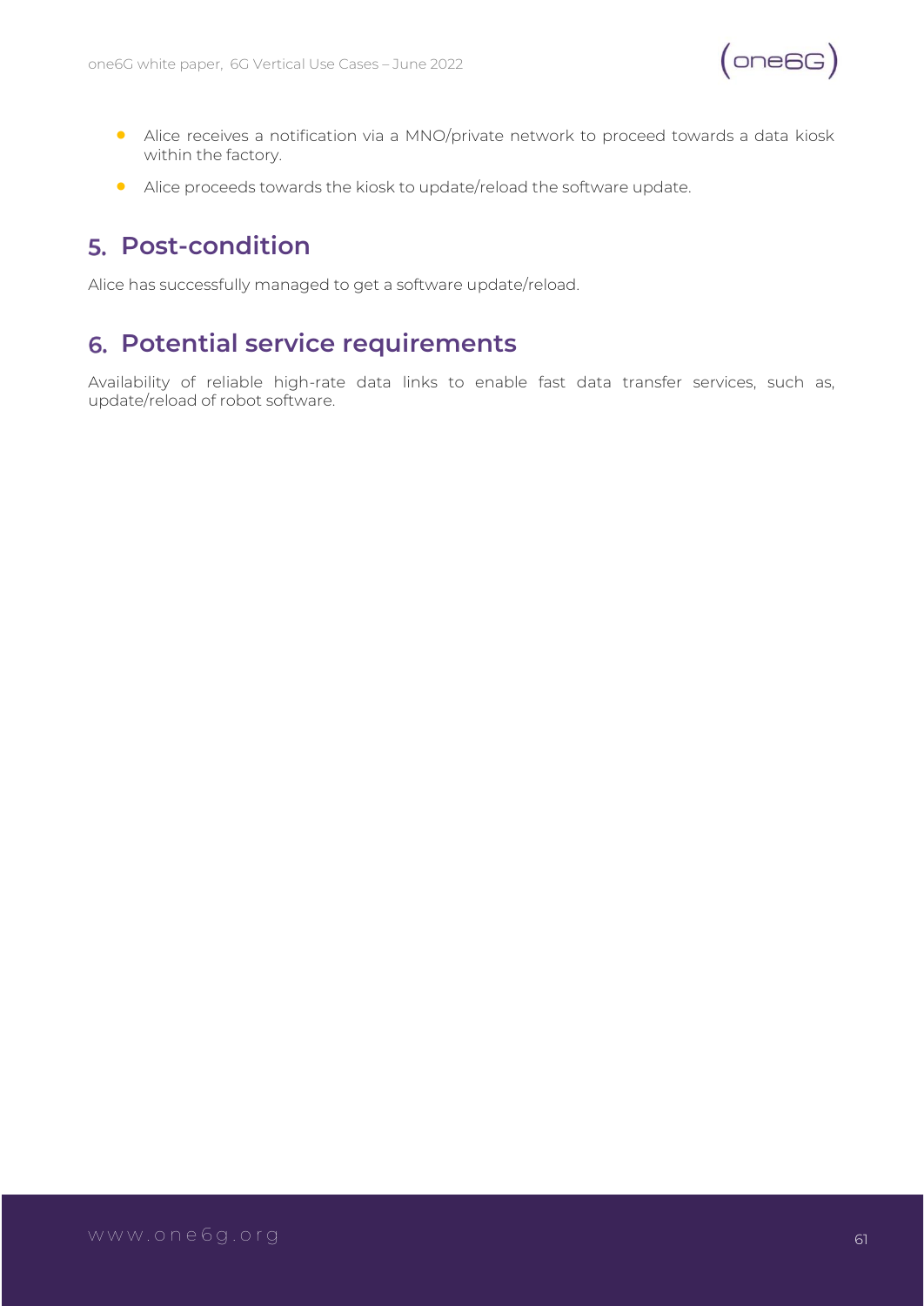- Alice receives a notification via a MNO/private network to proceed towards a data kiosk within the factory.
- Alice proceeds towards the kiosk to update/reload the software update.

## 5. Post-condition

Alice has successfully managed to get a software update/reload.

## 6. Potential service requirements

Availability of reliable high-rate data links to enable fast data transfer services, such as, update/reload of robot software.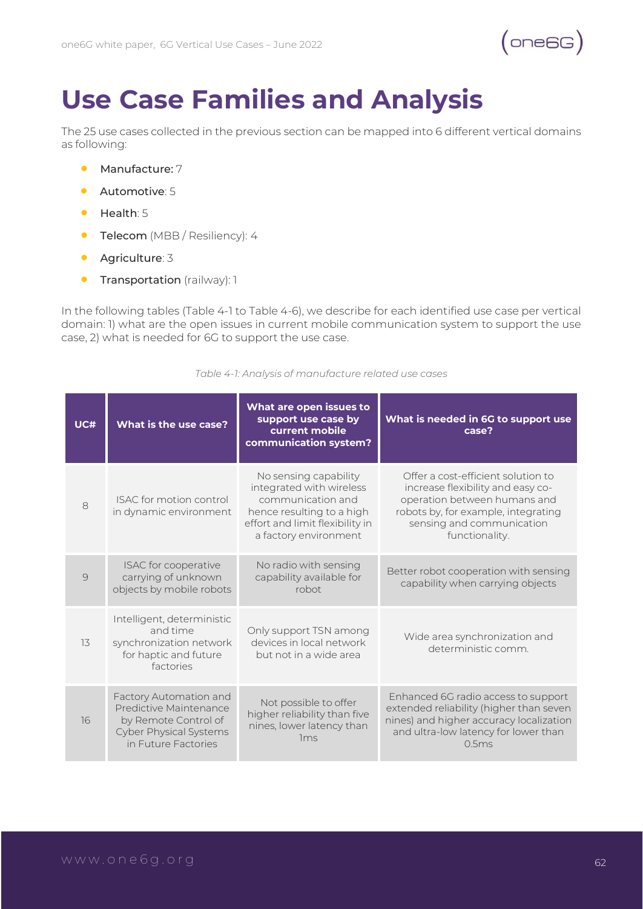# Use Case Families and Analysis

The 25 use cases collected in the previous section can be mapped into 6 different vertical domains as following:

- **Manufacture:** 7
- **Automotive**: 5
- **Health**: 5
- **Telecom** (MBB / Resiliency): 4
- **Agriculture**: 3
- **Transportation** (railway): 1

In the following tables (Table 4-1 to Table 4-6), we describe for each identified use case per vertical domain: 1) what are the open issues in current mobile communication system to support the use case, 2) what is needed for 6G to support the use case.

*Table 4-1: Analysis of manufacture related use cases*

| UC# | What is the use case? | What are open issues to support use case by current mobile communication system? | What is needed in 6G to support use case? |
|---|---|---|---|
| 8 | ISAC for motion control in dynamic environment | No sensing capability integrated with wireless communication and hence resulting to a high effort and limit flexibility in a factory environment | Offer a cost-efficient solution to increase flexibility and easy co-operation between humans and robots by, for example, integrating sensing and communication functionality. |
| 9 | ISAC for cooperative carrying of unknown objects by mobile robots | No radio with sensing capability available for robot | Better robot cooperation with sensing capability when carrying objects |
| 13 | Intelligent, deterministic and time synchronization network for haptic and future factories | Only support TSN among devices in local network but not in a wide area | Wide area synchronization and deterministic comm. |
| 16 | Factory Automation and Predictive Maintenance by Remote Control of Cyber Physical Systems in Future Factories | Not possible to offer higher reliability than five nines, lower latency than 1ms | Enhanced 6G radio access to support extended reliability (higher than seven nines) and higher accuracy localization and ultra-low latency for lower than 0.5ms |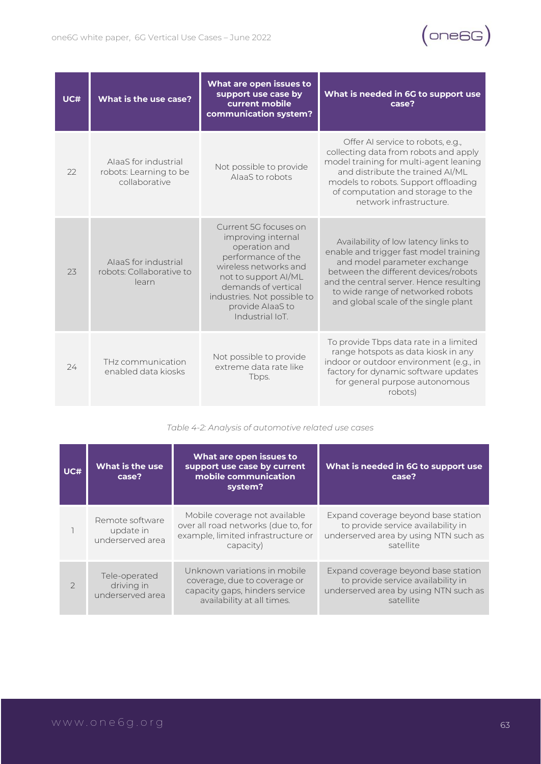| UC# | What is the use case? | What are open issues to support use case by current mobile communication system? | What is needed in 6G to support use case? |
|---|---|---|---|
| 22 | AIaaS for industrial robots: Learning to be collaborative | Not possible to provide AIaaS to robots | Offer AI service to robots, e.g., collecting data from robots and apply model training for multi-agent leaning and distribute the trained AI/ML models to robots. Support offloading of computation and storage to the network infrastructure. |
| 23 | AIaaS for industrial robots: Collaborative to learn | Current 5G focuses on improving internal operation and performance of the wireless networks and not to support AI/ML demands of vertical industries. Not possible to provide AIaaS to Industrial IoT. | Availability of low latency links to enable and trigger fast model training and model parameter exchange between the different devices/robots and the central server. Hence resulting to wide range of networked robots and global scale of the single plant |
| 24 | THz communication enabled data kiosks | Not possible to provide extreme data rate like Tbps. | To provide Tbps data rate in a limited range hotspots as data kiosk in any indoor or outdoor environment (e.g., in factory for dynamic software updates for general purpose autonomous robots) |

*Table 4-2: Analysis of automotive related use cases*

| UC# | What is the use case? | What are open issues to support use case by current mobile communication system? | What is needed in 6G to support use case? |
|---|---|---|---|
| 1 | Remote software update in underserved area | Mobile coverage not available over all road networks (due to, for example, limited infrastructure or capacity) | Expand coverage beyond base station to provide service availability in underserved area by using NTN such as satellite |
| 2 | Tele-operated driving in underserved area | Unknown variations in mobile coverage, due to coverage or capacity gaps, hinders service availability at all times. | Expand coverage beyond base station to provide service availability in underserved area by using NTN such as satellite |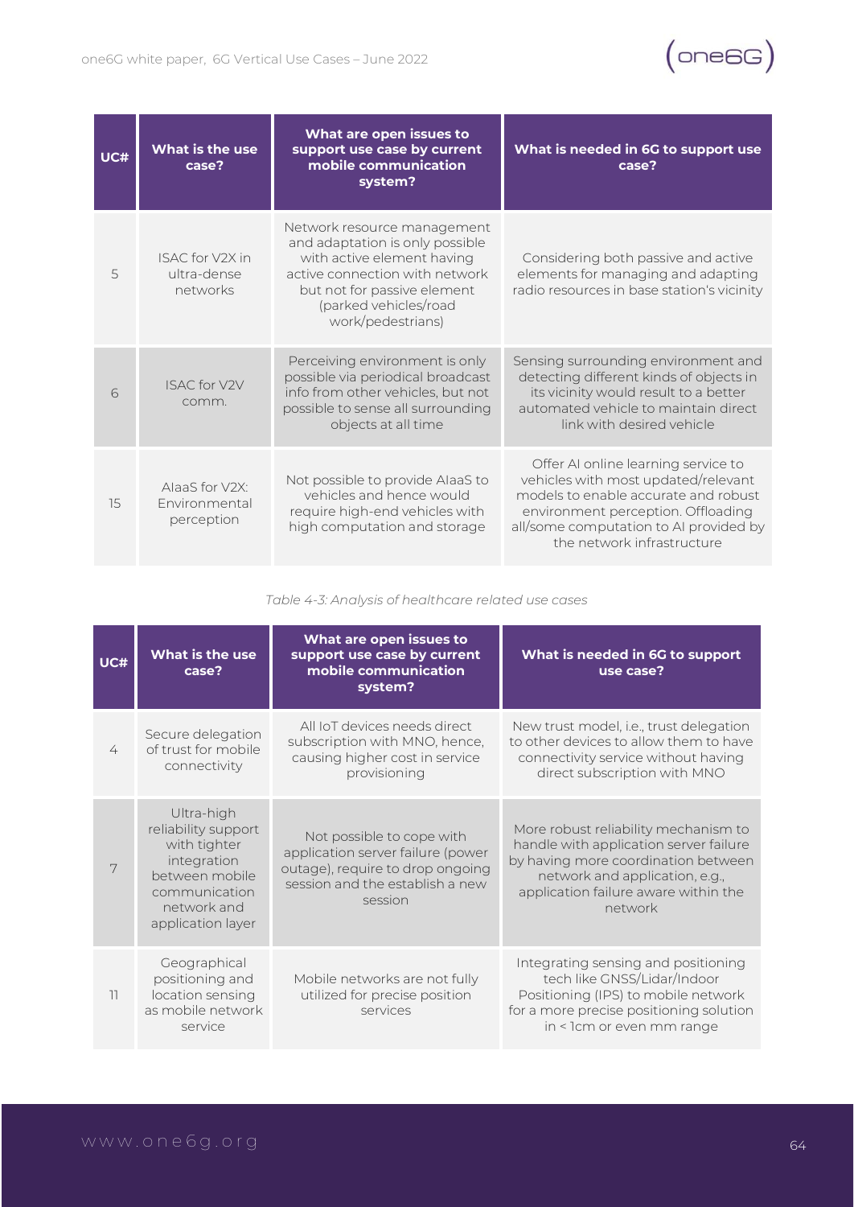| UC# | What is the use case? | What are open issues to support use case by current mobile communication system? | What is needed in 6G to support use case? |
|---|---|---|---|
| 5 | ISAC for V2X in ultra-dense networks | Network resource management and adaptation is only possible with active element having active connection with network but not for passive element (parked vehicles/road work/pedestrians) | Considering both passive and active elements for managing and adapting radio resources in base station's vicinity |
| 6 | ISAC for V2V comm. | Perceiving environment is only possible via periodical broadcast info from other vehicles, but not possible to sense all surrounding objects at all time | Sensing surrounding environment and detecting different kinds of objects in its vicinity would result to a better automated vehicle to maintain direct link with desired vehicle |
| 15 | AIaaS for V2X: Environmental perception | Not possible to provide AIaaS to vehicles and hence would require high-end vehicles with high computation and storage | Offer AI online learning service to vehicles with most updated/relevant models to enable accurate and robust environment perception. Offloading all/some computation to AI provided by the network infrastructure |

*Table 4-3: Analysis of healthcare related use cases*

| UC# | What is the use case? | What are open issues to support use case by current mobile communication system? | What is needed in 6G to support use case? |
|---|---|---|---|
| 4 | Secure delegation of trust for mobile connectivity | All IoT devices needs direct subscription with MNO, hence, causing higher cost in service provisioning | New trust model, i.e., trust delegation to other devices to allow them to have connectivity service without having direct subscription with MNO |
| 7 | Ultra-high reliability support with tighter integration between mobile communication network and application layer | Not possible to cope with application server failure (power outage), require to drop ongoing session and the establish a new session | More robust reliability mechanism to handle with application server failure by having more coordination between network and application, e.g., application failure aware within the network |
| 11 | Geographical positioning and location sensing as mobile network service | Mobile networks are not fully utilized for precise position services | Integrating sensing and positioning tech like GNSS/Lidar/Indoor Positioning (IPS) to mobile network for a more precise positioning solution in < 1cm or even mm range |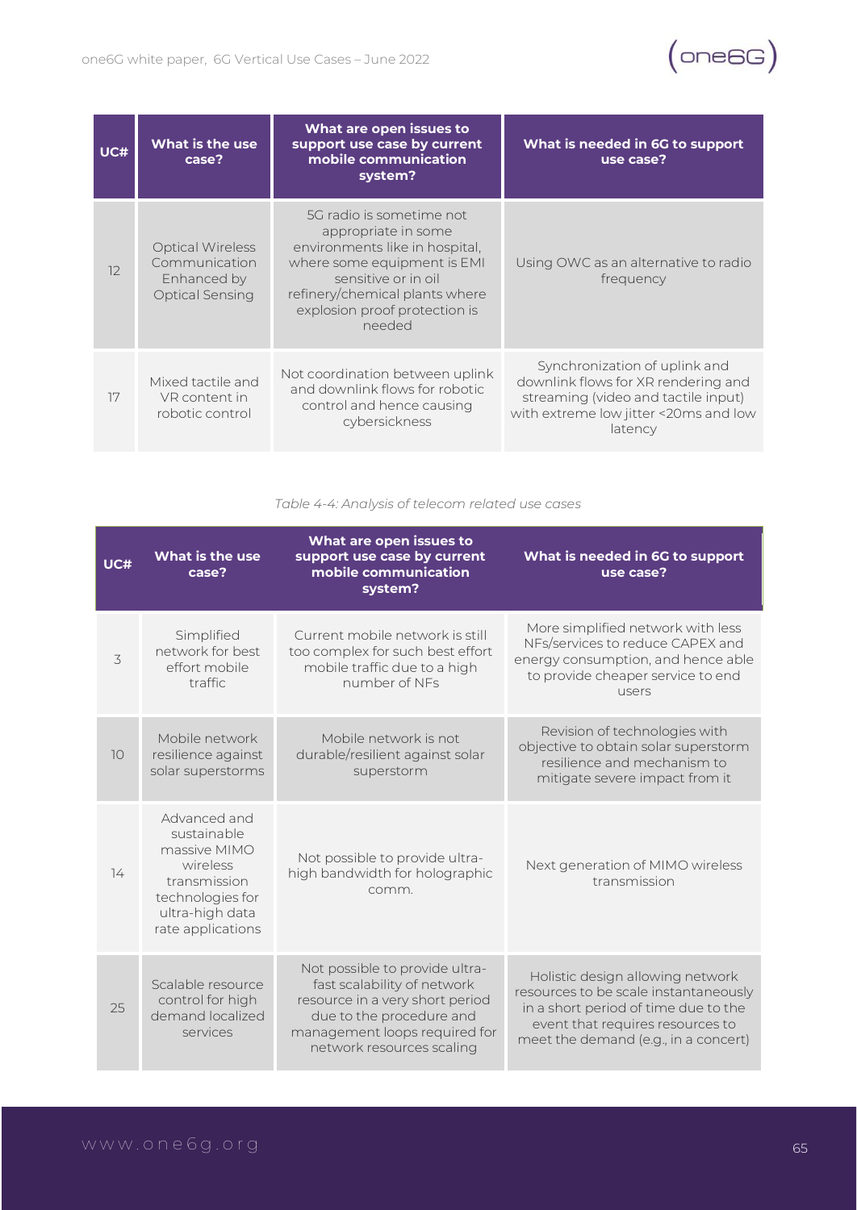| UC# | What is the use case? | What are open issues to support use case by current mobile communication system? | What is needed in 6G to support use case? |
|---|---|---|---|
| 12 | Optical Wireless Communication Enhanced by Optical Sensing | 5G radio is sometime not appropriate in some environments like in hospital, where some equipment is EMI sensitive or in oil refinery/chemical plants where explosion proof protection is needed | Using OWC as an alternative to radio frequency |
| 17 | Mixed tactile and VR content in robotic control | Not coordination between uplink and downlink flows for robotic control and hence causing cybersickness | Synchronization of uplink and downlink flows for XR rendering and streaming (video and tactile input) with extreme low jitter <20ms and low latency |

*Table 4-4: Analysis of telecom related use cases*

| UC# | What is the use case? | What are open issues to support use case by current mobile communication system? | What is needed in 6G to support use case? |
|---|---|---|---|
| 3 | Simplified network for best effort mobile traffic | Current mobile network is still too complex for such best effort mobile traffic due to a high number of NFs | More simplified network with less NFs/services to reduce CAPEX and energy consumption, and hence able to provide cheaper service to end users |
| 10 | Mobile network resilience against solar superstorms | Mobile network is not durable/resilient against solar superstorm | Revision of technologies with objective to obtain solar superstorm resilience and mechanism to mitigate severe impact from it |
| 14 | Advanced and sustainable massive MIMO wireless transmission technologies for ultra-high data rate applications | Not possible to provide ultra-high bandwidth for holographic comm. | Next generation of MIMO wireless transmission |
| 25 | Scalable resource control for high demand localized services | Not possible to provide ultra-fast scalability of network resource in a very short period due to the procedure and management loops required for network resources scaling | Holistic design allowing network resources to be scale instantaneously in a short period of time due to the event that requires resources to meet the demand (e.g., in a concert) |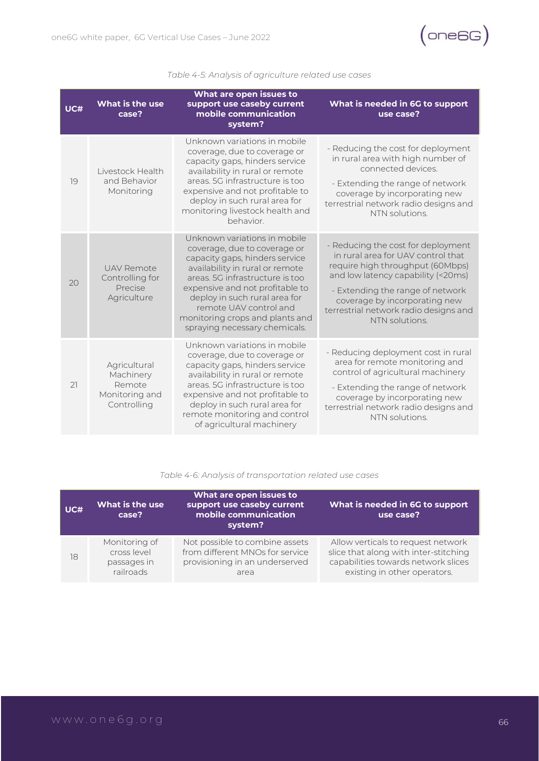*Table 4-5: Analysis of agriculture related use cases*

| UC# | What is the use case? | What are open issues to support use caseby current mobile communication system? | What is needed in 6G to support use case? |
|---|---|---|---|
| 19 | Livestock Health and Behavior Monitoring | Unknown variations in mobile coverage, due to coverage or capacity gaps, hinders service availability in rural or remote areas. 5G infrastructure is too expensive and not profitable to deploy in such rural area for monitoring livestock health and behavior. | - Reducing the cost for deployment in rural area with high number of connected devices.<br>- Extending the range of network coverage by incorporating new terrestrial network radio designs and NTN solutions. |
| 20 | UAV Remote Controlling for Precise Agriculture | Unknown variations in mobile coverage, due to coverage or capacity gaps, hinders service availability in rural or remote areas. 5G infrastructure is too expensive and not profitable to deploy in such rural area for remote UAV control and monitoring crops and plants and spraying necessary chemicals. | - Reducing the cost for deployment in rural area for UAV control that require high throughput (60Mbps) and low latency capability (<20ms)<br>- Extending the range of network coverage by incorporating new terrestrial network radio designs and NTN solutions. |
| 21 | Agricultural Machinery Remote Monitoring and Controlling | Unknown variations in mobile coverage, due to coverage or capacity gaps, hinders service availability in rural or remote areas. 5G infrastructure is too expensive and not profitable to deploy in such rural area for remote monitoring and control of agricultural machinery | - Reducing deployment cost in rural area for remote monitoring and control of agricultural machinery<br>- Extending the range of network coverage by incorporating new terrestrial network radio designs and NTN solutions. |

*Table 4-6: Analysis of transportation related use cases*

| UC# | What is the use case? | What are open issues to support use caseby current mobile communication system? | What is needed in 6G to support use case? |
|---|---|---|---|
| 18 | Monitoring of cross level passages in railroads | Not possible to combine assets from different MNOs for service provisioning in an underserved area | Allow verticals to request network slice that along with inter-stitching capabilities towards network slices existing in other operators. |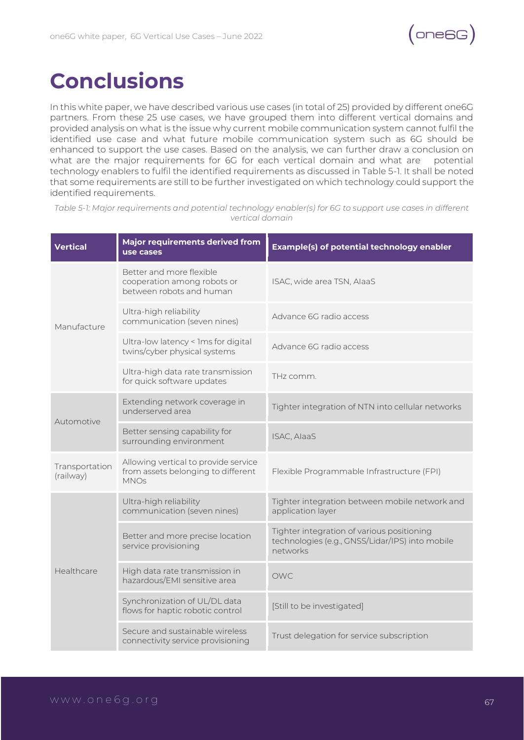# Conclusions

In this white paper, we have described various use cases (in total of 25) provided by different one6G partners. From these 25 use cases, we have grouped them into different vertical domains and provided analysis on what is the issue why current mobile communication system cannot fulfil the identified use case and what future mobile communication system such as 6G should be enhanced to support the use cases. Based on the analysis, we can further draw a conclusion on what are the major requirements for 6G for each vertical domain and what are potential technology enablers to fulfil the identified requirements as discussed in Table 5-1. It shall be noted that some requirements are still to be further investigated on which technology could support the identified requirements.

*Table 5-1: Major requirements and potential technology enabler(s) for 6G to support use cases in different vertical domain*

| Vertical | Major requirements derived from use cases | Example(s) of potential technology enabler |
|---|---|---|
| Manufacture | Better and more flexible cooperation among robots or between robots and human | ISAC, wide area TSN, AIaaS |
| | Ultra-high reliability communication (seven nines) | Advance 6G radio access |
| | Ultra-low latency < 1ms for digital twins/cyber physical systems | Advance 6G radio access |
| | Ultra-high data rate transmission for quick software updates | THz comm. |
| Automotive | Extending network coverage in underserved area | Tighter integration of NTN into cellular networks |
| | Better sensing capability for surrounding environment | ISAC, AIaaS |
| Transportation (railway) | Allowing vertical to provide service from assets belonging to different MNOs | Flexible Programmable Infrastructure (FPI) |
| Healthcare | Ultra-high reliability communication (seven nines) | Tighter integration between mobile network and application layer |
| | Better and more precise location service provisioning | Tighter integration of various positioning technologies (e.g., GNSS/Lidar/IPS) into mobile networks |
| | High data rate transmission in hazardous/EMI sensitive area | OWC |
| | Synchronization of UL/DL data flows for haptic robotic control | [Still to be investigated] |
| | Secure and sustainable wireless connectivity service provisioning | Trust delegation for service subscription |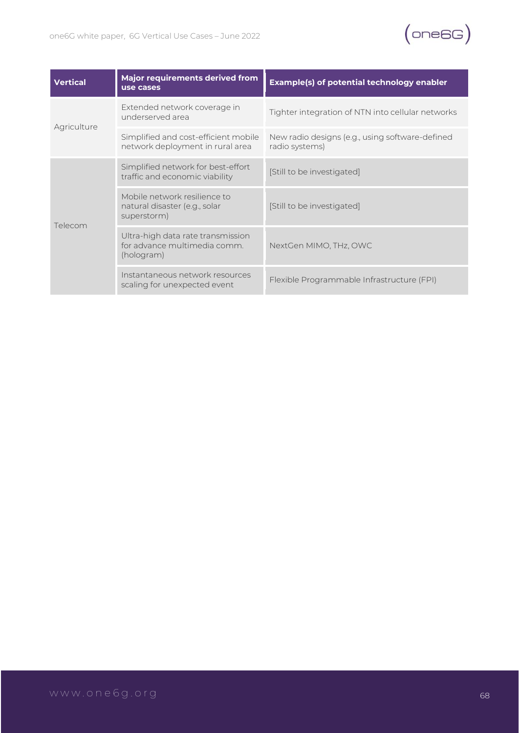| Vertical | Major requirements derived from use cases | Example(s) of potential technology enabler |
|---|---|---|
| Agriculture | Extended network coverage in underserved area | Tighter integration of NTN into cellular networks |
| | Simplified and cost-efficient mobile network deployment in rural area | New radio designs (e.g., using software-defined radio systems) |
| Telecom | Simplified network for best-effort traffic and economic viability | [Still to be investigated] |
| | Mobile network resilience to natural disaster (e.g., solar superstorm) | [Still to be investigated] |
| | Ultra-high data rate transmission for advance multimedia comm. (hologram) | NextGen MIMO, THz, OWC |
| | Instantaneous network resources scaling for unexpected event | Flexible Programmable Infrastructure (FPI) |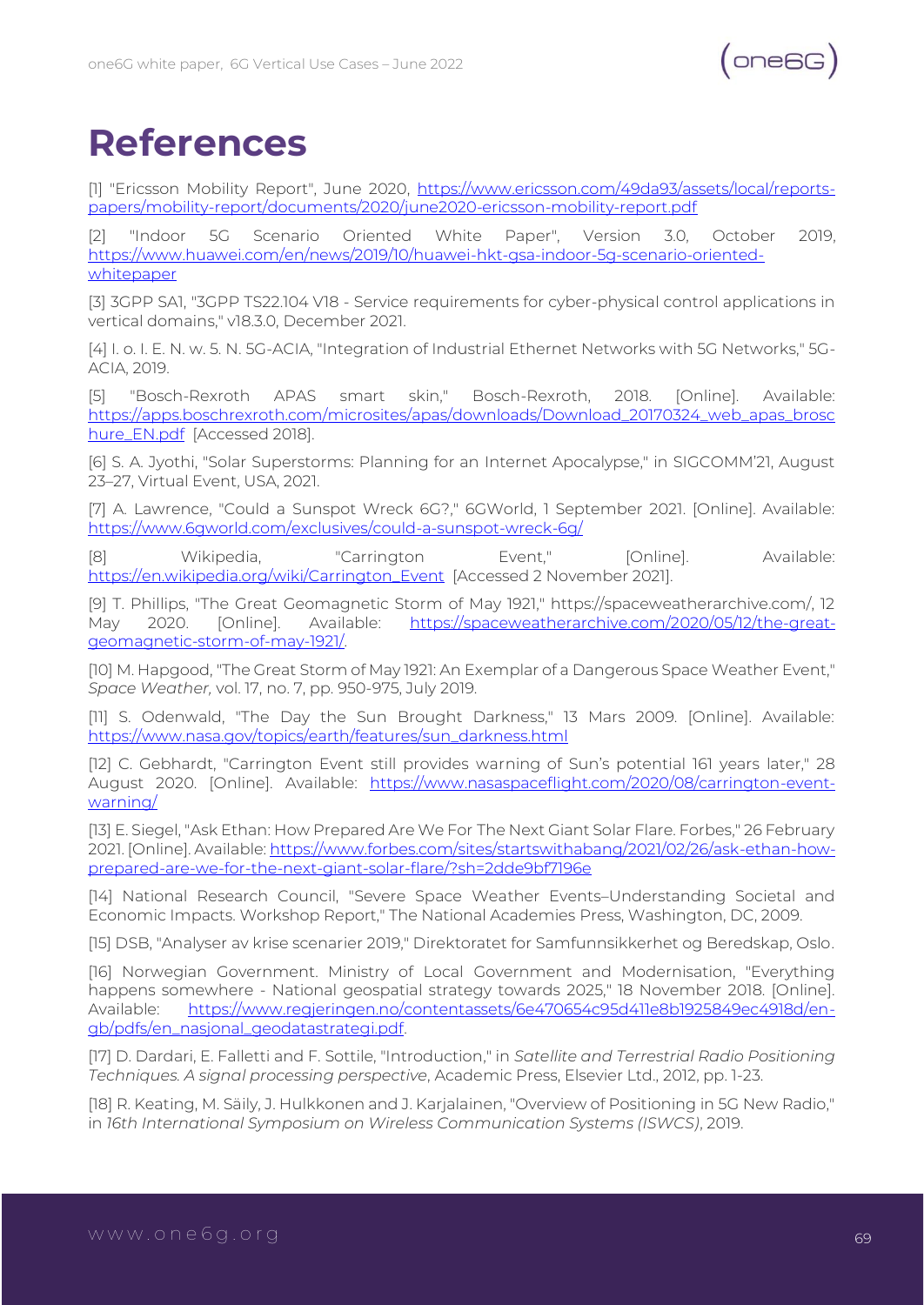# References

[1] "Ericsson Mobility Report", June 2020, https://www.ericsson.com/49da93/assets/local/reports-papers/mobility-report/documents/2020/june2020-ericsson-mobility-report.pdf

[2] "Indoor 5G Scenario Oriented White Paper", Version 3.0, October 2019, https://www.huawei.com/en/news/2019/10/huawei-hkt-gsa-indoor-5g-scenario-oriented-whitepaper

[3] 3GPP SA1, "3GPP TS22.104 V18 - Service requirements for cyber-physical control applications in vertical domains," v18.3.0, December 2021.

[4] I. o. I. E. N. w. 5. N. 5G-ACIA, "Integration of Industrial Ethernet Networks with 5G Networks," 5G-ACIA, 2019.

[5] "Bosch-Rexroth APAS smart skin," Bosch-Rexroth, 2018. [Online]. Available: https://apps.boschrexroth.com/microsites/apas/downloads/Download_20170324_web_apas_broschure_EN.pdf [Accessed 2018].

[6] S. A. Jyothi, "Solar Superstorms: Planning for an Internet Apocalypse," in SIGCOMM'21, August 23–27, Virtual Event, USA, 2021.

[7] A. Lawrence, "Could a Sunspot Wreck 6G?," 6GWorld, 1 September 2021. [Online]. Available: https://www.6gworld.com/exclusives/could-a-sunspot-wreck-6g/

[8] Wikipedia, "Carrington Event," [Online]. Available: https://en.wikipedia.org/wiki/Carrington_Event [Accessed 2 November 2021].

[9] T. Phillips, "The Great Geomagnetic Storm of May 1921," https://spaceweatherarchive.com/, 12 May 2020. [Online]. Available: https://spaceweatherarchive.com/2020/05/12/the-great-geomagnetic-storm-of-may-1921/.

[10] M. Hapgood, "The Great Storm of May 1921: An Exemplar of a Dangerous Space Weather Event," *Space Weather,* vol. 17, no. 7, pp. 950-975, July 2019.

[11] S. Odenwald, "The Day the Sun Brought Darkness," 13 Mars 2009. [Online]. Available: https://www.nasa.gov/topics/earth/features/sun_darkness.html

[12] C. Gebhardt, "Carrington Event still provides warning of Sun's potential 161 years later," 28 August 2020. [Online]. Available: https://www.nasaspaceflight.com/2020/08/carrington-event-warning/

[13] E. Siegel, "Ask Ethan: How Prepared Are We For The Next Giant Solar Flare. Forbes," 26 February 2021. [Online]. Available: https://www.forbes.com/sites/startswithabang/2021/02/26/ask-ethan-how-prepared-are-we-for-the-next-giant-solar-flare/?sh=2dde9bf7196e

[14] National Research Council, "Severe Space Weather Events–Understanding Societal and Economic Impacts. Workshop Report," The National Academies Press, Washington, DC, 2009.

[15] DSB, "Analyser av krise scenarier 2019," Direktoratet for Samfunnsikkerhet og Beredskap, Oslo.

[16] Norwegian Government. Ministry of Local Government and Modernisation, "Everything happens somewhere - National geospatial strategy towards 2025," 18 November 2018. [Online]. Available: https://www.regjeringen.no/contentassets/6e470654c95d411e8b1925849ec4918d/en-gb/pdfs/en_nasjonal_geodatastrategi.pdf.

[17] D. Dardari, E. Falletti and F. Sottile, "Introduction," in *Satellite and Terrestrial Radio Positioning Techniques. A signal processing perspective*, Academic Press, Elsevier Ltd., 2012, pp. 1-23.

[18] R. Keating, M. Säily, J. Hulkkonen and J. Karjalainen, "Overview of Positioning in 5G New Radio," in *16th International Symposium on Wireless Communication Systems (ISWCS)*, 2019.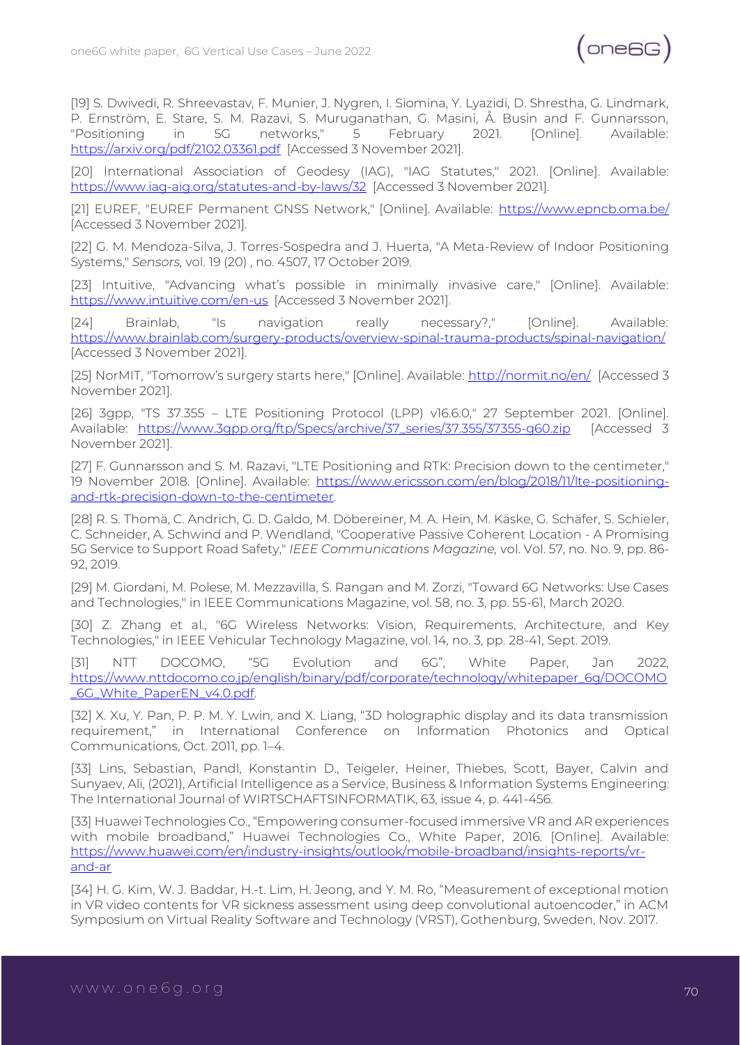[19] S. Dwivedi, R. Shreevastav, F. Munier, J. Nygren, I. Siomina, Y. Lyazidi, D. Shrestha, G. Lindmark, P. Ernström, E. Stare, S. M. Razavi, S. Muruganathan, G. Masini, Å. Busin and F. Gunnarsson, "Positioning in 5G networks," 5 February 2021. [Online]. Available: https://arxiv.org/pdf/2102.03361.pdf [Accessed 3 November 2021].

[20] International Association of Geodesy (IAG), "IAG Statutes," 2021. [Online]. Available: https://www.iag-aig.org/statutes-and-by-laws/32 [Accessed 3 November 2021].

[21] EUREF, "EUREF Permanent GNSS Network," [Online]. Available: https://www.epncb.oma.be/ [Accessed 3 November 2021].

[22] G. M. Mendoza-Silva, J. Torres-Sospedra and J. Huerta, "A Meta-Review of Indoor Positioning Systems," *Sensors,* vol. 19 (20) , no. 4507, 17 October 2019.

[23] Intuitive, "Advancing what's possible in minimally invasive care," [Online]. Available: https://www.intuitive.com/en-us [Accessed 3 November 2021].

[24] Brainlab, "Is navigation really necessary?," [Online]. Available: https://www.brainlab.com/surgery-products/overview-spinal-trauma-products/spinal-navigation/ [Accessed 3 November 2021].

[25] NorMIT, "Tomorrow's surgery starts here," [Online]. Available: http://normit.no/en/ [Accessed 3 November 2021].

[26] 3gpp, "TS 37.355 – LTE Positioning Protocol (LPP) v16.6.0," 27 September 2021. [Online]. Available: https://www.3gpp.org/ftp/Specs/archive/37_series/37.355/37355-g60.zip [Accessed 3 November 2021].

[27] F. Gunnarsson and S. M. Razavi, "LTE Positioning and RTK: Precision down to the centimeter," 19 November 2018. [Online]. Available: https://www.ericsson.com/en/blog/2018/11/lte-positioning-and-rtk-precision-down-to-the-centimeter.

[28] R. S. Thomä, C. Andrich, G. D. Galdo, M. Döbereiner, M. A. Hein, M. Käske, G. Schäfer, S. Schieler, C. Schneider, A. Schwind and P. Wendland, "Cooperative Passive Coherent Location - A Promising 5G Service to Support Road Safety," *IEEE Communications Magazine,* vol. Vol. 57, no. No. 9, pp. 86-92, 2019.

[29] M. Giordani, M. Polese, M. Mezzavilla, S. Rangan and M. Zorzi, "Toward 6G Networks: Use Cases and Technologies," in IEEE Communications Magazine, vol. 58, no. 3, pp. 55-61, March 2020.

[30] Z. Zhang et al., "6G Wireless Networks: Vision, Requirements, Architecture, and Key Technologies," in IEEE Vehicular Technology Magazine, vol. 14, no. 3, pp. 28-41, Sept. 2019.

[31] NTT DOCOMO, "5G Evolution and 6G", White Paper, Jan 2022, https://www.nttdocomo.co.jp/english/binary/pdf/corporate/technology/whitepaper_6g/DOCOMO_6G_White_PaperEN_v4.0.pdf.

[32] X. Xu, Y. Pan, P. P. M. Y. Lwin, and X. Liang, "3D holographic display and its data transmission requirement," in International Conference on Information Photonics and Optical Communications, Oct. 2011, pp. 1–4.

[33] Lins, Sebastian, Pandl, Konstantin D., Teigeler, Heiner, Thiebes, Scott, Bayer, Calvin and Sunyaev, Ali, (2021), Artificial Intelligence as a Service, Business & Information Systems Engineering: The International Journal of WIRTSCHAFTSINFORMATIK, 63, issue 4, p. 441-456.

[33] Huawei Technologies Co., "Empowering consumer-focused immersive VR and AR experiences with mobile broadband," Huawei Technologies Co., White Paper, 2016. [Online]. Available: https://www.huawei.com/en/industry-insights/outlook/mobile-broadband/insights-reports/vr-and-ar

[34] H. G. Kim, W. J. Baddar, H.-t. Lim, H. Jeong, and Y. M. Ro, "Measurement of exceptional motion in VR video contents for VR sickness assessment using deep convolutional autoencoder," in ACM Symposium on Virtual Reality Software and Technology (VRST), Gothenburg, Sweden, Nov. 2017.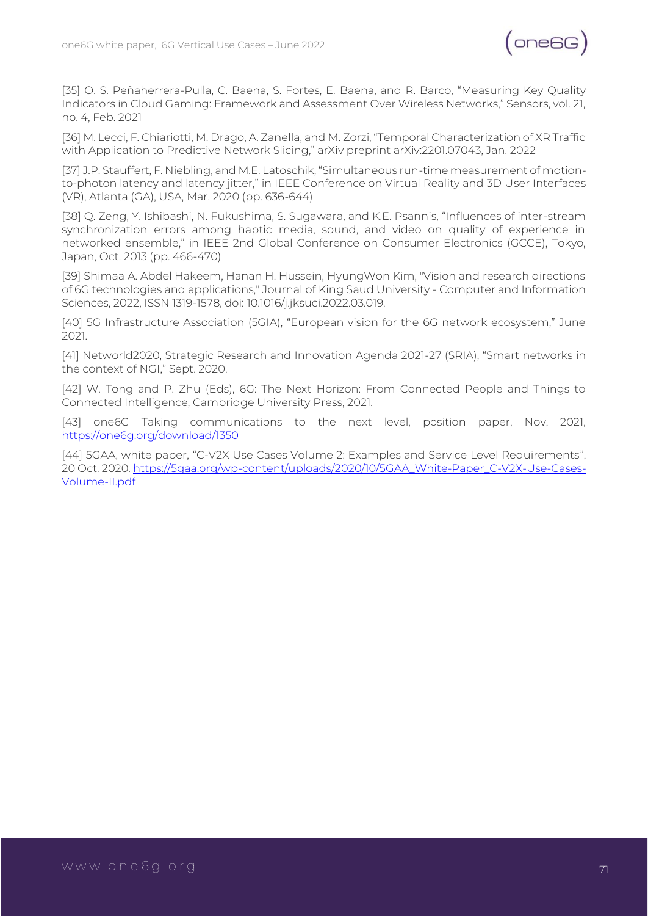[35] O. S. Peñaherrera-Pulla, C. Baena, S. Fortes, E. Baena, and R. Barco, "Measuring Key Quality Indicators in Cloud Gaming: Framework and Assessment Over Wireless Networks," Sensors, vol. 21, no. 4, Feb. 2021

[36] M. Lecci, F. Chiariotti, M. Drago, A. Zanella, and M. Zorzi, "Temporal Characterization of XR Traffic with Application to Predictive Network Slicing," arXiv preprint arXiv:2201.07043, Jan. 2022

[37] J.P. Stauffert, F. Niebling, and M.E. Latoschik, "Simultaneous run-time measurement of motion-to-photon latency and latency jitter," in IEEE Conference on Virtual Reality and 3D User Interfaces (VR), Atlanta (GA), USA, Mar. 2020 (pp. 636-644)

[38] Q. Zeng, Y. Ishibashi, N. Fukushima, S. Sugawara, and K.E. Psannis, "Influences of inter-stream synchronization errors among haptic media, sound, and video on quality of experience in networked ensemble," in IEEE 2nd Global Conference on Consumer Electronics (GCCE), Tokyo, Japan, Oct. 2013 (pp. 466-470)

[39] Shimaa A. Abdel Hakeem, Hanan H. Hussein, HyungWon Kim, "Vision and research directions of 6G technologies and applications," Journal of King Saud University - Computer and Information Sciences, 2022, ISSN 1319-1578, doi: 10.1016/j.jksuci.2022.03.019.

[40] 5G Infrastructure Association (5GIA), "European vision for the 6G network ecosystem," June 2021.

[41] Networld2020, Strategic Research and Innovation Agenda 2021-27 (SRIA), "Smart networks in the context of NGI," Sept. 2020.

[42] W. Tong and P. Zhu (Eds), 6G: The Next Horizon: From Connected People and Things to Connected Intelligence, Cambridge University Press, 2021.

[43] one6G Taking communications to the next level, position paper, Nov, 2021, https://one6g.org/download/1350

[44] 5GAA, white paper, "C-V2X Use Cases Volume 2: Examples and Service Level Requirements", 20 Oct. 2020. https://5gaa.org/wp-content/uploads/2020/10/5GAA_White-Paper_C-V2X-Use-Cases-Volume-II.pdf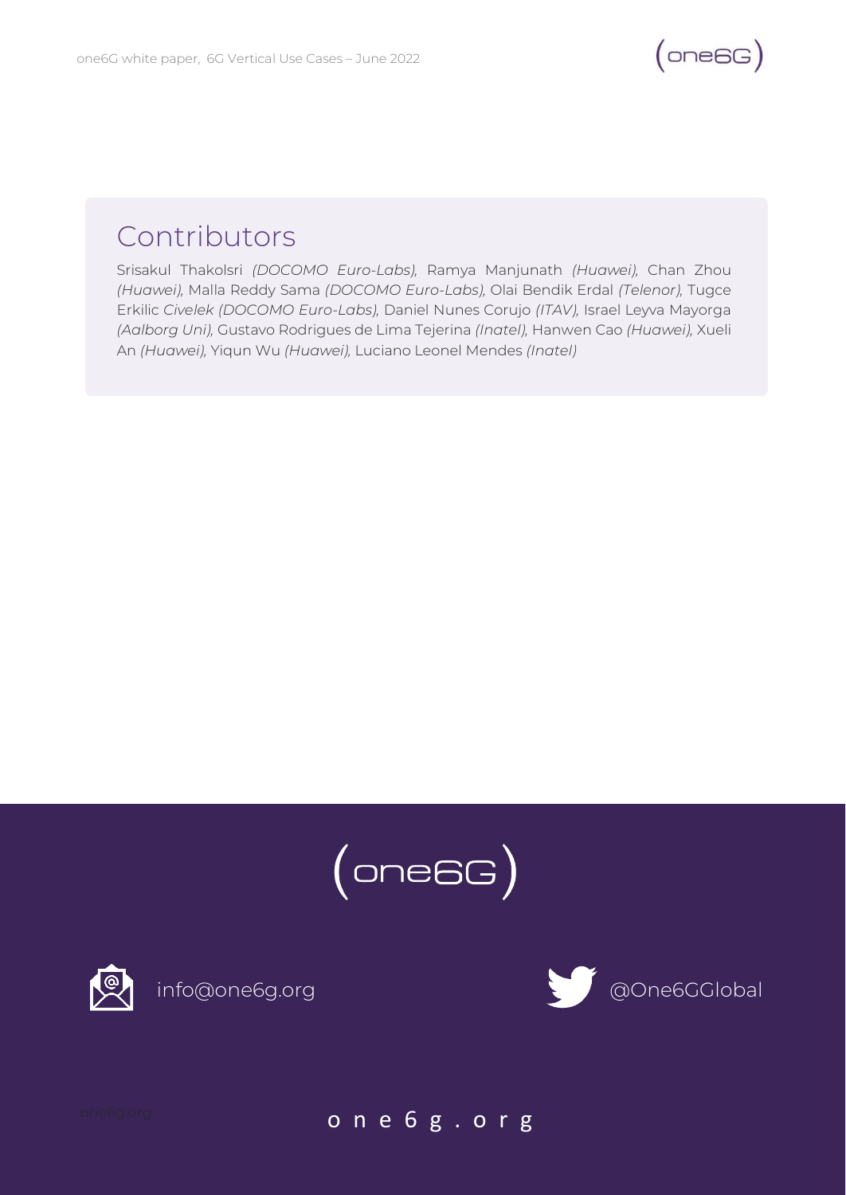## Contributors

Srisakul Thakolsri *(DOCOMO Euro-Labs)*, Ramya Manjunath *(Huawei)*, Chan Zhou *(Huawei)*, Malla Reddy Sama *(DOCOMO Euro-Labs)*, Olai Bendik Erdal *(Telenor)*, Tugce Erkilic *Civelek (DOCOMO Euro-Labs)*, Daniel Nunes Corujo *(ITAV)*, Israel Leyva Mayorga *(Aalborg Uni)*, Gustavo Rodrigues de Lima Tejerina *(Inatel)*, Hanwen Cao *(Huawei)*, Xueli An *(Huawei)*, Yiqun Wu *(Huawei)*, Luciano Leonel Mendes *(Inatel)*

(one6G)

info@one6g.org

@One6GGlobal

o n e 6 g . o r g